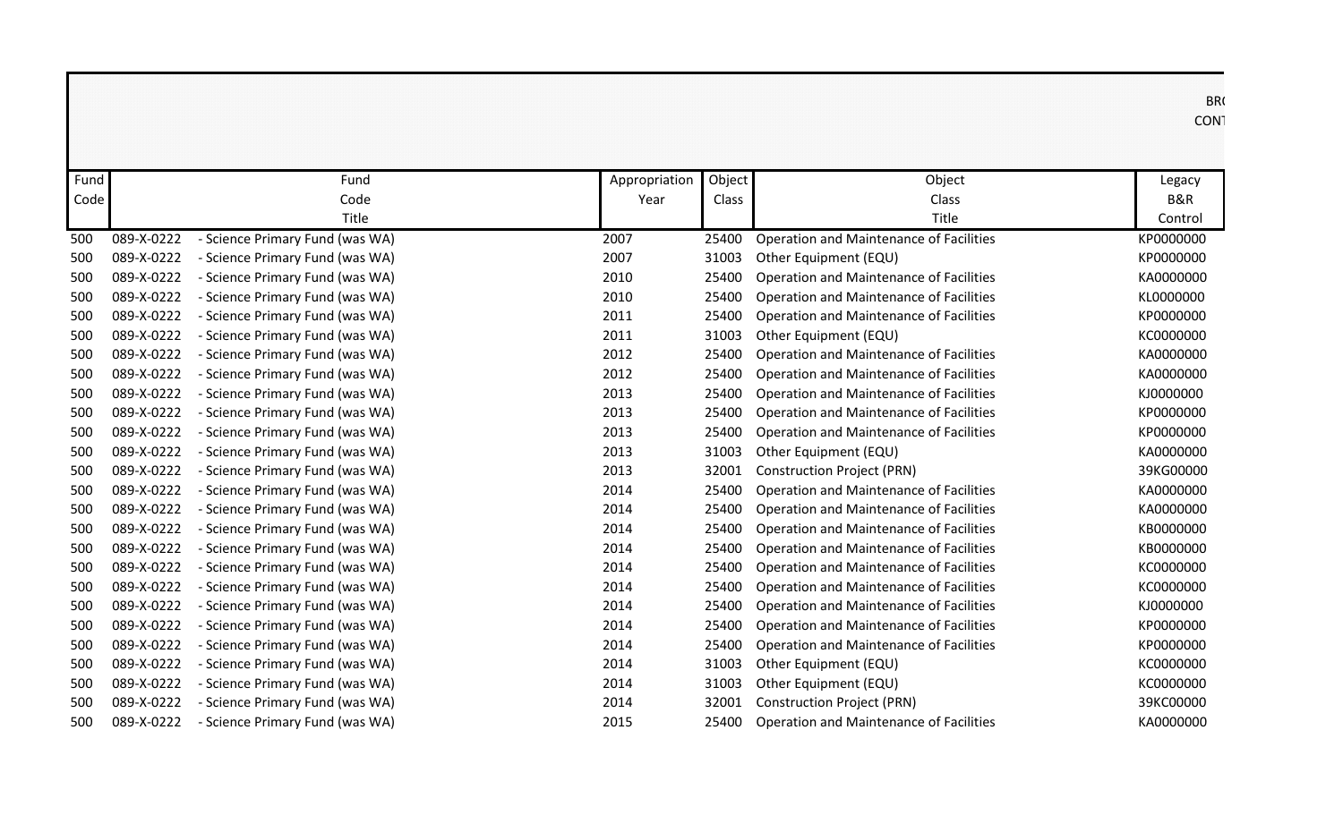BR(
CONT

| Fund Code | Fund Code Title | | Appropriation Year | Object Class | Object Class Title | Legacy B&R Control |
|---|---|---|---|---|---|---|
| 500 | 089-X-0222 | - Science Primary Fund (was WA) | 2007 | 25400 | Operation and Maintenance of Facilities | KP0000000 |
| 500 | 089-X-0222 | - Science Primary Fund (was WA) | 2007 | 31003 | Other Equipment (EQU) | KP0000000 |
| 500 | 089-X-0222 | - Science Primary Fund (was WA) | 2010 | 25400 | Operation and Maintenance of Facilities | KA0000000 |
| 500 | 089-X-0222 | - Science Primary Fund (was WA) | 2010 | 25400 | Operation and Maintenance of Facilities | KL0000000 |
| 500 | 089-X-0222 | - Science Primary Fund (was WA) | 2011 | 25400 | Operation and Maintenance of Facilities | KP0000000 |
| 500 | 089-X-0222 | - Science Primary Fund (was WA) | 2011 | 31003 | Other Equipment (EQU) | KC0000000 |
| 500 | 089-X-0222 | - Science Primary Fund (was WA) | 2012 | 25400 | Operation and Maintenance of Facilities | KA0000000 |
| 500 | 089-X-0222 | - Science Primary Fund (was WA) | 2012 | 25400 | Operation and Maintenance of Facilities | KA0000000 |
| 500 | 089-X-0222 | - Science Primary Fund (was WA) | 2013 | 25400 | Operation and Maintenance of Facilities | KJ0000000 |
| 500 | 089-X-0222 | - Science Primary Fund (was WA) | 2013 | 25400 | Operation and Maintenance of Facilities | KP0000000 |
| 500 | 089-X-0222 | - Science Primary Fund (was WA) | 2013 | 25400 | Operation and Maintenance of Facilities | KP0000000 |
| 500 | 089-X-0222 | - Science Primary Fund (was WA) | 2013 | 31003 | Other Equipment (EQU) | KA0000000 |
| 500 | 089-X-0222 | - Science Primary Fund (was WA) | 2013 | 32001 | Construction Project (PRN) | 39KG00000 |
| 500 | 089-X-0222 | - Science Primary Fund (was WA) | 2014 | 25400 | Operation and Maintenance of Facilities | KA0000000 |
| 500 | 089-X-0222 | - Science Primary Fund (was WA) | 2014 | 25400 | Operation and Maintenance of Facilities | KA0000000 |
| 500 | 089-X-0222 | - Science Primary Fund (was WA) | 2014 | 25400 | Operation and Maintenance of Facilities | KB0000000 |
| 500 | 089-X-0222 | - Science Primary Fund (was WA) | 2014 | 25400 | Operation and Maintenance of Facilities | KB0000000 |
| 500 | 089-X-0222 | - Science Primary Fund (was WA) | 2014 | 25400 | Operation and Maintenance of Facilities | KC0000000 |
| 500 | 089-X-0222 | - Science Primary Fund (was WA) | 2014 | 25400 | Operation and Maintenance of Facilities | KC0000000 |
| 500 | 089-X-0222 | - Science Primary Fund (was WA) | 2014 | 25400 | Operation and Maintenance of Facilities | KJ0000000 |
| 500 | 089-X-0222 | - Science Primary Fund (was WA) | 2014 | 25400 | Operation and Maintenance of Facilities | KP0000000 |
| 500 | 089-X-0222 | - Science Primary Fund (was WA) | 2014 | 25400 | Operation and Maintenance of Facilities | KP0000000 |
| 500 | 089-X-0222 | - Science Primary Fund (was WA) | 2014 | 31003 | Other Equipment (EQU) | KC0000000 |
| 500 | 089-X-0222 | - Science Primary Fund (was WA) | 2014 | 31003 | Other Equipment (EQU) | KC0000000 |
| 500 | 089-X-0222 | - Science Primary Fund (was WA) | 2014 | 32001 | Construction Project (PRN) | 39KC00000 |
| 500 | 089-X-0222 | - Science Primary Fund (was WA) | 2015 | 25400 | Operation and Maintenance of Facilities | KA0000000 |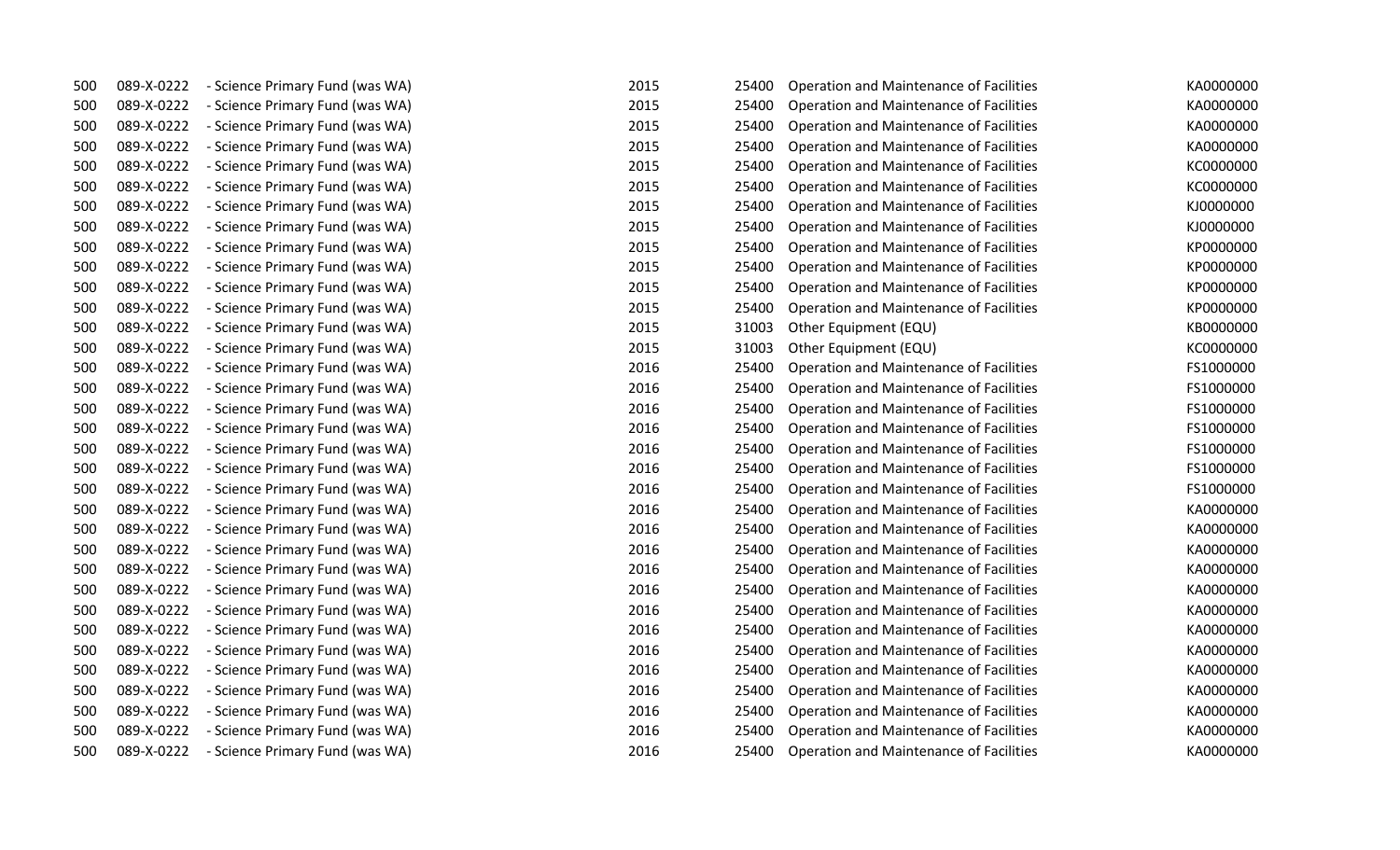| | | | | | | |
|---|---|---|---|---|---|---|
| 500 | 089-X-0222 | - Science Primary Fund (was WA) | 2015 | 25400 | Operation and Maintenance of Facilities | KA0000000 |
| 500 | 089-X-0222 | - Science Primary Fund (was WA) | 2015 | 25400 | Operation and Maintenance of Facilities | KA0000000 |
| 500 | 089-X-0222 | - Science Primary Fund (was WA) | 2015 | 25400 | Operation and Maintenance of Facilities | KA0000000 |
| 500 | 089-X-0222 | - Science Primary Fund (was WA) | 2015 | 25400 | Operation and Maintenance of Facilities | KA0000000 |
| 500 | 089-X-0222 | - Science Primary Fund (was WA) | 2015 | 25400 | Operation and Maintenance of Facilities | KC0000000 |
| 500 | 089-X-0222 | - Science Primary Fund (was WA) | 2015 | 25400 | Operation and Maintenance of Facilities | KC0000000 |
| 500 | 089-X-0222 | - Science Primary Fund (was WA) | 2015 | 25400 | Operation and Maintenance of Facilities | KJ0000000 |
| 500 | 089-X-0222 | - Science Primary Fund (was WA) | 2015 | 25400 | Operation and Maintenance of Facilities | KJ0000000 |
| 500 | 089-X-0222 | - Science Primary Fund (was WA) | 2015 | 25400 | Operation and Maintenance of Facilities | KP0000000 |
| 500 | 089-X-0222 | - Science Primary Fund (was WA) | 2015 | 25400 | Operation and Maintenance of Facilities | KP0000000 |
| 500 | 089-X-0222 | - Science Primary Fund (was WA) | 2015 | 25400 | Operation and Maintenance of Facilities | KP0000000 |
| 500 | 089-X-0222 | - Science Primary Fund (was WA) | 2015 | 25400 | Operation and Maintenance of Facilities | KP0000000 |
| 500 | 089-X-0222 | - Science Primary Fund (was WA) | 2015 | 31003 | Other Equipment (EQU) | KB0000000 |
| 500 | 089-X-0222 | - Science Primary Fund (was WA) | 2015 | 31003 | Other Equipment (EQU) | KC0000000 |
| 500 | 089-X-0222 | - Science Primary Fund (was WA) | 2016 | 25400 | Operation and Maintenance of Facilities | FS1000000 |
| 500 | 089-X-0222 | - Science Primary Fund (was WA) | 2016 | 25400 | Operation and Maintenance of Facilities | FS1000000 |
| 500 | 089-X-0222 | - Science Primary Fund (was WA) | 2016 | 25400 | Operation and Maintenance of Facilities | FS1000000 |
| 500 | 089-X-0222 | - Science Primary Fund (was WA) | 2016 | 25400 | Operation and Maintenance of Facilities | FS1000000 |
| 500 | 089-X-0222 | - Science Primary Fund (was WA) | 2016 | 25400 | Operation and Maintenance of Facilities | FS1000000 |
| 500 | 089-X-0222 | - Science Primary Fund (was WA) | 2016 | 25400 | Operation and Maintenance of Facilities | FS1000000 |
| 500 | 089-X-0222 | - Science Primary Fund (was WA) | 2016 | 25400 | Operation and Maintenance of Facilities | FS1000000 |
| 500 | 089-X-0222 | - Science Primary Fund (was WA) | 2016 | 25400 | Operation and Maintenance of Facilities | KA0000000 |
| 500 | 089-X-0222 | - Science Primary Fund (was WA) | 2016 | 25400 | Operation and Maintenance of Facilities | KA0000000 |
| 500 | 089-X-0222 | - Science Primary Fund (was WA) | 2016 | 25400 | Operation and Maintenance of Facilities | KA0000000 |
| 500 | 089-X-0222 | - Science Primary Fund (was WA) | 2016 | 25400 | Operation and Maintenance of Facilities | KA0000000 |
| 500 | 089-X-0222 | - Science Primary Fund (was WA) | 2016 | 25400 | Operation and Maintenance of Facilities | KA0000000 |
| 500 | 089-X-0222 | - Science Primary Fund (was WA) | 2016 | 25400 | Operation and Maintenance of Facilities | KA0000000 |
| 500 | 089-X-0222 | - Science Primary Fund (was WA) | 2016 | 25400 | Operation and Maintenance of Facilities | KA0000000 |
| 500 | 089-X-0222 | - Science Primary Fund (was WA) | 2016 | 25400 | Operation and Maintenance of Facilities | KA0000000 |
| 500 | 089-X-0222 | - Science Primary Fund (was WA) | 2016 | 25400 | Operation and Maintenance of Facilities | KA0000000 |
| 500 | 089-X-0222 | - Science Primary Fund (was WA) | 2016 | 25400 | Operation and Maintenance of Facilities | KA0000000 |
| 500 | 089-X-0222 | - Science Primary Fund (was WA) | 2016 | 25400 | Operation and Maintenance of Facilities | KA0000000 |
| 500 | 089-X-0222 | - Science Primary Fund (was WA) | 2016 | 25400 | Operation and Maintenance of Facilities | KA0000000 |
| 500 | 089-X-0222 | - Science Primary Fund (was WA) | 2016 | 25400 | Operation and Maintenance of Facilities | KA0000000 |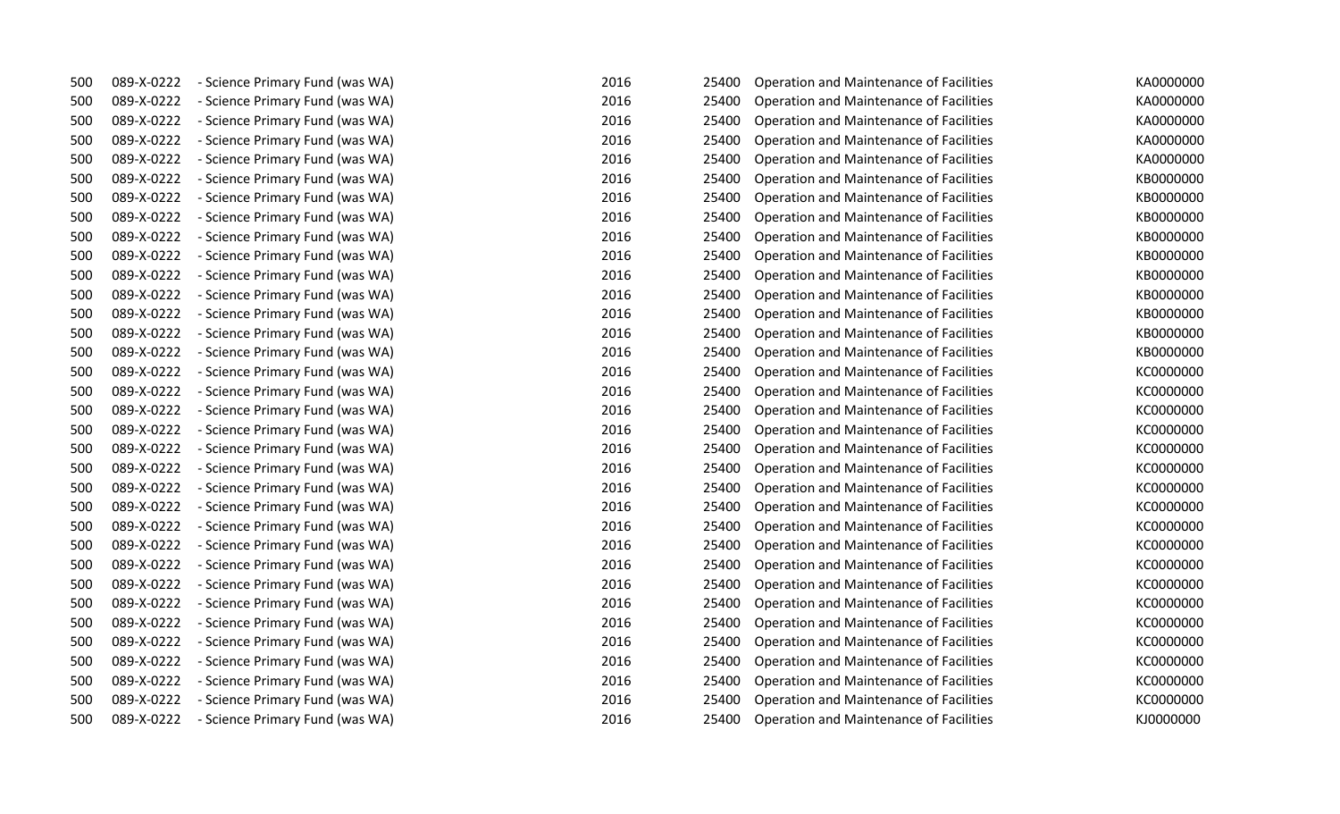| | | | | | | |
|---|---|---|---|---|---|---|
| 500 | 089-X-0222 | - Science Primary Fund (was WA) | 2016 | 25400 | Operation and Maintenance of Facilities | KA0000000 |
| 500 | 089-X-0222 | - Science Primary Fund (was WA) | 2016 | 25400 | Operation and Maintenance of Facilities | KA0000000 |
| 500 | 089-X-0222 | - Science Primary Fund (was WA) | 2016 | 25400 | Operation and Maintenance of Facilities | KA0000000 |
| 500 | 089-X-0222 | - Science Primary Fund (was WA) | 2016 | 25400 | Operation and Maintenance of Facilities | KA0000000 |
| 500 | 089-X-0222 | - Science Primary Fund (was WA) | 2016 | 25400 | Operation and Maintenance of Facilities | KA0000000 |
| 500 | 089-X-0222 | - Science Primary Fund (was WA) | 2016 | 25400 | Operation and Maintenance of Facilities | KB0000000 |
| 500 | 089-X-0222 | - Science Primary Fund (was WA) | 2016 | 25400 | Operation and Maintenance of Facilities | KB0000000 |
| 500 | 089-X-0222 | - Science Primary Fund (was WA) | 2016 | 25400 | Operation and Maintenance of Facilities | KB0000000 |
| 500 | 089-X-0222 | - Science Primary Fund (was WA) | 2016 | 25400 | Operation and Maintenance of Facilities | KB0000000 |
| 500 | 089-X-0222 | - Science Primary Fund (was WA) | 2016 | 25400 | Operation and Maintenance of Facilities | KB0000000 |
| 500 | 089-X-0222 | - Science Primary Fund (was WA) | 2016 | 25400 | Operation and Maintenance of Facilities | KB0000000 |
| 500 | 089-X-0222 | - Science Primary Fund (was WA) | 2016 | 25400 | Operation and Maintenance of Facilities | KB0000000 |
| 500 | 089-X-0222 | - Science Primary Fund (was WA) | 2016 | 25400 | Operation and Maintenance of Facilities | KB0000000 |
| 500 | 089-X-0222 | - Science Primary Fund (was WA) | 2016 | 25400 | Operation and Maintenance of Facilities | KB0000000 |
| 500 | 089-X-0222 | - Science Primary Fund (was WA) | 2016 | 25400 | Operation and Maintenance of Facilities | KB0000000 |
| 500 | 089-X-0222 | - Science Primary Fund (was WA) | 2016 | 25400 | Operation and Maintenance of Facilities | KC0000000 |
| 500 | 089-X-0222 | - Science Primary Fund (was WA) | 2016 | 25400 | Operation and Maintenance of Facilities | KC0000000 |
| 500 | 089-X-0222 | - Science Primary Fund (was WA) | 2016 | 25400 | Operation and Maintenance of Facilities | KC0000000 |
| 500 | 089-X-0222 | - Science Primary Fund (was WA) | 2016 | 25400 | Operation and Maintenance of Facilities | KC0000000 |
| 500 | 089-X-0222 | - Science Primary Fund (was WA) | 2016 | 25400 | Operation and Maintenance of Facilities | KC0000000 |
| 500 | 089-X-0222 | - Science Primary Fund (was WA) | 2016 | 25400 | Operation and Maintenance of Facilities | KC0000000 |
| 500 | 089-X-0222 | - Science Primary Fund (was WA) | 2016 | 25400 | Operation and Maintenance of Facilities | KC0000000 |
| 500 | 089-X-0222 | - Science Primary Fund (was WA) | 2016 | 25400 | Operation and Maintenance of Facilities | KC0000000 |
| 500 | 089-X-0222 | - Science Primary Fund (was WA) | 2016 | 25400 | Operation and Maintenance of Facilities | KC0000000 |
| 500 | 089-X-0222 | - Science Primary Fund (was WA) | 2016 | 25400 | Operation and Maintenance of Facilities | KC0000000 |
| 500 | 089-X-0222 | - Science Primary Fund (was WA) | 2016 | 25400 | Operation and Maintenance of Facilities | KC0000000 |
| 500 | 089-X-0222 | - Science Primary Fund (was WA) | 2016 | 25400 | Operation and Maintenance of Facilities | KC0000000 |
| 500 | 089-X-0222 | - Science Primary Fund (was WA) | 2016 | 25400 | Operation and Maintenance of Facilities | KC0000000 |
| 500 | 089-X-0222 | - Science Primary Fund (was WA) | 2016 | 25400 | Operation and Maintenance of Facilities | KC0000000 |
| 500 | 089-X-0222 | - Science Primary Fund (was WA) | 2016 | 25400 | Operation and Maintenance of Facilities | KC0000000 |
| 500 | 089-X-0222 | - Science Primary Fund (was WA) | 2016 | 25400 | Operation and Maintenance of Facilities | KC0000000 |
| 500 | 089-X-0222 | - Science Primary Fund (was WA) | 2016 | 25400 | Operation and Maintenance of Facilities | KC0000000 |
| 500 | 089-X-0222 | - Science Primary Fund (was WA) | 2016 | 25400 | Operation and Maintenance of Facilities | KJ0000000 |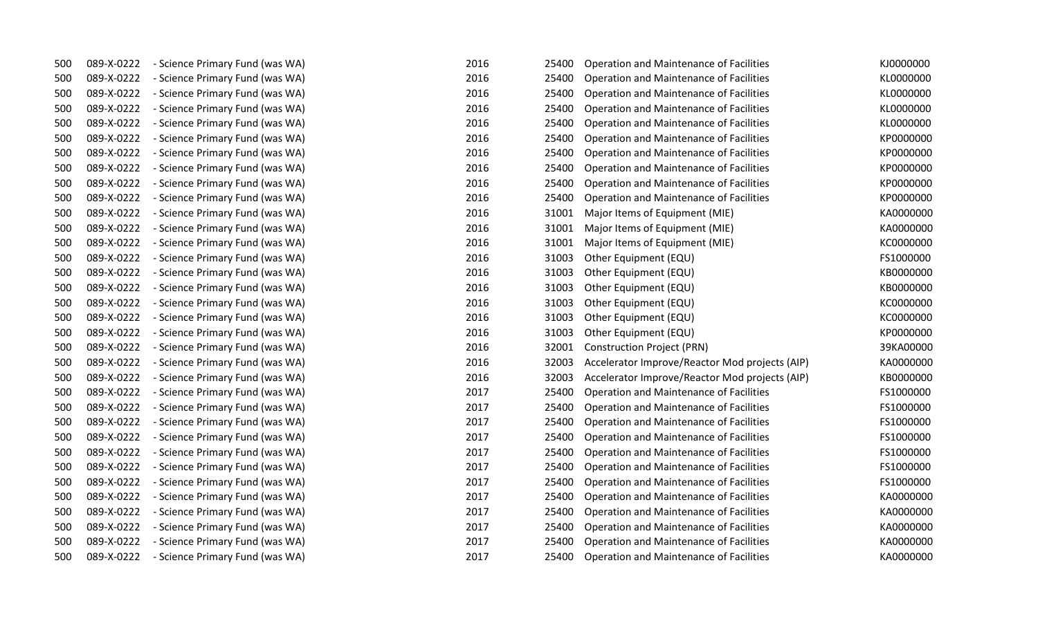| | | | | | | |
|---|---|---|---|---|---|---|
| 500 | 089-X-0222 | - Science Primary Fund (was WA) | 2016 | 25400 | Operation and Maintenance of Facilities | KJ0000000 |
| 500 | 089-X-0222 | - Science Primary Fund (was WA) | 2016 | 25400 | Operation and Maintenance of Facilities | KL0000000 |
| 500 | 089-X-0222 | - Science Primary Fund (was WA) | 2016 | 25400 | Operation and Maintenance of Facilities | KL0000000 |
| 500 | 089-X-0222 | - Science Primary Fund (was WA) | 2016 | 25400 | Operation and Maintenance of Facilities | KL0000000 |
| 500 | 089-X-0222 | - Science Primary Fund (was WA) | 2016 | 25400 | Operation and Maintenance of Facilities | KL0000000 |
| 500 | 089-X-0222 | - Science Primary Fund (was WA) | 2016 | 25400 | Operation and Maintenance of Facilities | KP0000000 |
| 500 | 089-X-0222 | - Science Primary Fund (was WA) | 2016 | 25400 | Operation and Maintenance of Facilities | KP0000000 |
| 500 | 089-X-0222 | - Science Primary Fund (was WA) | 2016 | 25400 | Operation and Maintenance of Facilities | KP0000000 |
| 500 | 089-X-0222 | - Science Primary Fund (was WA) | 2016 | 25400 | Operation and Maintenance of Facilities | KP0000000 |
| 500 | 089-X-0222 | - Science Primary Fund (was WA) | 2016 | 25400 | Operation and Maintenance of Facilities | KP0000000 |
| 500 | 089-X-0222 | - Science Primary Fund (was WA) | 2016 | 31001 | Major Items of Equipment (MIE) | KA0000000 |
| 500 | 089-X-0222 | - Science Primary Fund (was WA) | 2016 | 31001 | Major Items of Equipment (MIE) | KA0000000 |
| 500 | 089-X-0222 | - Science Primary Fund (was WA) | 2016 | 31001 | Major Items of Equipment (MIE) | KC0000000 |
| 500 | 089-X-0222 | - Science Primary Fund (was WA) | 2016 | 31003 | Other Equipment (EQU) | FS1000000 |
| 500 | 089-X-0222 | - Science Primary Fund (was WA) | 2016 | 31003 | Other Equipment (EQU) | KB0000000 |
| 500 | 089-X-0222 | - Science Primary Fund (was WA) | 2016 | 31003 | Other Equipment (EQU) | KB0000000 |
| 500 | 089-X-0222 | - Science Primary Fund (was WA) | 2016 | 31003 | Other Equipment (EQU) | KC0000000 |
| 500 | 089-X-0222 | - Science Primary Fund (was WA) | 2016 | 31003 | Other Equipment (EQU) | KC0000000 |
| 500 | 089-X-0222 | - Science Primary Fund (was WA) | 2016 | 31003 | Other Equipment (EQU) | KP0000000 |
| 500 | 089-X-0222 | - Science Primary Fund (was WA) | 2016 | 32001 | Construction Project (PRN) | 39KA00000 |
| 500 | 089-X-0222 | - Science Primary Fund (was WA) | 2016 | 32003 | Accelerator Improve/Reactor Mod projects (AIP) | KA0000000 |
| 500 | 089-X-0222 | - Science Primary Fund (was WA) | 2016 | 32003 | Accelerator Improve/Reactor Mod projects (AIP) | KB0000000 |
| 500 | 089-X-0222 | - Science Primary Fund (was WA) | 2017 | 25400 | Operation and Maintenance of Facilities | FS1000000 |
| 500 | 089-X-0222 | - Science Primary Fund (was WA) | 2017 | 25400 | Operation and Maintenance of Facilities | FS1000000 |
| 500 | 089-X-0222 | - Science Primary Fund (was WA) | 2017 | 25400 | Operation and Maintenance of Facilities | FS1000000 |
| 500 | 089-X-0222 | - Science Primary Fund (was WA) | 2017 | 25400 | Operation and Maintenance of Facilities | FS1000000 |
| 500 | 089-X-0222 | - Science Primary Fund (was WA) | 2017 | 25400 | Operation and Maintenance of Facilities | FS1000000 |
| 500 | 089-X-0222 | - Science Primary Fund (was WA) | 2017 | 25400 | Operation and Maintenance of Facilities | FS1000000 |
| 500 | 089-X-0222 | - Science Primary Fund (was WA) | 2017 | 25400 | Operation and Maintenance of Facilities | FS1000000 |
| 500 | 089-X-0222 | - Science Primary Fund (was WA) | 2017 | 25400 | Operation and Maintenance of Facilities | KA0000000 |
| 500 | 089-X-0222 | - Science Primary Fund (was WA) | 2017 | 25400 | Operation and Maintenance of Facilities | KA0000000 |
| 500 | 089-X-0222 | - Science Primary Fund (was WA) | 2017 | 25400 | Operation and Maintenance of Facilities | KA0000000 |
| 500 | 089-X-0222 | - Science Primary Fund (was WA) | 2017 | 25400 | Operation and Maintenance of Facilities | KA0000000 |
| 500 | 089-X-0222 | - Science Primary Fund (was WA) | 2017 | 25400 | Operation and Maintenance of Facilities | KA0000000 |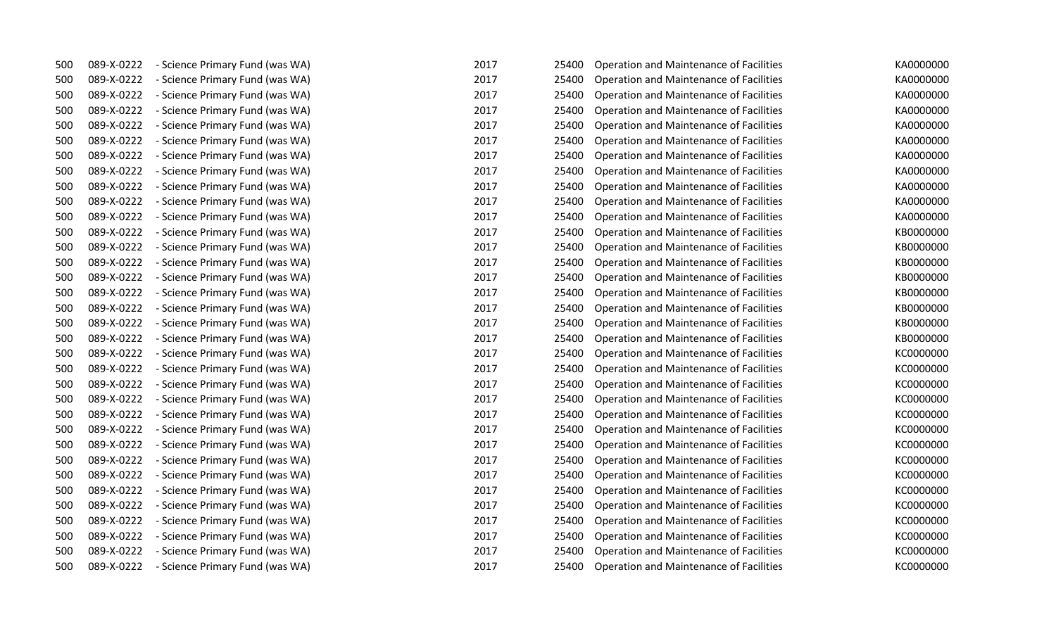| | | | | | | |
|---|---|---|---|---|---|---|
| 500 | 089-X-0222 | - Science Primary Fund (was WA) | 2017 | 25400 | Operation and Maintenance of Facilities | KA0000000 |
| 500 | 089-X-0222 | - Science Primary Fund (was WA) | 2017 | 25400 | Operation and Maintenance of Facilities | KA0000000 |
| 500 | 089-X-0222 | - Science Primary Fund (was WA) | 2017 | 25400 | Operation and Maintenance of Facilities | KA0000000 |
| 500 | 089-X-0222 | - Science Primary Fund (was WA) | 2017 | 25400 | Operation and Maintenance of Facilities | KA0000000 |
| 500 | 089-X-0222 | - Science Primary Fund (was WA) | 2017 | 25400 | Operation and Maintenance of Facilities | KA0000000 |
| 500 | 089-X-0222 | - Science Primary Fund (was WA) | 2017 | 25400 | Operation and Maintenance of Facilities | KA0000000 |
| 500 | 089-X-0222 | - Science Primary Fund (was WA) | 2017 | 25400 | Operation and Maintenance of Facilities | KA0000000 |
| 500 | 089-X-0222 | - Science Primary Fund (was WA) | 2017 | 25400 | Operation and Maintenance of Facilities | KA0000000 |
| 500 | 089-X-0222 | - Science Primary Fund (was WA) | 2017 | 25400 | Operation and Maintenance of Facilities | KA0000000 |
| 500 | 089-X-0222 | - Science Primary Fund (was WA) | 2017 | 25400 | Operation and Maintenance of Facilities | KA0000000 |
| 500 | 089-X-0222 | - Science Primary Fund (was WA) | 2017 | 25400 | Operation and Maintenance of Facilities | KA0000000 |
| 500 | 089-X-0222 | - Science Primary Fund (was WA) | 2017 | 25400 | Operation and Maintenance of Facilities | KB0000000 |
| 500 | 089-X-0222 | - Science Primary Fund (was WA) | 2017 | 25400 | Operation and Maintenance of Facilities | KB0000000 |
| 500 | 089-X-0222 | - Science Primary Fund (was WA) | 2017 | 25400 | Operation and Maintenance of Facilities | KB0000000 |
| 500 | 089-X-0222 | - Science Primary Fund (was WA) | 2017 | 25400 | Operation and Maintenance of Facilities | KB0000000 |
| 500 | 089-X-0222 | - Science Primary Fund (was WA) | 2017 | 25400 | Operation and Maintenance of Facilities | KB0000000 |
| 500 | 089-X-0222 | - Science Primary Fund (was WA) | 2017 | 25400 | Operation and Maintenance of Facilities | KB0000000 |
| 500 | 089-X-0222 | - Science Primary Fund (was WA) | 2017 | 25400 | Operation and Maintenance of Facilities | KB0000000 |
| 500 | 089-X-0222 | - Science Primary Fund (was WA) | 2017 | 25400 | Operation and Maintenance of Facilities | KB0000000 |
| 500 | 089-X-0222 | - Science Primary Fund (was WA) | 2017 | 25400 | Operation and Maintenance of Facilities | KC0000000 |
| 500 | 089-X-0222 | - Science Primary Fund (was WA) | 2017 | 25400 | Operation and Maintenance of Facilities | KC0000000 |
| 500 | 089-X-0222 | - Science Primary Fund (was WA) | 2017 | 25400 | Operation and Maintenance of Facilities | KC0000000 |
| 500 | 089-X-0222 | - Science Primary Fund (was WA) | 2017 | 25400 | Operation and Maintenance of Facilities | KC0000000 |
| 500 | 089-X-0222 | - Science Primary Fund (was WA) | 2017 | 25400 | Operation and Maintenance of Facilities | KC0000000 |
| 500 | 089-X-0222 | - Science Primary Fund (was WA) | 2017 | 25400 | Operation and Maintenance of Facilities | KC0000000 |
| 500 | 089-X-0222 | - Science Primary Fund (was WA) | 2017 | 25400 | Operation and Maintenance of Facilities | KC0000000 |
| 500 | 089-X-0222 | - Science Primary Fund (was WA) | 2017 | 25400 | Operation and Maintenance of Facilities | KC0000000 |
| 500 | 089-X-0222 | - Science Primary Fund (was WA) | 2017 | 25400 | Operation and Maintenance of Facilities | KC0000000 |
| 500 | 089-X-0222 | - Science Primary Fund (was WA) | 2017 | 25400 | Operation and Maintenance of Facilities | KC0000000 |
| 500 | 089-X-0222 | - Science Primary Fund (was WA) | 2017 | 25400 | Operation and Maintenance of Facilities | KC0000000 |
| 500 | 089-X-0222 | - Science Primary Fund (was WA) | 2017 | 25400 | Operation and Maintenance of Facilities | KC0000000 |
| 500 | 089-X-0222 | - Science Primary Fund (was WA) | 2017 | 25400 | Operation and Maintenance of Facilities | KC0000000 |
| 500 | 089-X-0222 | - Science Primary Fund (was WA) | 2017 | 25400 | Operation and Maintenance of Facilities | KC0000000 |
| 500 | 089-X-0222 | - Science Primary Fund (was WA) | 2017 | 25400 | Operation and Maintenance of Facilities | KC0000000 |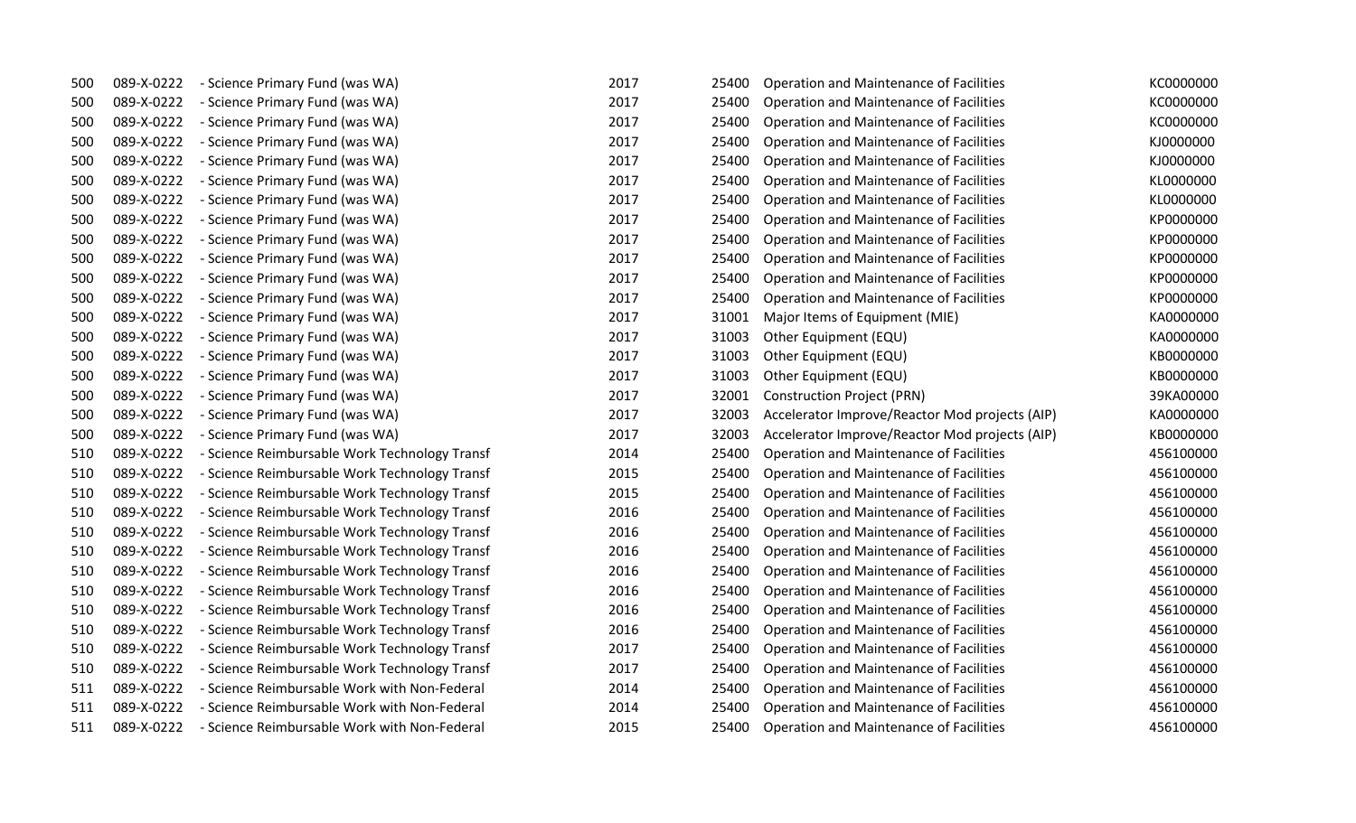| | | | | | | |
|---|---|---|---|---|---|---|
| 500 | 089-X-0222 | - Science Primary Fund (was WA) | 2017 | 25400 | Operation and Maintenance of Facilities | KC0000000 |
| 500 | 089-X-0222 | - Science Primary Fund (was WA) | 2017 | 25400 | Operation and Maintenance of Facilities | KC0000000 |
| 500 | 089-X-0222 | - Science Primary Fund (was WA) | 2017 | 25400 | Operation and Maintenance of Facilities | KC0000000 |
| 500 | 089-X-0222 | - Science Primary Fund (was WA) | 2017 | 25400 | Operation and Maintenance of Facilities | KJ0000000 |
| 500 | 089-X-0222 | - Science Primary Fund (was WA) | 2017 | 25400 | Operation and Maintenance of Facilities | KJ0000000 |
| 500 | 089-X-0222 | - Science Primary Fund (was WA) | 2017 | 25400 | Operation and Maintenance of Facilities | KL0000000 |
| 500 | 089-X-0222 | - Science Primary Fund (was WA) | 2017 | 25400 | Operation and Maintenance of Facilities | KL0000000 |
| 500 | 089-X-0222 | - Science Primary Fund (was WA) | 2017 | 25400 | Operation and Maintenance of Facilities | KP0000000 |
| 500 | 089-X-0222 | - Science Primary Fund (was WA) | 2017 | 25400 | Operation and Maintenance of Facilities | KP0000000 |
| 500 | 089-X-0222 | - Science Primary Fund (was WA) | 2017 | 25400 | Operation and Maintenance of Facilities | KP0000000 |
| 500 | 089-X-0222 | - Science Primary Fund (was WA) | 2017 | 25400 | Operation and Maintenance of Facilities | KP0000000 |
| 500 | 089-X-0222 | - Science Primary Fund (was WA) | 2017 | 25400 | Operation and Maintenance of Facilities | KP0000000 |
| 500 | 089-X-0222 | - Science Primary Fund (was WA) | 2017 | 31001 | Major Items of Equipment (MIE) | KA0000000 |
| 500 | 089-X-0222 | - Science Primary Fund (was WA) | 2017 | 31003 | Other Equipment (EQU) | KA0000000 |
| 500 | 089-X-0222 | - Science Primary Fund (was WA) | 2017 | 31003 | Other Equipment (EQU) | KB0000000 |
| 500 | 089-X-0222 | - Science Primary Fund (was WA) | 2017 | 31003 | Other Equipment (EQU) | KB0000000 |
| 500 | 089-X-0222 | - Science Primary Fund (was WA) | 2017 | 32001 | Construction Project (PRN) | 39KA00000 |
| 500 | 089-X-0222 | - Science Primary Fund (was WA) | 2017 | 32003 | Accelerator Improve/Reactor Mod projects (AIP) | KA0000000 |
| 500 | 089-X-0222 | - Science Primary Fund (was WA) | 2017 | 32003 | Accelerator Improve/Reactor Mod projects (AIP) | KB0000000 |
| 510 | 089-X-0222 | - Science Reimbursable Work Technology Transf | 2014 | 25400 | Operation and Maintenance of Facilities | 456100000 |
| 510 | 089-X-0222 | - Science Reimbursable Work Technology Transf | 2015 | 25400 | Operation and Maintenance of Facilities | 456100000 |
| 510 | 089-X-0222 | - Science Reimbursable Work Technology Transf | 2015 | 25400 | Operation and Maintenance of Facilities | 456100000 |
| 510 | 089-X-0222 | - Science Reimbursable Work Technology Transf | 2016 | 25400 | Operation and Maintenance of Facilities | 456100000 |
| 510 | 089-X-0222 | - Science Reimbursable Work Technology Transf | 2016 | 25400 | Operation and Maintenance of Facilities | 456100000 |
| 510 | 089-X-0222 | - Science Reimbursable Work Technology Transf | 2016 | 25400 | Operation and Maintenance of Facilities | 456100000 |
| 510 | 089-X-0222 | - Science Reimbursable Work Technology Transf | 2016 | 25400 | Operation and Maintenance of Facilities | 456100000 |
| 510 | 089-X-0222 | - Science Reimbursable Work Technology Transf | 2016 | 25400 | Operation and Maintenance of Facilities | 456100000 |
| 510 | 089-X-0222 | - Science Reimbursable Work Technology Transf | 2016 | 25400 | Operation and Maintenance of Facilities | 456100000 |
| 510 | 089-X-0222 | - Science Reimbursable Work Technology Transf | 2016 | 25400 | Operation and Maintenance of Facilities | 456100000 |
| 510 | 089-X-0222 | - Science Reimbursable Work Technology Transf | 2017 | 25400 | Operation and Maintenance of Facilities | 456100000 |
| 510 | 089-X-0222 | - Science Reimbursable Work Technology Transf | 2017 | 25400 | Operation and Maintenance of Facilities | 456100000 |
| 511 | 089-X-0222 | - Science Reimbursable Work with Non-Federal | 2014 | 25400 | Operation and Maintenance of Facilities | 456100000 |
| 511 | 089-X-0222 | - Science Reimbursable Work with Non-Federal | 2014 | 25400 | Operation and Maintenance of Facilities | 456100000 |
| 511 | 089-X-0222 | - Science Reimbursable Work with Non-Federal | 2015 | 25400 | Operation and Maintenance of Facilities | 456100000 |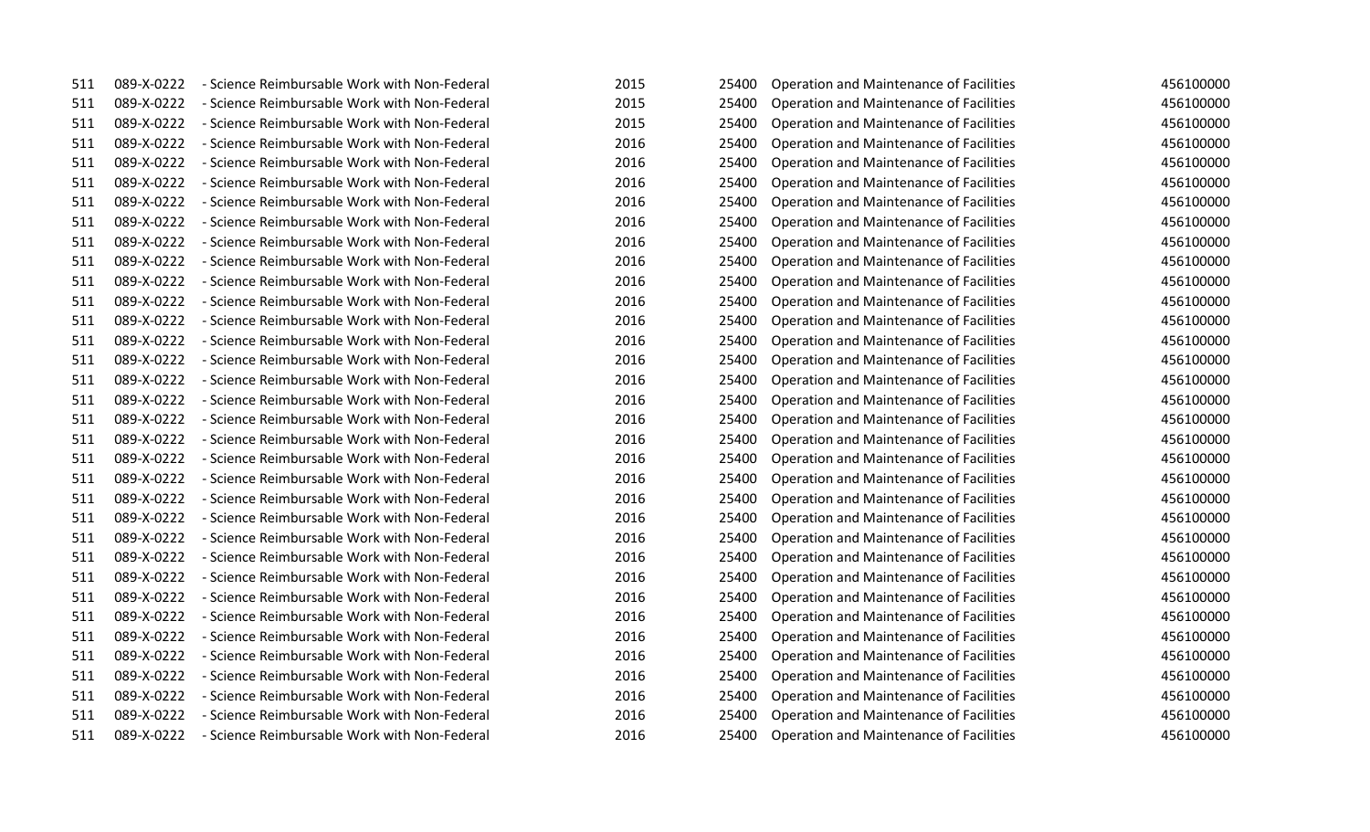| | | | | | | |
|---|---|---|---|---|---|---|
| 511 | 089-X-0222 | - Science Reimbursable Work with Non-Federal | 2015 | 25400 | Operation and Maintenance of Facilities | 456100000 |
| 511 | 089-X-0222 | - Science Reimbursable Work with Non-Federal | 2015 | 25400 | Operation and Maintenance of Facilities | 456100000 |
| 511 | 089-X-0222 | - Science Reimbursable Work with Non-Federal | 2015 | 25400 | Operation and Maintenance of Facilities | 456100000 |
| 511 | 089-X-0222 | - Science Reimbursable Work with Non-Federal | 2016 | 25400 | Operation and Maintenance of Facilities | 456100000 |
| 511 | 089-X-0222 | - Science Reimbursable Work with Non-Federal | 2016 | 25400 | Operation and Maintenance of Facilities | 456100000 |
| 511 | 089-X-0222 | - Science Reimbursable Work with Non-Federal | 2016 | 25400 | Operation and Maintenance of Facilities | 456100000 |
| 511 | 089-X-0222 | - Science Reimbursable Work with Non-Federal | 2016 | 25400 | Operation and Maintenance of Facilities | 456100000 |
| 511 | 089-X-0222 | - Science Reimbursable Work with Non-Federal | 2016 | 25400 | Operation and Maintenance of Facilities | 456100000 |
| 511 | 089-X-0222 | - Science Reimbursable Work with Non-Federal | 2016 | 25400 | Operation and Maintenance of Facilities | 456100000 |
| 511 | 089-X-0222 | - Science Reimbursable Work with Non-Federal | 2016 | 25400 | Operation and Maintenance of Facilities | 456100000 |
| 511 | 089-X-0222 | - Science Reimbursable Work with Non-Federal | 2016 | 25400 | Operation and Maintenance of Facilities | 456100000 |
| 511 | 089-X-0222 | - Science Reimbursable Work with Non-Federal | 2016 | 25400 | Operation and Maintenance of Facilities | 456100000 |
| 511 | 089-X-0222 | - Science Reimbursable Work with Non-Federal | 2016 | 25400 | Operation and Maintenance of Facilities | 456100000 |
| 511 | 089-X-0222 | - Science Reimbursable Work with Non-Federal | 2016 | 25400 | Operation and Maintenance of Facilities | 456100000 |
| 511 | 089-X-0222 | - Science Reimbursable Work with Non-Federal | 2016 | 25400 | Operation and Maintenance of Facilities | 456100000 |
| 511 | 089-X-0222 | - Science Reimbursable Work with Non-Federal | 2016 | 25400 | Operation and Maintenance of Facilities | 456100000 |
| 511 | 089-X-0222 | - Science Reimbursable Work with Non-Federal | 2016 | 25400 | Operation and Maintenance of Facilities | 456100000 |
| 511 | 089-X-0222 | - Science Reimbursable Work with Non-Federal | 2016 | 25400 | Operation and Maintenance of Facilities | 456100000 |
| 511 | 089-X-0222 | - Science Reimbursable Work with Non-Federal | 2016 | 25400 | Operation and Maintenance of Facilities | 456100000 |
| 511 | 089-X-0222 | - Science Reimbursable Work with Non-Federal | 2016 | 25400 | Operation and Maintenance of Facilities | 456100000 |
| 511 | 089-X-0222 | - Science Reimbursable Work with Non-Federal | 2016 | 25400 | Operation and Maintenance of Facilities | 456100000 |
| 511 | 089-X-0222 | - Science Reimbursable Work with Non-Federal | 2016 | 25400 | Operation and Maintenance of Facilities | 456100000 |
| 511 | 089-X-0222 | - Science Reimbursable Work with Non-Federal | 2016 | 25400 | Operation and Maintenance of Facilities | 456100000 |
| 511 | 089-X-0222 | - Science Reimbursable Work with Non-Federal | 2016 | 25400 | Operation and Maintenance of Facilities | 456100000 |
| 511 | 089-X-0222 | - Science Reimbursable Work with Non-Federal | 2016 | 25400 | Operation and Maintenance of Facilities | 456100000 |
| 511 | 089-X-0222 | - Science Reimbursable Work with Non-Federal | 2016 | 25400 | Operation and Maintenance of Facilities | 456100000 |
| 511 | 089-X-0222 | - Science Reimbursable Work with Non-Federal | 2016 | 25400 | Operation and Maintenance of Facilities | 456100000 |
| 511 | 089-X-0222 | - Science Reimbursable Work with Non-Federal | 2016 | 25400 | Operation and Maintenance of Facilities | 456100000 |
| 511 | 089-X-0222 | - Science Reimbursable Work with Non-Federal | 2016 | 25400 | Operation and Maintenance of Facilities | 456100000 |
| 511 | 089-X-0222 | - Science Reimbursable Work with Non-Federal | 2016 | 25400 | Operation and Maintenance of Facilities | 456100000 |
| 511 | 089-X-0222 | - Science Reimbursable Work with Non-Federal | 2016 | 25400 | Operation and Maintenance of Facilities | 456100000 |
| 511 | 089-X-0222 | - Science Reimbursable Work with Non-Federal | 2016 | 25400 | Operation and Maintenance of Facilities | 456100000 |
| 511 | 089-X-0222 | - Science Reimbursable Work with Non-Federal | 2016 | 25400 | Operation and Maintenance of Facilities | 456100000 |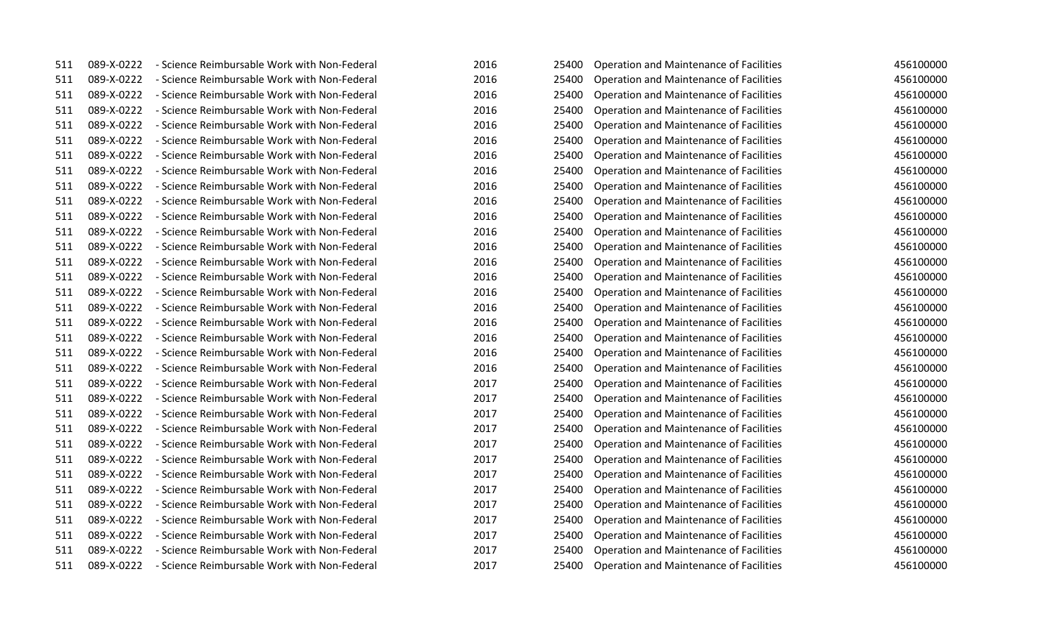| | | | | | | |
|---|---|---|---|---|---|---|
| 511 | 089-X-0222 | - Science Reimbursable Work with Non-Federal | 2016 | 25400 | Operation and Maintenance of Facilities | 456100000 |
| 511 | 089-X-0222 | - Science Reimbursable Work with Non-Federal | 2016 | 25400 | Operation and Maintenance of Facilities | 456100000 |
| 511 | 089-X-0222 | - Science Reimbursable Work with Non-Federal | 2016 | 25400 | Operation and Maintenance of Facilities | 456100000 |
| 511 | 089-X-0222 | - Science Reimbursable Work with Non-Federal | 2016 | 25400 | Operation and Maintenance of Facilities | 456100000 |
| 511 | 089-X-0222 | - Science Reimbursable Work with Non-Federal | 2016 | 25400 | Operation and Maintenance of Facilities | 456100000 |
| 511 | 089-X-0222 | - Science Reimbursable Work with Non-Federal | 2016 | 25400 | Operation and Maintenance of Facilities | 456100000 |
| 511 | 089-X-0222 | - Science Reimbursable Work with Non-Federal | 2016 | 25400 | Operation and Maintenance of Facilities | 456100000 |
| 511 | 089-X-0222 | - Science Reimbursable Work with Non-Federal | 2016 | 25400 | Operation and Maintenance of Facilities | 456100000 |
| 511 | 089-X-0222 | - Science Reimbursable Work with Non-Federal | 2016 | 25400 | Operation and Maintenance of Facilities | 456100000 |
| 511 | 089-X-0222 | - Science Reimbursable Work with Non-Federal | 2016 | 25400 | Operation and Maintenance of Facilities | 456100000 |
| 511 | 089-X-0222 | - Science Reimbursable Work with Non-Federal | 2016 | 25400 | Operation and Maintenance of Facilities | 456100000 |
| 511 | 089-X-0222 | - Science Reimbursable Work with Non-Federal | 2016 | 25400 | Operation and Maintenance of Facilities | 456100000 |
| 511 | 089-X-0222 | - Science Reimbursable Work with Non-Federal | 2016 | 25400 | Operation and Maintenance of Facilities | 456100000 |
| 511 | 089-X-0222 | - Science Reimbursable Work with Non-Federal | 2016 | 25400 | Operation and Maintenance of Facilities | 456100000 |
| 511 | 089-X-0222 | - Science Reimbursable Work with Non-Federal | 2016 | 25400 | Operation and Maintenance of Facilities | 456100000 |
| 511 | 089-X-0222 | - Science Reimbursable Work with Non-Federal | 2016 | 25400 | Operation and Maintenance of Facilities | 456100000 |
| 511 | 089-X-0222 | - Science Reimbursable Work with Non-Federal | 2016 | 25400 | Operation and Maintenance of Facilities | 456100000 |
| 511 | 089-X-0222 | - Science Reimbursable Work with Non-Federal | 2016 | 25400 | Operation and Maintenance of Facilities | 456100000 |
| 511 | 089-X-0222 | - Science Reimbursable Work with Non-Federal | 2016 | 25400 | Operation and Maintenance of Facilities | 456100000 |
| 511 | 089-X-0222 | - Science Reimbursable Work with Non-Federal | 2016 | 25400 | Operation and Maintenance of Facilities | 456100000 |
| 511 | 089-X-0222 | - Science Reimbursable Work with Non-Federal | 2016 | 25400 | Operation and Maintenance of Facilities | 456100000 |
| 511 | 089-X-0222 | - Science Reimbursable Work with Non-Federal | 2017 | 25400 | Operation and Maintenance of Facilities | 456100000 |
| 511 | 089-X-0222 | - Science Reimbursable Work with Non-Federal | 2017 | 25400 | Operation and Maintenance of Facilities | 456100000 |
| 511 | 089-X-0222 | - Science Reimbursable Work with Non-Federal | 2017 | 25400 | Operation and Maintenance of Facilities | 456100000 |
| 511 | 089-X-0222 | - Science Reimbursable Work with Non-Federal | 2017 | 25400 | Operation and Maintenance of Facilities | 456100000 |
| 511 | 089-X-0222 | - Science Reimbursable Work with Non-Federal | 2017 | 25400 | Operation and Maintenance of Facilities | 456100000 |
| 511 | 089-X-0222 | - Science Reimbursable Work with Non-Federal | 2017 | 25400 | Operation and Maintenance of Facilities | 456100000 |
| 511 | 089-X-0222 | - Science Reimbursable Work with Non-Federal | 2017 | 25400 | Operation and Maintenance of Facilities | 456100000 |
| 511 | 089-X-0222 | - Science Reimbursable Work with Non-Federal | 2017 | 25400 | Operation and Maintenance of Facilities | 456100000 |
| 511 | 089-X-0222 | - Science Reimbursable Work with Non-Federal | 2017 | 25400 | Operation and Maintenance of Facilities | 456100000 |
| 511 | 089-X-0222 | - Science Reimbursable Work with Non-Federal | 2017 | 25400 | Operation and Maintenance of Facilities | 456100000 |
| 511 | 089-X-0222 | - Science Reimbursable Work with Non-Federal | 2017 | 25400 | Operation and Maintenance of Facilities | 456100000 |
| 511 | 089-X-0222 | - Science Reimbursable Work with Non-Federal | 2017 | 25400 | Operation and Maintenance of Facilities | 456100000 |
| 511 | 089-X-0222 | - Science Reimbursable Work with Non-Federal | 2017 | 25400 | Operation and Maintenance of Facilities | 456100000 |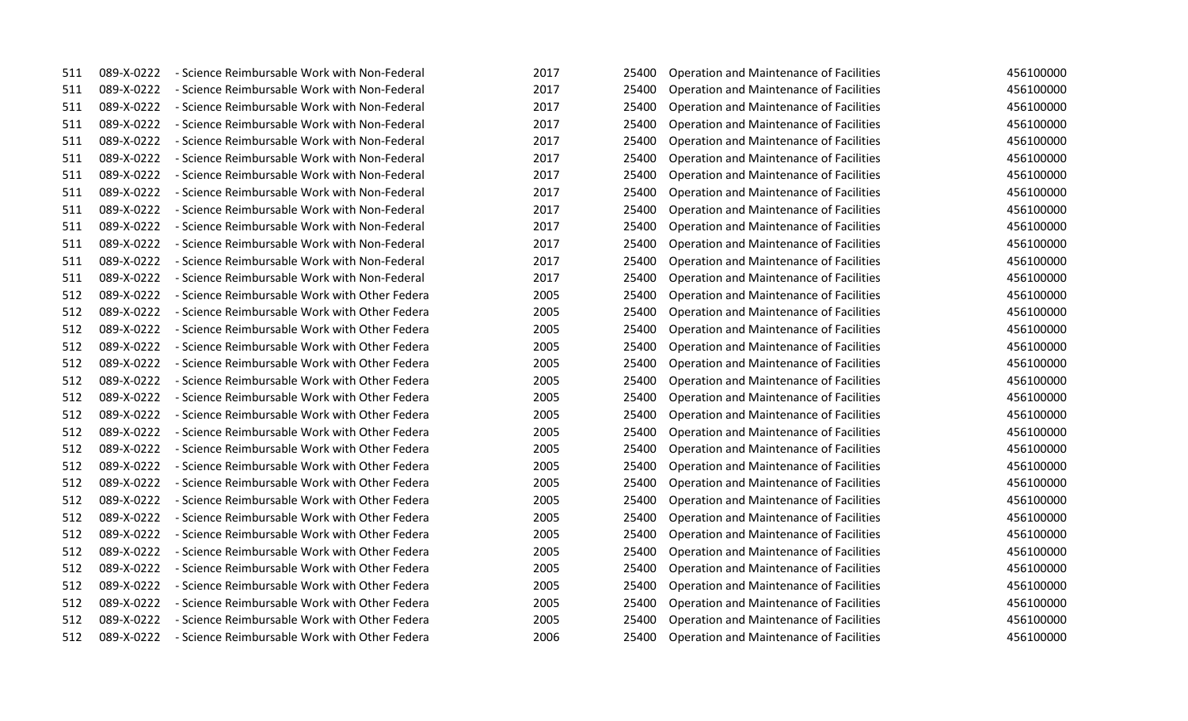| | | | | | | |
|---|---|---|---|---|---|---|
| 511 | 089-X-0222 | - Science Reimbursable Work with Non-Federal | 2017 | 25400 | Operation and Maintenance of Facilities | 456100000 |
| 511 | 089-X-0222 | - Science Reimbursable Work with Non-Federal | 2017 | 25400 | Operation and Maintenance of Facilities | 456100000 |
| 511 | 089-X-0222 | - Science Reimbursable Work with Non-Federal | 2017 | 25400 | Operation and Maintenance of Facilities | 456100000 |
| 511 | 089-X-0222 | - Science Reimbursable Work with Non-Federal | 2017 | 25400 | Operation and Maintenance of Facilities | 456100000 |
| 511 | 089-X-0222 | - Science Reimbursable Work with Non-Federal | 2017 | 25400 | Operation and Maintenance of Facilities | 456100000 |
| 511 | 089-X-0222 | - Science Reimbursable Work with Non-Federal | 2017 | 25400 | Operation and Maintenance of Facilities | 456100000 |
| 511 | 089-X-0222 | - Science Reimbursable Work with Non-Federal | 2017 | 25400 | Operation and Maintenance of Facilities | 456100000 |
| 511 | 089-X-0222 | - Science Reimbursable Work with Non-Federal | 2017 | 25400 | Operation and Maintenance of Facilities | 456100000 |
| 511 | 089-X-0222 | - Science Reimbursable Work with Non-Federal | 2017 | 25400 | Operation and Maintenance of Facilities | 456100000 |
| 511 | 089-X-0222 | - Science Reimbursable Work with Non-Federal | 2017 | 25400 | Operation and Maintenance of Facilities | 456100000 |
| 511 | 089-X-0222 | - Science Reimbursable Work with Non-Federal | 2017 | 25400 | Operation and Maintenance of Facilities | 456100000 |
| 511 | 089-X-0222 | - Science Reimbursable Work with Non-Federal | 2017 | 25400 | Operation and Maintenance of Facilities | 456100000 |
| 511 | 089-X-0222 | - Science Reimbursable Work with Non-Federal | 2017 | 25400 | Operation and Maintenance of Facilities | 456100000 |
| 512 | 089-X-0222 | - Science Reimbursable Work with Other Federa | 2005 | 25400 | Operation and Maintenance of Facilities | 456100000 |
| 512 | 089-X-0222 | - Science Reimbursable Work with Other Federa | 2005 | 25400 | Operation and Maintenance of Facilities | 456100000 |
| 512 | 089-X-0222 | - Science Reimbursable Work with Other Federa | 2005 | 25400 | Operation and Maintenance of Facilities | 456100000 |
| 512 | 089-X-0222 | - Science Reimbursable Work with Other Federa | 2005 | 25400 | Operation and Maintenance of Facilities | 456100000 |
| 512 | 089-X-0222 | - Science Reimbursable Work with Other Federa | 2005 | 25400 | Operation and Maintenance of Facilities | 456100000 |
| 512 | 089-X-0222 | - Science Reimbursable Work with Other Federa | 2005 | 25400 | Operation and Maintenance of Facilities | 456100000 |
| 512 | 089-X-0222 | - Science Reimbursable Work with Other Federa | 2005 | 25400 | Operation and Maintenance of Facilities | 456100000 |
| 512 | 089-X-0222 | - Science Reimbursable Work with Other Federa | 2005 | 25400 | Operation and Maintenance of Facilities | 456100000 |
| 512 | 089-X-0222 | - Science Reimbursable Work with Other Federa | 2005 | 25400 | Operation and Maintenance of Facilities | 456100000 |
| 512 | 089-X-0222 | - Science Reimbursable Work with Other Federa | 2005 | 25400 | Operation and Maintenance of Facilities | 456100000 |
| 512 | 089-X-0222 | - Science Reimbursable Work with Other Federa | 2005 | 25400 | Operation and Maintenance of Facilities | 456100000 |
| 512 | 089-X-0222 | - Science Reimbursable Work with Other Federa | 2005 | 25400 | Operation and Maintenance of Facilities | 456100000 |
| 512 | 089-X-0222 | - Science Reimbursable Work with Other Federa | 2005 | 25400 | Operation and Maintenance of Facilities | 456100000 |
| 512 | 089-X-0222 | - Science Reimbursable Work with Other Federa | 2005 | 25400 | Operation and Maintenance of Facilities | 456100000 |
| 512 | 089-X-0222 | - Science Reimbursable Work with Other Federa | 2005 | 25400 | Operation and Maintenance of Facilities | 456100000 |
| 512 | 089-X-0222 | - Science Reimbursable Work with Other Federa | 2005 | 25400 | Operation and Maintenance of Facilities | 456100000 |
| 512 | 089-X-0222 | - Science Reimbursable Work with Other Federa | 2005 | 25400 | Operation and Maintenance of Facilities | 456100000 |
| 512 | 089-X-0222 | - Science Reimbursable Work with Other Federa | 2005 | 25400 | Operation and Maintenance of Facilities | 456100000 |
| 512 | 089-X-0222 | - Science Reimbursable Work with Other Federa | 2006 | 25400 | Operation and Maintenance of Facilities | 456100000 |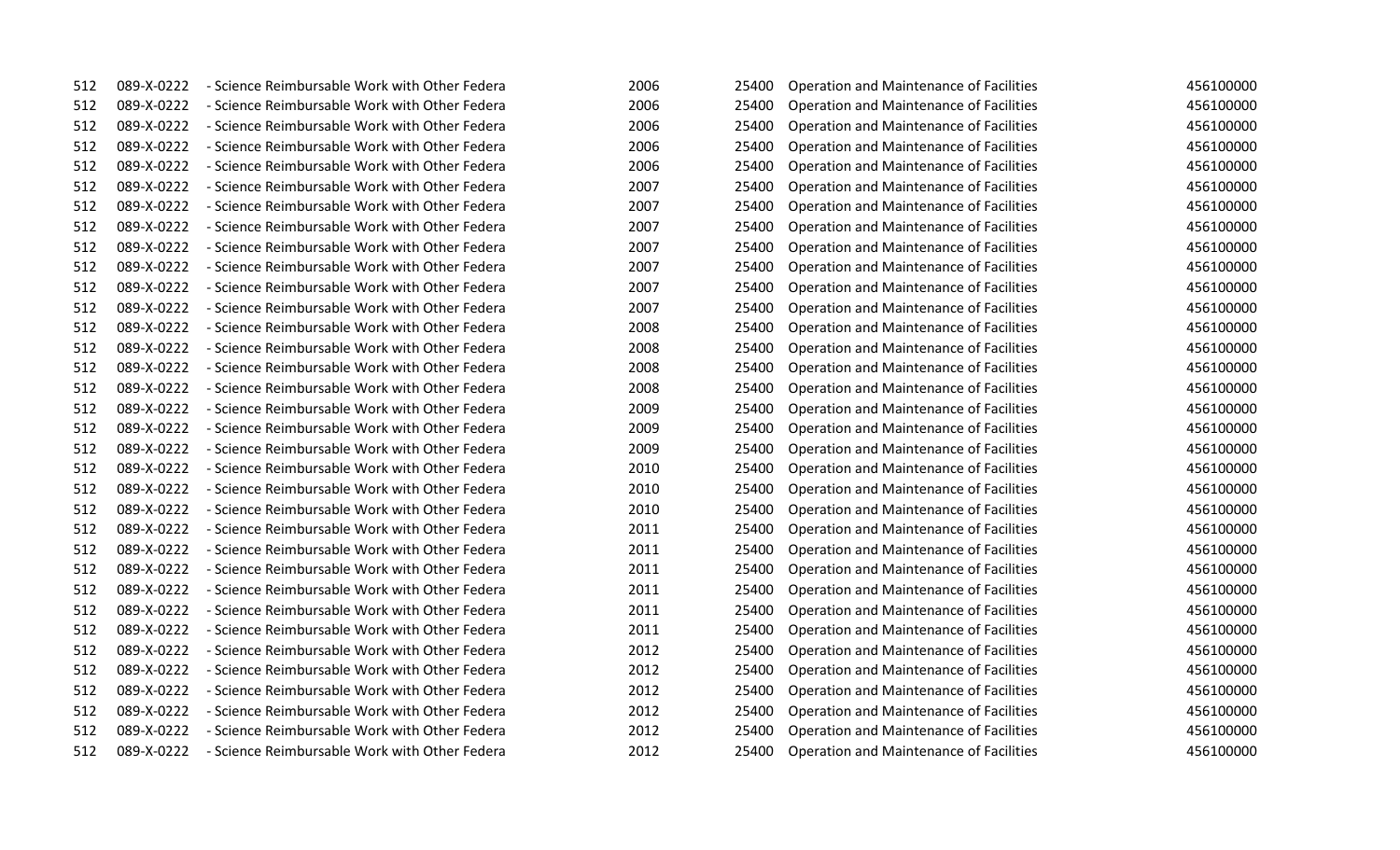| | | | | | | |
|---|---|---|---|---|---|---|
| 512 | 089-X-0222 | - Science Reimbursable Work with Other Federa | 2006 | 25400 | Operation and Maintenance of Facilities | 456100000 |
| 512 | 089-X-0222 | - Science Reimbursable Work with Other Federa | 2006 | 25400 | Operation and Maintenance of Facilities | 456100000 |
| 512 | 089-X-0222 | - Science Reimbursable Work with Other Federa | 2006 | 25400 | Operation and Maintenance of Facilities | 456100000 |
| 512 | 089-X-0222 | - Science Reimbursable Work with Other Federa | 2006 | 25400 | Operation and Maintenance of Facilities | 456100000 |
| 512 | 089-X-0222 | - Science Reimbursable Work with Other Federa | 2006 | 25400 | Operation and Maintenance of Facilities | 456100000 |
| 512 | 089-X-0222 | - Science Reimbursable Work with Other Federa | 2007 | 25400 | Operation and Maintenance of Facilities | 456100000 |
| 512 | 089-X-0222 | - Science Reimbursable Work with Other Federa | 2007 | 25400 | Operation and Maintenance of Facilities | 456100000 |
| 512 | 089-X-0222 | - Science Reimbursable Work with Other Federa | 2007 | 25400 | Operation and Maintenance of Facilities | 456100000 |
| 512 | 089-X-0222 | - Science Reimbursable Work with Other Federa | 2007 | 25400 | Operation and Maintenance of Facilities | 456100000 |
| 512 | 089-X-0222 | - Science Reimbursable Work with Other Federa | 2007 | 25400 | Operation and Maintenance of Facilities | 456100000 |
| 512 | 089-X-0222 | - Science Reimbursable Work with Other Federa | 2007 | 25400 | Operation and Maintenance of Facilities | 456100000 |
| 512 | 089-X-0222 | - Science Reimbursable Work with Other Federa | 2007 | 25400 | Operation and Maintenance of Facilities | 456100000 |
| 512 | 089-X-0222 | - Science Reimbursable Work with Other Federa | 2008 | 25400 | Operation and Maintenance of Facilities | 456100000 |
| 512 | 089-X-0222 | - Science Reimbursable Work with Other Federa | 2008 | 25400 | Operation and Maintenance of Facilities | 456100000 |
| 512 | 089-X-0222 | - Science Reimbursable Work with Other Federa | 2008 | 25400 | Operation and Maintenance of Facilities | 456100000 |
| 512 | 089-X-0222 | - Science Reimbursable Work with Other Federa | 2008 | 25400 | Operation and Maintenance of Facilities | 456100000 |
| 512 | 089-X-0222 | - Science Reimbursable Work with Other Federa | 2009 | 25400 | Operation and Maintenance of Facilities | 456100000 |
| 512 | 089-X-0222 | - Science Reimbursable Work with Other Federa | 2009 | 25400 | Operation and Maintenance of Facilities | 456100000 |
| 512 | 089-X-0222 | - Science Reimbursable Work with Other Federa | 2009 | 25400 | Operation and Maintenance of Facilities | 456100000 |
| 512 | 089-X-0222 | - Science Reimbursable Work with Other Federa | 2010 | 25400 | Operation and Maintenance of Facilities | 456100000 |
| 512 | 089-X-0222 | - Science Reimbursable Work with Other Federa | 2010 | 25400 | Operation and Maintenance of Facilities | 456100000 |
| 512 | 089-X-0222 | - Science Reimbursable Work with Other Federa | 2010 | 25400 | Operation and Maintenance of Facilities | 456100000 |
| 512 | 089-X-0222 | - Science Reimbursable Work with Other Federa | 2011 | 25400 | Operation and Maintenance of Facilities | 456100000 |
| 512 | 089-X-0222 | - Science Reimbursable Work with Other Federa | 2011 | 25400 | Operation and Maintenance of Facilities | 456100000 |
| 512 | 089-X-0222 | - Science Reimbursable Work with Other Federa | 2011 | 25400 | Operation and Maintenance of Facilities | 456100000 |
| 512 | 089-X-0222 | - Science Reimbursable Work with Other Federa | 2011 | 25400 | Operation and Maintenance of Facilities | 456100000 |
| 512 | 089-X-0222 | - Science Reimbursable Work with Other Federa | 2011 | 25400 | Operation and Maintenance of Facilities | 456100000 |
| 512 | 089-X-0222 | - Science Reimbursable Work with Other Federa | 2011 | 25400 | Operation and Maintenance of Facilities | 456100000 |
| 512 | 089-X-0222 | - Science Reimbursable Work with Other Federa | 2012 | 25400 | Operation and Maintenance of Facilities | 456100000 |
| 512 | 089-X-0222 | - Science Reimbursable Work with Other Federa | 2012 | 25400 | Operation and Maintenance of Facilities | 456100000 |
| 512 | 089-X-0222 | - Science Reimbursable Work with Other Federa | 2012 | 25400 | Operation and Maintenance of Facilities | 456100000 |
| 512 | 089-X-0222 | - Science Reimbursable Work with Other Federa | 2012 | 25400 | Operation and Maintenance of Facilities | 456100000 |
| 512 | 089-X-0222 | - Science Reimbursable Work with Other Federa | 2012 | 25400 | Operation and Maintenance of Facilities | 456100000 |
| 512 | 089-X-0222 | - Science Reimbursable Work with Other Federa | 2012 | 25400 | Operation and Maintenance of Facilities | 456100000 |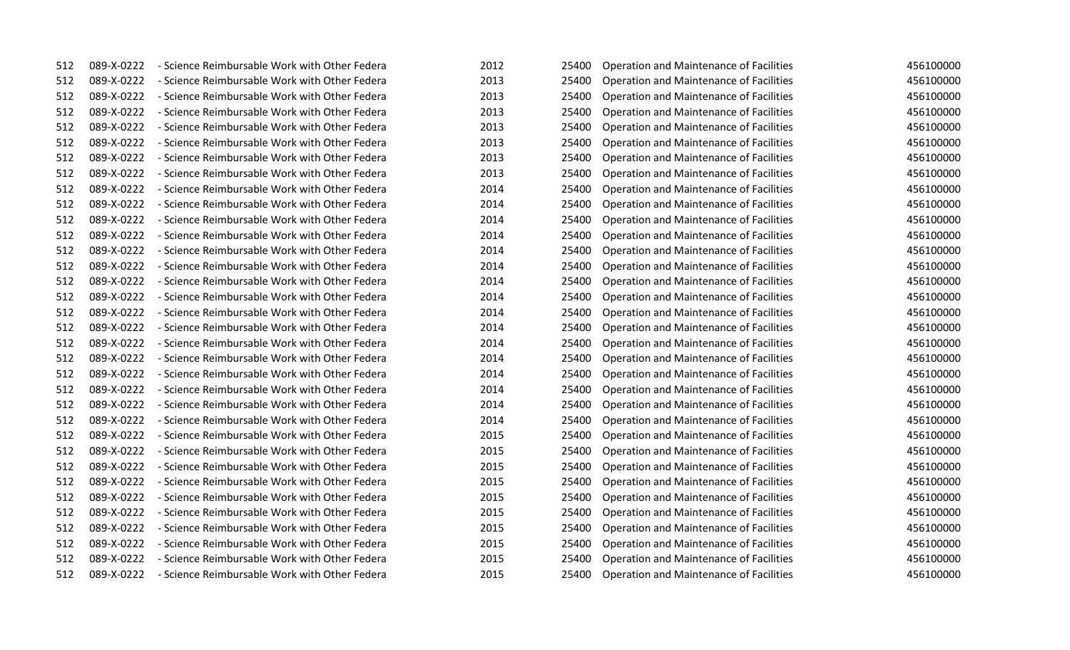| | | | | | | |
|---|---|---|---|---|---|---|
| 512 | 089-X-0222 | - Science Reimbursable Work with Other Federa | 2012 | 25400 | Operation and Maintenance of Facilities | 456100000 |
| 512 | 089-X-0222 | - Science Reimbursable Work with Other Federa | 2013 | 25400 | Operation and Maintenance of Facilities | 456100000 |
| 512 | 089-X-0222 | - Science Reimbursable Work with Other Federa | 2013 | 25400 | Operation and Maintenance of Facilities | 456100000 |
| 512 | 089-X-0222 | - Science Reimbursable Work with Other Federa | 2013 | 25400 | Operation and Maintenance of Facilities | 456100000 |
| 512 | 089-X-0222 | - Science Reimbursable Work with Other Federa | 2013 | 25400 | Operation and Maintenance of Facilities | 456100000 |
| 512 | 089-X-0222 | - Science Reimbursable Work with Other Federa | 2013 | 25400 | Operation and Maintenance of Facilities | 456100000 |
| 512 | 089-X-0222 | - Science Reimbursable Work with Other Federa | 2013 | 25400 | Operation and Maintenance of Facilities | 456100000 |
| 512 | 089-X-0222 | - Science Reimbursable Work with Other Federa | 2013 | 25400 | Operation and Maintenance of Facilities | 456100000 |
| 512 | 089-X-0222 | - Science Reimbursable Work with Other Federa | 2014 | 25400 | Operation and Maintenance of Facilities | 456100000 |
| 512 | 089-X-0222 | - Science Reimbursable Work with Other Federa | 2014 | 25400 | Operation and Maintenance of Facilities | 456100000 |
| 512 | 089-X-0222 | - Science Reimbursable Work with Other Federa | 2014 | 25400 | Operation and Maintenance of Facilities | 456100000 |
| 512 | 089-X-0222 | - Science Reimbursable Work with Other Federa | 2014 | 25400 | Operation and Maintenance of Facilities | 456100000 |
| 512 | 089-X-0222 | - Science Reimbursable Work with Other Federa | 2014 | 25400 | Operation and Maintenance of Facilities | 456100000 |
| 512 | 089-X-0222 | - Science Reimbursable Work with Other Federa | 2014 | 25400 | Operation and Maintenance of Facilities | 456100000 |
| 512 | 089-X-0222 | - Science Reimbursable Work with Other Federa | 2014 | 25400 | Operation and Maintenance of Facilities | 456100000 |
| 512 | 089-X-0222 | - Science Reimbursable Work with Other Federa | 2014 | 25400 | Operation and Maintenance of Facilities | 456100000 |
| 512 | 089-X-0222 | - Science Reimbursable Work with Other Federa | 2014 | 25400 | Operation and Maintenance of Facilities | 456100000 |
| 512 | 089-X-0222 | - Science Reimbursable Work with Other Federa | 2014 | 25400 | Operation and Maintenance of Facilities | 456100000 |
| 512 | 089-X-0222 | - Science Reimbursable Work with Other Federa | 2014 | 25400 | Operation and Maintenance of Facilities | 456100000 |
| 512 | 089-X-0222 | - Science Reimbursable Work with Other Federa | 2014 | 25400 | Operation and Maintenance of Facilities | 456100000 |
| 512 | 089-X-0222 | - Science Reimbursable Work with Other Federa | 2014 | 25400 | Operation and Maintenance of Facilities | 456100000 |
| 512 | 089-X-0222 | - Science Reimbursable Work with Other Federa | 2014 | 25400 | Operation and Maintenance of Facilities | 456100000 |
| 512 | 089-X-0222 | - Science Reimbursable Work with Other Federa | 2014 | 25400 | Operation and Maintenance of Facilities | 456100000 |
| 512 | 089-X-0222 | - Science Reimbursable Work with Other Federa | 2014 | 25400 | Operation and Maintenance of Facilities | 456100000 |
| 512 | 089-X-0222 | - Science Reimbursable Work with Other Federa | 2015 | 25400 | Operation and Maintenance of Facilities | 456100000 |
| 512 | 089-X-0222 | - Science Reimbursable Work with Other Federa | 2015 | 25400 | Operation and Maintenance of Facilities | 456100000 |
| 512 | 089-X-0222 | - Science Reimbursable Work with Other Federa | 2015 | 25400 | Operation and Maintenance of Facilities | 456100000 |
| 512 | 089-X-0222 | - Science Reimbursable Work with Other Federa | 2015 | 25400 | Operation and Maintenance of Facilities | 456100000 |
| 512 | 089-X-0222 | - Science Reimbursable Work with Other Federa | 2015 | 25400 | Operation and Maintenance of Facilities | 456100000 |
| 512 | 089-X-0222 | - Science Reimbursable Work with Other Federa | 2015 | 25400 | Operation and Maintenance of Facilities | 456100000 |
| 512 | 089-X-0222 | - Science Reimbursable Work with Other Federa | 2015 | 25400 | Operation and Maintenance of Facilities | 456100000 |
| 512 | 089-X-0222 | - Science Reimbursable Work with Other Federa | 2015 | 25400 | Operation and Maintenance of Facilities | 456100000 |
| 512 | 089-X-0222 | - Science Reimbursable Work with Other Federa | 2015 | 25400 | Operation and Maintenance of Facilities | 456100000 |
| 512 | 089-X-0222 | - Science Reimbursable Work with Other Federa | 2015 | 25400 | Operation and Maintenance of Facilities | 456100000 |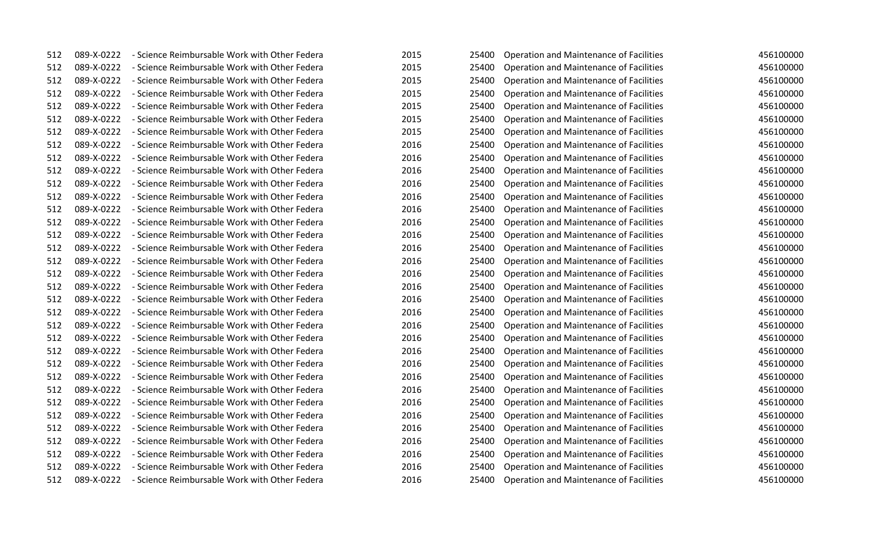| | | | | | | |
|---|---|---|---|---|---|---|
| 512 | 089-X-0222 | - Science Reimbursable Work with Other Federa | 2015 | 25400 | Operation and Maintenance of Facilities | 456100000 |
| 512 | 089-X-0222 | - Science Reimbursable Work with Other Federa | 2015 | 25400 | Operation and Maintenance of Facilities | 456100000 |
| 512 | 089-X-0222 | - Science Reimbursable Work with Other Federa | 2015 | 25400 | Operation and Maintenance of Facilities | 456100000 |
| 512 | 089-X-0222 | - Science Reimbursable Work with Other Federa | 2015 | 25400 | Operation and Maintenance of Facilities | 456100000 |
| 512 | 089-X-0222 | - Science Reimbursable Work with Other Federa | 2015 | 25400 | Operation and Maintenance of Facilities | 456100000 |
| 512 | 089-X-0222 | - Science Reimbursable Work with Other Federa | 2015 | 25400 | Operation and Maintenance of Facilities | 456100000 |
| 512 | 089-X-0222 | - Science Reimbursable Work with Other Federa | 2015 | 25400 | Operation and Maintenance of Facilities | 456100000 |
| 512 | 089-X-0222 | - Science Reimbursable Work with Other Federa | 2016 | 25400 | Operation and Maintenance of Facilities | 456100000 |
| 512 | 089-X-0222 | - Science Reimbursable Work with Other Federa | 2016 | 25400 | Operation and Maintenance of Facilities | 456100000 |
| 512 | 089-X-0222 | - Science Reimbursable Work with Other Federa | 2016 | 25400 | Operation and Maintenance of Facilities | 456100000 |
| 512 | 089-X-0222 | - Science Reimbursable Work with Other Federa | 2016 | 25400 | Operation and Maintenance of Facilities | 456100000 |
| 512 | 089-X-0222 | - Science Reimbursable Work with Other Federa | 2016 | 25400 | Operation and Maintenance of Facilities | 456100000 |
| 512 | 089-X-0222 | - Science Reimbursable Work with Other Federa | 2016 | 25400 | Operation and Maintenance of Facilities | 456100000 |
| 512 | 089-X-0222 | - Science Reimbursable Work with Other Federa | 2016 | 25400 | Operation and Maintenance of Facilities | 456100000 |
| 512 | 089-X-0222 | - Science Reimbursable Work with Other Federa | 2016 | 25400 | Operation and Maintenance of Facilities | 456100000 |
| 512 | 089-X-0222 | - Science Reimbursable Work with Other Federa | 2016 | 25400 | Operation and Maintenance of Facilities | 456100000 |
| 512 | 089-X-0222 | - Science Reimbursable Work with Other Federa | 2016 | 25400 | Operation and Maintenance of Facilities | 456100000 |
| 512 | 089-X-0222 | - Science Reimbursable Work with Other Federa | 2016 | 25400 | Operation and Maintenance of Facilities | 456100000 |
| 512 | 089-X-0222 | - Science Reimbursable Work with Other Federa | 2016 | 25400 | Operation and Maintenance of Facilities | 456100000 |
| 512 | 089-X-0222 | - Science Reimbursable Work with Other Federa | 2016 | 25400 | Operation and Maintenance of Facilities | 456100000 |
| 512 | 089-X-0222 | - Science Reimbursable Work with Other Federa | 2016 | 25400 | Operation and Maintenance of Facilities | 456100000 |
| 512 | 089-X-0222 | - Science Reimbursable Work with Other Federa | 2016 | 25400 | Operation and Maintenance of Facilities | 456100000 |
| 512 | 089-X-0222 | - Science Reimbursable Work with Other Federa | 2016 | 25400 | Operation and Maintenance of Facilities | 456100000 |
| 512 | 089-X-0222 | - Science Reimbursable Work with Other Federa | 2016 | 25400 | Operation and Maintenance of Facilities | 456100000 |
| 512 | 089-X-0222 | - Science Reimbursable Work with Other Federa | 2016 | 25400 | Operation and Maintenance of Facilities | 456100000 |
| 512 | 089-X-0222 | - Science Reimbursable Work with Other Federa | 2016 | 25400 | Operation and Maintenance of Facilities | 456100000 |
| 512 | 089-X-0222 | - Science Reimbursable Work with Other Federa | 2016 | 25400 | Operation and Maintenance of Facilities | 456100000 |
| 512 | 089-X-0222 | - Science Reimbursable Work with Other Federa | 2016 | 25400 | Operation and Maintenance of Facilities | 456100000 |
| 512 | 089-X-0222 | - Science Reimbursable Work with Other Federa | 2016 | 25400 | Operation and Maintenance of Facilities | 456100000 |
| 512 | 089-X-0222 | - Science Reimbursable Work with Other Federa | 2016 | 25400 | Operation and Maintenance of Facilities | 456100000 |
| 512 | 089-X-0222 | - Science Reimbursable Work with Other Federa | 2016 | 25400 | Operation and Maintenance of Facilities | 456100000 |
| 512 | 089-X-0222 | - Science Reimbursable Work with Other Federa | 2016 | 25400 | Operation and Maintenance of Facilities | 456100000 |
| 512 | 089-X-0222 | - Science Reimbursable Work with Other Federa | 2016 | 25400 | Operation and Maintenance of Facilities | 456100000 |
| 512 | 089-X-0222 | - Science Reimbursable Work with Other Federa | 2016 | 25400 | Operation and Maintenance of Facilities | 456100000 |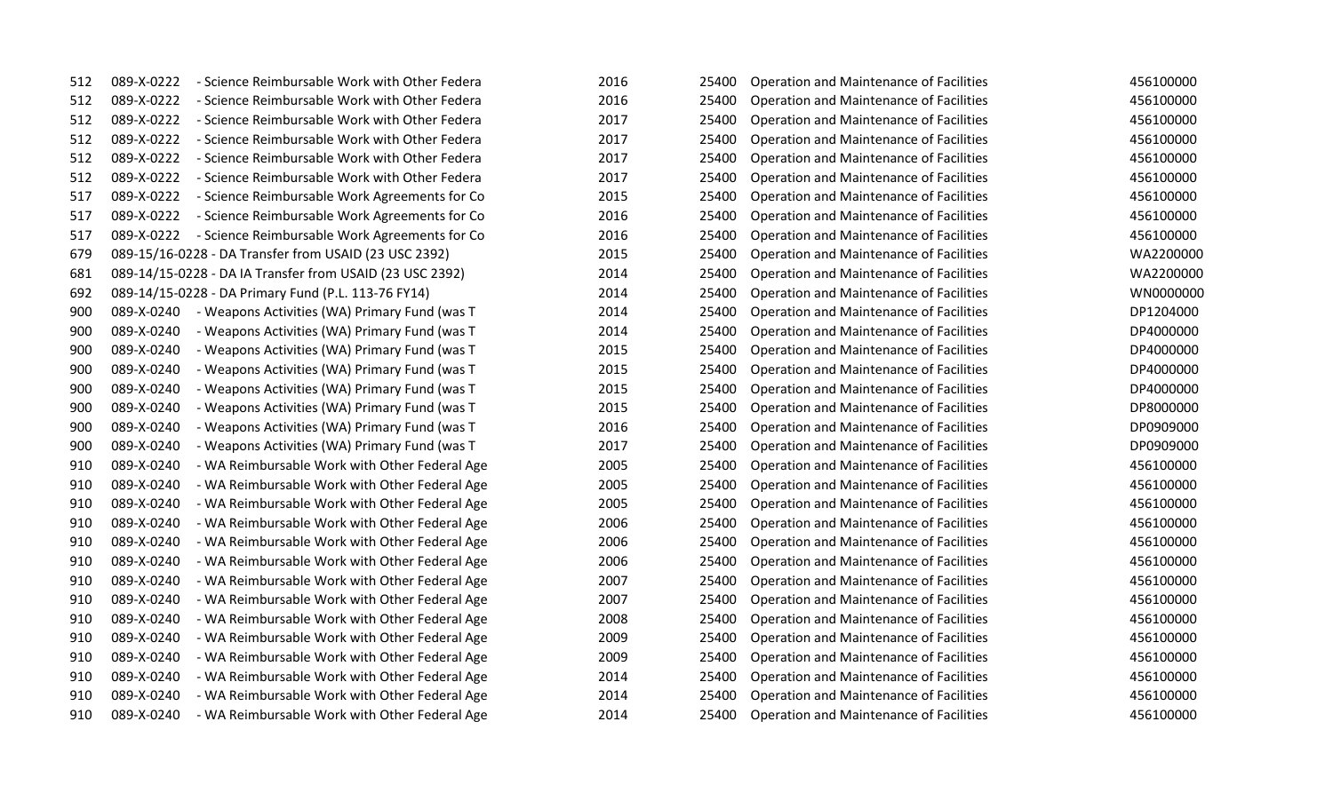| | | | | | | |
|---|---|---|---|---|---|---|
| 512 | 089-X-0222 | - Science Reimbursable Work with Other Federa | 2016 | 25400 | Operation and Maintenance of Facilities | 456100000 |
| 512 | 089-X-0222 | - Science Reimbursable Work with Other Federa | 2016 | 25400 | Operation and Maintenance of Facilities | 456100000 |
| 512 | 089-X-0222 | - Science Reimbursable Work with Other Federa | 2017 | 25400 | Operation and Maintenance of Facilities | 456100000 |
| 512 | 089-X-0222 | - Science Reimbursable Work with Other Federa | 2017 | 25400 | Operation and Maintenance of Facilities | 456100000 |
| 512 | 089-X-0222 | - Science Reimbursable Work with Other Federa | 2017 | 25400 | Operation and Maintenance of Facilities | 456100000 |
| 512 | 089-X-0222 | - Science Reimbursable Work with Other Federa | 2017 | 25400 | Operation and Maintenance of Facilities | 456100000 |
| 517 | 089-X-0222 | - Science Reimbursable Work Agreements for Co | 2015 | 25400 | Operation and Maintenance of Facilities | 456100000 |
| 517 | 089-X-0222 | - Science Reimbursable Work Agreements for Co | 2016 | 25400 | Operation and Maintenance of Facilities | 456100000 |
| 517 | 089-X-0222 | - Science Reimbursable Work Agreements for Co | 2016 | 25400 | Operation and Maintenance of Facilities | 456100000 |
| 679 | 089-15/16-0228 - DA Transfer from USAID (23 USC 2392) | | 2015 | 25400 | Operation and Maintenance of Facilities | WA2200000 |
| 681 | 089-14/15-0228 - DA IA Transfer from USAID (23 USC 2392) | | 2014 | 25400 | Operation and Maintenance of Facilities | WA2200000 |
| 692 | 089-14/15-0228 - DA Primary Fund (P.L. 113-76 FY14) | | 2014 | 25400 | Operation and Maintenance of Facilities | WN0000000 |
| 900 | 089-X-0240 | - Weapons Activities (WA) Primary Fund (was T | 2014 | 25400 | Operation and Maintenance of Facilities | DP1204000 |
| 900 | 089-X-0240 | - Weapons Activities (WA) Primary Fund (was T | 2014 | 25400 | Operation and Maintenance of Facilities | DP4000000 |
| 900 | 089-X-0240 | - Weapons Activities (WA) Primary Fund (was T | 2015 | 25400 | Operation and Maintenance of Facilities | DP4000000 |
| 900 | 089-X-0240 | - Weapons Activities (WA) Primary Fund (was T | 2015 | 25400 | Operation and Maintenance of Facilities | DP4000000 |
| 900 | 089-X-0240 | - Weapons Activities (WA) Primary Fund (was T | 2015 | 25400 | Operation and Maintenance of Facilities | DP4000000 |
| 900 | 089-X-0240 | - Weapons Activities (WA) Primary Fund (was T | 2015 | 25400 | Operation and Maintenance of Facilities | DP8000000 |
| 900 | 089-X-0240 | - Weapons Activities (WA) Primary Fund (was T | 2016 | 25400 | Operation and Maintenance of Facilities | DP0909000 |
| 900 | 089-X-0240 | - Weapons Activities (WA) Primary Fund (was T | 2017 | 25400 | Operation and Maintenance of Facilities | DP0909000 |
| 910 | 089-X-0240 | - WA Reimbursable Work with Other Federal Age | 2005 | 25400 | Operation and Maintenance of Facilities | 456100000 |
| 910 | 089-X-0240 | - WA Reimbursable Work with Other Federal Age | 2005 | 25400 | Operation and Maintenance of Facilities | 456100000 |
| 910 | 089-X-0240 | - WA Reimbursable Work with Other Federal Age | 2005 | 25400 | Operation and Maintenance of Facilities | 456100000 |
| 910 | 089-X-0240 | - WA Reimbursable Work with Other Federal Age | 2006 | 25400 | Operation and Maintenance of Facilities | 456100000 |
| 910 | 089-X-0240 | - WA Reimbursable Work with Other Federal Age | 2006 | 25400 | Operation and Maintenance of Facilities | 456100000 |
| 910 | 089-X-0240 | - WA Reimbursable Work with Other Federal Age | 2006 | 25400 | Operation and Maintenance of Facilities | 456100000 |
| 910 | 089-X-0240 | - WA Reimbursable Work with Other Federal Age | 2007 | 25400 | Operation and Maintenance of Facilities | 456100000 |
| 910 | 089-X-0240 | - WA Reimbursable Work with Other Federal Age | 2007 | 25400 | Operation and Maintenance of Facilities | 456100000 |
| 910 | 089-X-0240 | - WA Reimbursable Work with Other Federal Age | 2008 | 25400 | Operation and Maintenance of Facilities | 456100000 |
| 910 | 089-X-0240 | - WA Reimbursable Work with Other Federal Age | 2009 | 25400 | Operation and Maintenance of Facilities | 456100000 |
| 910 | 089-X-0240 | - WA Reimbursable Work with Other Federal Age | 2009 | 25400 | Operation and Maintenance of Facilities | 456100000 |
| 910 | 089-X-0240 | - WA Reimbursable Work with Other Federal Age | 2014 | 25400 | Operation and Maintenance of Facilities | 456100000 |
| 910 | 089-X-0240 | - WA Reimbursable Work with Other Federal Age | 2014 | 25400 | Operation and Maintenance of Facilities | 456100000 |
| 910 | 089-X-0240 | - WA Reimbursable Work with Other Federal Age | 2014 | 25400 | Operation and Maintenance of Facilities | 456100000 |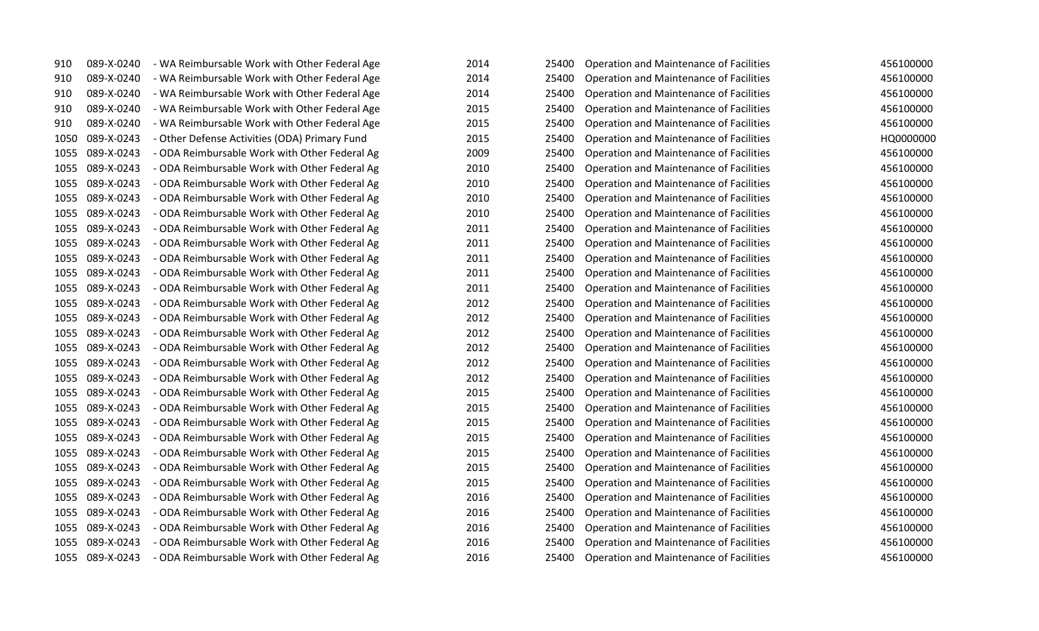| | | | | | | |
|---|---|---|---|---|---|---|
| 910 | 089-X-0240 | - WA Reimbursable Work with Other Federal Age | 2014 | 25400 | Operation and Maintenance of Facilities | 456100000 |
| 910 | 089-X-0240 | - WA Reimbursable Work with Other Federal Age | 2014 | 25400 | Operation and Maintenance of Facilities | 456100000 |
| 910 | 089-X-0240 | - WA Reimbursable Work with Other Federal Age | 2014 | 25400 | Operation and Maintenance of Facilities | 456100000 |
| 910 | 089-X-0240 | - WA Reimbursable Work with Other Federal Age | 2015 | 25400 | Operation and Maintenance of Facilities | 456100000 |
| 910 | 089-X-0240 | - WA Reimbursable Work with Other Federal Age | 2015 | 25400 | Operation and Maintenance of Facilities | 456100000 |
| 1050 | 089-X-0243 | - Other Defense Activities (ODA) Primary Fund | 2015 | 25400 | Operation and Maintenance of Facilities | HQ0000000 |
| 1055 | 089-X-0243 | - ODA Reimbursable Work with Other Federal Ag | 2009 | 25400 | Operation and Maintenance of Facilities | 456100000 |
| 1055 | 089-X-0243 | - ODA Reimbursable Work with Other Federal Ag | 2010 | 25400 | Operation and Maintenance of Facilities | 456100000 |
| 1055 | 089-X-0243 | - ODA Reimbursable Work with Other Federal Ag | 2010 | 25400 | Operation and Maintenance of Facilities | 456100000 |
| 1055 | 089-X-0243 | - ODA Reimbursable Work with Other Federal Ag | 2010 | 25400 | Operation and Maintenance of Facilities | 456100000 |
| 1055 | 089-X-0243 | - ODA Reimbursable Work with Other Federal Ag | 2010 | 25400 | Operation and Maintenance of Facilities | 456100000 |
| 1055 | 089-X-0243 | - ODA Reimbursable Work with Other Federal Ag | 2011 | 25400 | Operation and Maintenance of Facilities | 456100000 |
| 1055 | 089-X-0243 | - ODA Reimbursable Work with Other Federal Ag | 2011 | 25400 | Operation and Maintenance of Facilities | 456100000 |
| 1055 | 089-X-0243 | - ODA Reimbursable Work with Other Federal Ag | 2011 | 25400 | Operation and Maintenance of Facilities | 456100000 |
| 1055 | 089-X-0243 | - ODA Reimbursable Work with Other Federal Ag | 2011 | 25400 | Operation and Maintenance of Facilities | 456100000 |
| 1055 | 089-X-0243 | - ODA Reimbursable Work with Other Federal Ag | 2011 | 25400 | Operation and Maintenance of Facilities | 456100000 |
| 1055 | 089-X-0243 | - ODA Reimbursable Work with Other Federal Ag | 2012 | 25400 | Operation and Maintenance of Facilities | 456100000 |
| 1055 | 089-X-0243 | - ODA Reimbursable Work with Other Federal Ag | 2012 | 25400 | Operation and Maintenance of Facilities | 456100000 |
| 1055 | 089-X-0243 | - ODA Reimbursable Work with Other Federal Ag | 2012 | 25400 | Operation and Maintenance of Facilities | 456100000 |
| 1055 | 089-X-0243 | - ODA Reimbursable Work with Other Federal Ag | 2012 | 25400 | Operation and Maintenance of Facilities | 456100000 |
| 1055 | 089-X-0243 | - ODA Reimbursable Work with Other Federal Ag | 2012 | 25400 | Operation and Maintenance of Facilities | 456100000 |
| 1055 | 089-X-0243 | - ODA Reimbursable Work with Other Federal Ag | 2012 | 25400 | Operation and Maintenance of Facilities | 456100000 |
| 1055 | 089-X-0243 | - ODA Reimbursable Work with Other Federal Ag | 2015 | 25400 | Operation and Maintenance of Facilities | 456100000 |
| 1055 | 089-X-0243 | - ODA Reimbursable Work with Other Federal Ag | 2015 | 25400 | Operation and Maintenance of Facilities | 456100000 |
| 1055 | 089-X-0243 | - ODA Reimbursable Work with Other Federal Ag | 2015 | 25400 | Operation and Maintenance of Facilities | 456100000 |
| 1055 | 089-X-0243 | - ODA Reimbursable Work with Other Federal Ag | 2015 | 25400 | Operation and Maintenance of Facilities | 456100000 |
| 1055 | 089-X-0243 | - ODA Reimbursable Work with Other Federal Ag | 2015 | 25400 | Operation and Maintenance of Facilities | 456100000 |
| 1055 | 089-X-0243 | - ODA Reimbursable Work with Other Federal Ag | 2015 | 25400 | Operation and Maintenance of Facilities | 456100000 |
| 1055 | 089-X-0243 | - ODA Reimbursable Work with Other Federal Ag | 2015 | 25400 | Operation and Maintenance of Facilities | 456100000 |
| 1055 | 089-X-0243 | - ODA Reimbursable Work with Other Federal Ag | 2016 | 25400 | Operation and Maintenance of Facilities | 456100000 |
| 1055 | 089-X-0243 | - ODA Reimbursable Work with Other Federal Ag | 2016 | 25400 | Operation and Maintenance of Facilities | 456100000 |
| 1055 | 089-X-0243 | - ODA Reimbursable Work with Other Federal Ag | 2016 | 25400 | Operation and Maintenance of Facilities | 456100000 |
| 1055 | 089-X-0243 | - ODA Reimbursable Work with Other Federal Ag | 2016 | 25400 | Operation and Maintenance of Facilities | 456100000 |
| 1055 | 089-X-0243 | - ODA Reimbursable Work with Other Federal Ag | 2016 | 25400 | Operation and Maintenance of Facilities | 456100000 |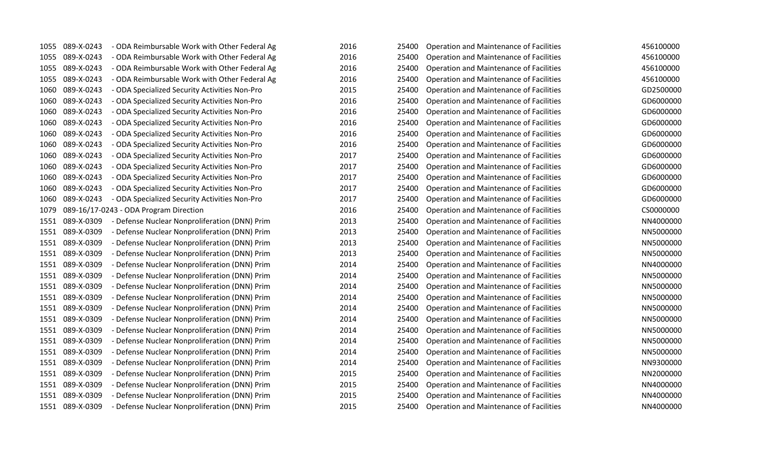| | | | | | | |
|---|---|---|---|---|---|---|
| 1055 | 089-X-0243 | - ODA Reimbursable Work with Other Federal Ag | 2016 | 25400 | Operation and Maintenance of Facilities | 456100000 |
| 1055 | 089-X-0243 | - ODA Reimbursable Work with Other Federal Ag | 2016 | 25400 | Operation and Maintenance of Facilities | 456100000 |
| 1055 | 089-X-0243 | - ODA Reimbursable Work with Other Federal Ag | 2016 | 25400 | Operation and Maintenance of Facilities | 456100000 |
| 1055 | 089-X-0243 | - ODA Reimbursable Work with Other Federal Ag | 2016 | 25400 | Operation and Maintenance of Facilities | 456100000 |
| 1060 | 089-X-0243 | - ODA Specialized Security Activities Non-Pro | 2015 | 25400 | Operation and Maintenance of Facilities | GD2500000 |
| 1060 | 089-X-0243 | - ODA Specialized Security Activities Non-Pro | 2016 | 25400 | Operation and Maintenance of Facilities | GD6000000 |
| 1060 | 089-X-0243 | - ODA Specialized Security Activities Non-Pro | 2016 | 25400 | Operation and Maintenance of Facilities | GD6000000 |
| 1060 | 089-X-0243 | - ODA Specialized Security Activities Non-Pro | 2016 | 25400 | Operation and Maintenance of Facilities | GD6000000 |
| 1060 | 089-X-0243 | - ODA Specialized Security Activities Non-Pro | 2016 | 25400 | Operation and Maintenance of Facilities | GD6000000 |
| 1060 | 089-X-0243 | - ODA Specialized Security Activities Non-Pro | 2016 | 25400 | Operation and Maintenance of Facilities | GD6000000 |
| 1060 | 089-X-0243 | - ODA Specialized Security Activities Non-Pro | 2017 | 25400 | Operation and Maintenance of Facilities | GD6000000 |
| 1060 | 089-X-0243 | - ODA Specialized Security Activities Non-Pro | 2017 | 25400 | Operation and Maintenance of Facilities | GD6000000 |
| 1060 | 089-X-0243 | - ODA Specialized Security Activities Non-Pro | 2017 | 25400 | Operation and Maintenance of Facilities | GD6000000 |
| 1060 | 089-X-0243 | - ODA Specialized Security Activities Non-Pro | 2017 | 25400 | Operation and Maintenance of Facilities | GD6000000 |
| 1060 | 089-X-0243 | - ODA Specialized Security Activities Non-Pro | 2017 | 25400 | Operation and Maintenance of Facilities | GD6000000 |
| 1079 | 089-16/17-0243 - ODA Program Direction | | 2016 | 25400 | Operation and Maintenance of Facilities | CS0000000 |
| 1551 | 089-X-0309 | - Defense Nuclear Nonproliferation (DNN) Prim | 2013 | 25400 | Operation and Maintenance of Facilities | NN4000000 |
| 1551 | 089-X-0309 | - Defense Nuclear Nonproliferation (DNN) Prim | 2013 | 25400 | Operation and Maintenance of Facilities | NN5000000 |
| 1551 | 089-X-0309 | - Defense Nuclear Nonproliferation (DNN) Prim | 2013 | 25400 | Operation and Maintenance of Facilities | NN5000000 |
| 1551 | 089-X-0309 | - Defense Nuclear Nonproliferation (DNN) Prim | 2013 | 25400 | Operation and Maintenance of Facilities | NN5000000 |
| 1551 | 089-X-0309 | - Defense Nuclear Nonproliferation (DNN) Prim | 2014 | 25400 | Operation and Maintenance of Facilities | NN4000000 |
| 1551 | 089-X-0309 | - Defense Nuclear Nonproliferation (DNN) Prim | 2014 | 25400 | Operation and Maintenance of Facilities | NN5000000 |
| 1551 | 089-X-0309 | - Defense Nuclear Nonproliferation (DNN) Prim | 2014 | 25400 | Operation and Maintenance of Facilities | NN5000000 |
| 1551 | 089-X-0309 | - Defense Nuclear Nonproliferation (DNN) Prim | 2014 | 25400 | Operation and Maintenance of Facilities | NN5000000 |
| 1551 | 089-X-0309 | - Defense Nuclear Nonproliferation (DNN) Prim | 2014 | 25400 | Operation and Maintenance of Facilities | NN5000000 |
| 1551 | 089-X-0309 | - Defense Nuclear Nonproliferation (DNN) Prim | 2014 | 25400 | Operation and Maintenance of Facilities | NN5000000 |
| 1551 | 089-X-0309 | - Defense Nuclear Nonproliferation (DNN) Prim | 2014 | 25400 | Operation and Maintenance of Facilities | NN5000000 |
| 1551 | 089-X-0309 | - Defense Nuclear Nonproliferation (DNN) Prim | 2014 | 25400 | Operation and Maintenance of Facilities | NN5000000 |
| 1551 | 089-X-0309 | - Defense Nuclear Nonproliferation (DNN) Prim | 2014 | 25400 | Operation and Maintenance of Facilities | NN5000000 |
| 1551 | 089-X-0309 | - Defense Nuclear Nonproliferation (DNN) Prim | 2014 | 25400 | Operation and Maintenance of Facilities | NN9300000 |
| 1551 | 089-X-0309 | - Defense Nuclear Nonproliferation (DNN) Prim | 2015 | 25400 | Operation and Maintenance of Facilities | NN2000000 |
| 1551 | 089-X-0309 | - Defense Nuclear Nonproliferation (DNN) Prim | 2015 | 25400 | Operation and Maintenance of Facilities | NN4000000 |
| 1551 | 089-X-0309 | - Defense Nuclear Nonproliferation (DNN) Prim | 2015 | 25400 | Operation and Maintenance of Facilities | NN4000000 |
| 1551 | 089-X-0309 | - Defense Nuclear Nonproliferation (DNN) Prim | 2015 | 25400 | Operation and Maintenance of Facilities | NN4000000 |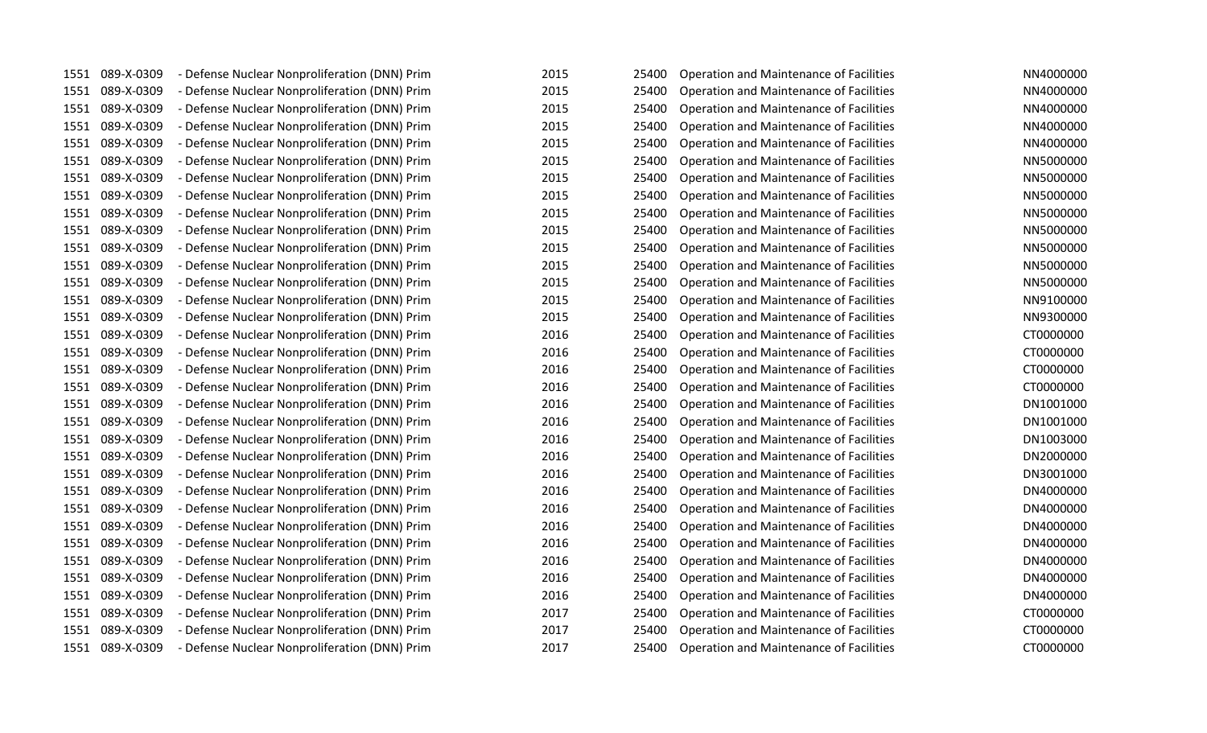| | | | | | | |
|---|---|---|---|---|---|---|
| 1551 | 089-X-0309 | - Defense Nuclear Nonproliferation (DNN) Prim | 2015 | 25400 | Operation and Maintenance of Facilities | NN4000000 |
| 1551 | 089-X-0309 | - Defense Nuclear Nonproliferation (DNN) Prim | 2015 | 25400 | Operation and Maintenance of Facilities | NN4000000 |
| 1551 | 089-X-0309 | - Defense Nuclear Nonproliferation (DNN) Prim | 2015 | 25400 | Operation and Maintenance of Facilities | NN4000000 |
| 1551 | 089-X-0309 | - Defense Nuclear Nonproliferation (DNN) Prim | 2015 | 25400 | Operation and Maintenance of Facilities | NN4000000 |
| 1551 | 089-X-0309 | - Defense Nuclear Nonproliferation (DNN) Prim | 2015 | 25400 | Operation and Maintenance of Facilities | NN4000000 |
| 1551 | 089-X-0309 | - Defense Nuclear Nonproliferation (DNN) Prim | 2015 | 25400 | Operation and Maintenance of Facilities | NN5000000 |
| 1551 | 089-X-0309 | - Defense Nuclear Nonproliferation (DNN) Prim | 2015 | 25400 | Operation and Maintenance of Facilities | NN5000000 |
| 1551 | 089-X-0309 | - Defense Nuclear Nonproliferation (DNN) Prim | 2015 | 25400 | Operation and Maintenance of Facilities | NN5000000 |
| 1551 | 089-X-0309 | - Defense Nuclear Nonproliferation (DNN) Prim | 2015 | 25400 | Operation and Maintenance of Facilities | NN5000000 |
| 1551 | 089-X-0309 | - Defense Nuclear Nonproliferation (DNN) Prim | 2015 | 25400 | Operation and Maintenance of Facilities | NN5000000 |
| 1551 | 089-X-0309 | - Defense Nuclear Nonproliferation (DNN) Prim | 2015 | 25400 | Operation and Maintenance of Facilities | NN5000000 |
| 1551 | 089-X-0309 | - Defense Nuclear Nonproliferation (DNN) Prim | 2015 | 25400 | Operation and Maintenance of Facilities | NN5000000 |
| 1551 | 089-X-0309 | - Defense Nuclear Nonproliferation (DNN) Prim | 2015 | 25400 | Operation and Maintenance of Facilities | NN5000000 |
| 1551 | 089-X-0309 | - Defense Nuclear Nonproliferation (DNN) Prim | 2015 | 25400 | Operation and Maintenance of Facilities | NN9100000 |
| 1551 | 089-X-0309 | - Defense Nuclear Nonproliferation (DNN) Prim | 2015 | 25400 | Operation and Maintenance of Facilities | NN9300000 |
| 1551 | 089-X-0309 | - Defense Nuclear Nonproliferation (DNN) Prim | 2016 | 25400 | Operation and Maintenance of Facilities | CT0000000 |
| 1551 | 089-X-0309 | - Defense Nuclear Nonproliferation (DNN) Prim | 2016 | 25400 | Operation and Maintenance of Facilities | CT0000000 |
| 1551 | 089-X-0309 | - Defense Nuclear Nonproliferation (DNN) Prim | 2016 | 25400 | Operation and Maintenance of Facilities | CT0000000 |
| 1551 | 089-X-0309 | - Defense Nuclear Nonproliferation (DNN) Prim | 2016 | 25400 | Operation and Maintenance of Facilities | CT0000000 |
| 1551 | 089-X-0309 | - Defense Nuclear Nonproliferation (DNN) Prim | 2016 | 25400 | Operation and Maintenance of Facilities | DN1001000 |
| 1551 | 089-X-0309 | - Defense Nuclear Nonproliferation (DNN) Prim | 2016 | 25400 | Operation and Maintenance of Facilities | DN1001000 |
| 1551 | 089-X-0309 | - Defense Nuclear Nonproliferation (DNN) Prim | 2016 | 25400 | Operation and Maintenance of Facilities | DN1003000 |
| 1551 | 089-X-0309 | - Defense Nuclear Nonproliferation (DNN) Prim | 2016 | 25400 | Operation and Maintenance of Facilities | DN2000000 |
| 1551 | 089-X-0309 | - Defense Nuclear Nonproliferation (DNN) Prim | 2016 | 25400 | Operation and Maintenance of Facilities | DN3001000 |
| 1551 | 089-X-0309 | - Defense Nuclear Nonproliferation (DNN) Prim | 2016 | 25400 | Operation and Maintenance of Facilities | DN4000000 |
| 1551 | 089-X-0309 | - Defense Nuclear Nonproliferation (DNN) Prim | 2016 | 25400 | Operation and Maintenance of Facilities | DN4000000 |
| 1551 | 089-X-0309 | - Defense Nuclear Nonproliferation (DNN) Prim | 2016 | 25400 | Operation and Maintenance of Facilities | DN4000000 |
| 1551 | 089-X-0309 | - Defense Nuclear Nonproliferation (DNN) Prim | 2016 | 25400 | Operation and Maintenance of Facilities | DN4000000 |
| 1551 | 089-X-0309 | - Defense Nuclear Nonproliferation (DNN) Prim | 2016 | 25400 | Operation and Maintenance of Facilities | DN4000000 |
| 1551 | 089-X-0309 | - Defense Nuclear Nonproliferation (DNN) Prim | 2016 | 25400 | Operation and Maintenance of Facilities | DN4000000 |
| 1551 | 089-X-0309 | - Defense Nuclear Nonproliferation (DNN) Prim | 2016 | 25400 | Operation and Maintenance of Facilities | DN4000000 |
| 1551 | 089-X-0309 | - Defense Nuclear Nonproliferation (DNN) Prim | 2017 | 25400 | Operation and Maintenance of Facilities | CT0000000 |
| 1551 | 089-X-0309 | - Defense Nuclear Nonproliferation (DNN) Prim | 2017 | 25400 | Operation and Maintenance of Facilities | CT0000000 |
| 1551 | 089-X-0309 | - Defense Nuclear Nonproliferation (DNN) Prim | 2017 | 25400 | Operation and Maintenance of Facilities | CT0000000 |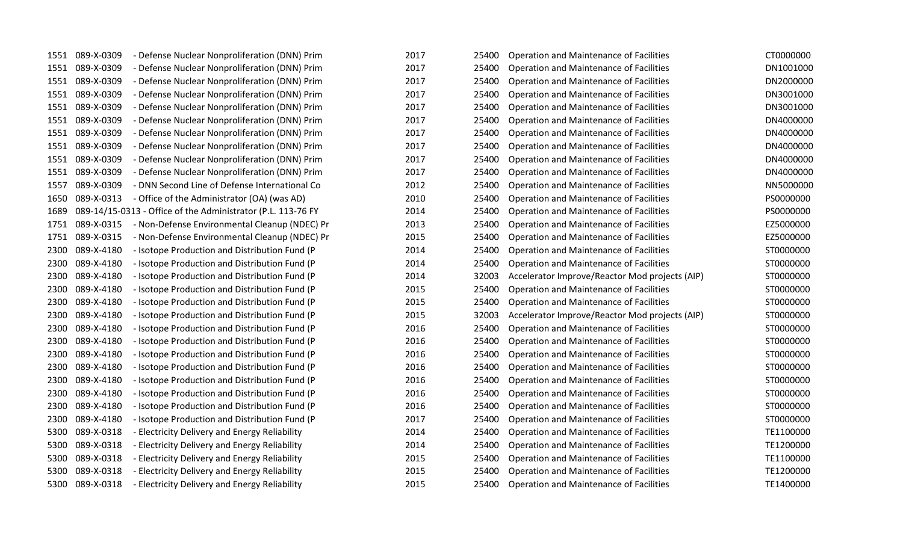| | | | | | | |
|---|---|---|---|---|---|---|
| 1551 | 089-X-0309 | - Defense Nuclear Nonproliferation (DNN) Prim | 2017 | 25400 | Operation and Maintenance of Facilities | CT0000000 |
| 1551 | 089-X-0309 | - Defense Nuclear Nonproliferation (DNN) Prim | 2017 | 25400 | Operation and Maintenance of Facilities | DN1001000 |
| 1551 | 089-X-0309 | - Defense Nuclear Nonproliferation (DNN) Prim | 2017 | 25400 | Operation and Maintenance of Facilities | DN2000000 |
| 1551 | 089-X-0309 | - Defense Nuclear Nonproliferation (DNN) Prim | 2017 | 25400 | Operation and Maintenance of Facilities | DN3001000 |
| 1551 | 089-X-0309 | - Defense Nuclear Nonproliferation (DNN) Prim | 2017 | 25400 | Operation and Maintenance of Facilities | DN3001000 |
| 1551 | 089-X-0309 | - Defense Nuclear Nonproliferation (DNN) Prim | 2017 | 25400 | Operation and Maintenance of Facilities | DN4000000 |
| 1551 | 089-X-0309 | - Defense Nuclear Nonproliferation (DNN) Prim | 2017 | 25400 | Operation and Maintenance of Facilities | DN4000000 |
| 1551 | 089-X-0309 | - Defense Nuclear Nonproliferation (DNN) Prim | 2017 | 25400 | Operation and Maintenance of Facilities | DN4000000 |
| 1551 | 089-X-0309 | - Defense Nuclear Nonproliferation (DNN) Prim | 2017 | 25400 | Operation and Maintenance of Facilities | DN4000000 |
| 1551 | 089-X-0309 | - Defense Nuclear Nonproliferation (DNN) Prim | 2017 | 25400 | Operation and Maintenance of Facilities | DN4000000 |
| 1557 | 089-X-0309 | - DNN Second Line of Defense International Co | 2012 | 25400 | Operation and Maintenance of Facilities | NN5000000 |
| 1650 | 089-X-0313 | - Office of the Administrator (OA) (was AD) | 2010 | 25400 | Operation and Maintenance of Facilities | PS0000000 |
| 1689 | 089-14/15-0313 | - Office of the Administrator (P.L. 113-76 FY | 2014 | 25400 | Operation and Maintenance of Facilities | PS0000000 |
| 1751 | 089-X-0315 | - Non-Defense Environmental Cleanup (NDEC) Pr | 2013 | 25400 | Operation and Maintenance of Facilities | EZ5000000 |
| 1751 | 089-X-0315 | - Non-Defense Environmental Cleanup (NDEC) Pr | 2015 | 25400 | Operation and Maintenance of Facilities | EZ5000000 |
| 2300 | 089-X-4180 | - Isotope Production and Distribution Fund (P | 2014 | 25400 | Operation and Maintenance of Facilities | ST0000000 |
| 2300 | 089-X-4180 | - Isotope Production and Distribution Fund (P | 2014 | 25400 | Operation and Maintenance of Facilities | ST0000000 |
| 2300 | 089-X-4180 | - Isotope Production and Distribution Fund (P | 2014 | 32003 | Accelerator Improve/Reactor Mod projects (AIP) | ST0000000 |
| 2300 | 089-X-4180 | - Isotope Production and Distribution Fund (P | 2015 | 25400 | Operation and Maintenance of Facilities | ST0000000 |
| 2300 | 089-X-4180 | - Isotope Production and Distribution Fund (P | 2015 | 25400 | Operation and Maintenance of Facilities | ST0000000 |
| 2300 | 089-X-4180 | - Isotope Production and Distribution Fund (P | 2015 | 32003 | Accelerator Improve/Reactor Mod projects (AIP) | ST0000000 |
| 2300 | 089-X-4180 | - Isotope Production and Distribution Fund (P | 2016 | 25400 | Operation and Maintenance of Facilities | ST0000000 |
| 2300 | 089-X-4180 | - Isotope Production and Distribution Fund (P | 2016 | 25400 | Operation and Maintenance of Facilities | ST0000000 |
| 2300 | 089-X-4180 | - Isotope Production and Distribution Fund (P | 2016 | 25400 | Operation and Maintenance of Facilities | ST0000000 |
| 2300 | 089-X-4180 | - Isotope Production and Distribution Fund (P | 2016 | 25400 | Operation and Maintenance of Facilities | ST0000000 |
| 2300 | 089-X-4180 | - Isotope Production and Distribution Fund (P | 2016 | 25400 | Operation and Maintenance of Facilities | ST0000000 |
| 2300 | 089-X-4180 | - Isotope Production and Distribution Fund (P | 2016 | 25400 | Operation and Maintenance of Facilities | ST0000000 |
| 2300 | 089-X-4180 | - Isotope Production and Distribution Fund (P | 2016 | 25400 | Operation and Maintenance of Facilities | ST0000000 |
| 2300 | 089-X-4180 | - Isotope Production and Distribution Fund (P | 2017 | 25400 | Operation and Maintenance of Facilities | ST0000000 |
| 5300 | 089-X-0318 | - Electricity Delivery and Energy Reliability | 2014 | 25400 | Operation and Maintenance of Facilities | TE1100000 |
| 5300 | 089-X-0318 | - Electricity Delivery and Energy Reliability | 2014 | 25400 | Operation and Maintenance of Facilities | TE1200000 |
| 5300 | 089-X-0318 | - Electricity Delivery and Energy Reliability | 2015 | 25400 | Operation and Maintenance of Facilities | TE1100000 |
| 5300 | 089-X-0318 | - Electricity Delivery and Energy Reliability | 2015 | 25400 | Operation and Maintenance of Facilities | TE1200000 |
| 5300 | 089-X-0318 | - Electricity Delivery and Energy Reliability | 2015 | 25400 | Operation and Maintenance of Facilities | TE1400000 |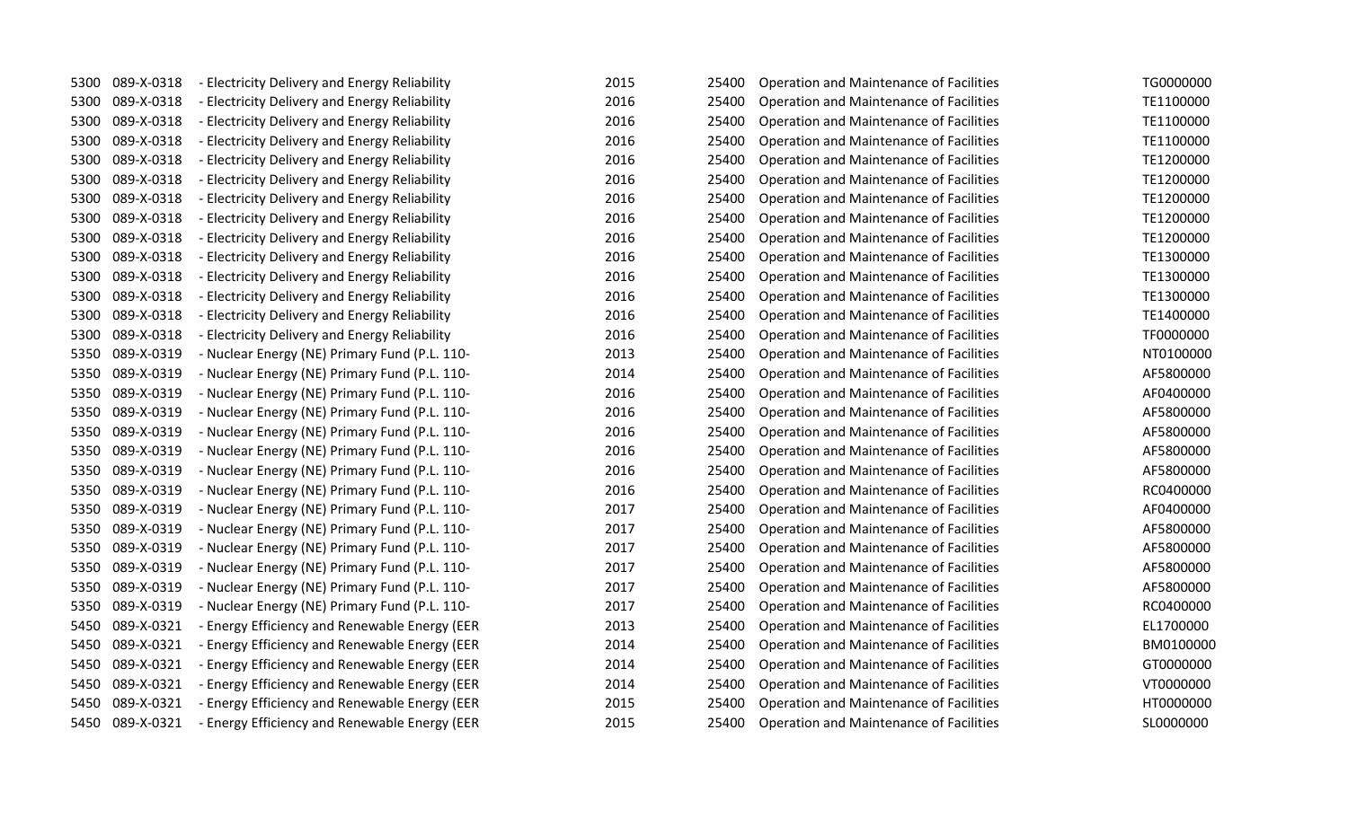| | | | | | | |
|---|---|---|---|---|---|---|
| 5300 | 089-X-0318 | - Electricity Delivery and Energy Reliability | 2015 | 25400 | Operation and Maintenance of Facilities | TG0000000 |
| 5300 | 089-X-0318 | - Electricity Delivery and Energy Reliability | 2016 | 25400 | Operation and Maintenance of Facilities | TE1100000 |
| 5300 | 089-X-0318 | - Electricity Delivery and Energy Reliability | 2016 | 25400 | Operation and Maintenance of Facilities | TE1100000 |
| 5300 | 089-X-0318 | - Electricity Delivery and Energy Reliability | 2016 | 25400 | Operation and Maintenance of Facilities | TE1100000 |
| 5300 | 089-X-0318 | - Electricity Delivery and Energy Reliability | 2016 | 25400 | Operation and Maintenance of Facilities | TE1200000 |
| 5300 | 089-X-0318 | - Electricity Delivery and Energy Reliability | 2016 | 25400 | Operation and Maintenance of Facilities | TE1200000 |
| 5300 | 089-X-0318 | - Electricity Delivery and Energy Reliability | 2016 | 25400 | Operation and Maintenance of Facilities | TE1200000 |
| 5300 | 089-X-0318 | - Electricity Delivery and Energy Reliability | 2016 | 25400 | Operation and Maintenance of Facilities | TE1200000 |
| 5300 | 089-X-0318 | - Electricity Delivery and Energy Reliability | 2016 | 25400 | Operation and Maintenance of Facilities | TE1200000 |
| 5300 | 089-X-0318 | - Electricity Delivery and Energy Reliability | 2016 | 25400 | Operation and Maintenance of Facilities | TE1300000 |
| 5300 | 089-X-0318 | - Electricity Delivery and Energy Reliability | 2016 | 25400 | Operation and Maintenance of Facilities | TE1300000 |
| 5300 | 089-X-0318 | - Electricity Delivery and Energy Reliability | 2016 | 25400 | Operation and Maintenance of Facilities | TE1300000 |
| 5300 | 089-X-0318 | - Electricity Delivery and Energy Reliability | 2016 | 25400 | Operation and Maintenance of Facilities | TE1400000 |
| 5300 | 089-X-0318 | - Electricity Delivery and Energy Reliability | 2016 | 25400 | Operation and Maintenance of Facilities | TF0000000 |
| 5350 | 089-X-0319 | - Nuclear Energy (NE) Primary Fund (P.L. 110- | 2013 | 25400 | Operation and Maintenance of Facilities | NT0100000 |
| 5350 | 089-X-0319 | - Nuclear Energy (NE) Primary Fund (P.L. 110- | 2014 | 25400 | Operation and Maintenance of Facilities | AF5800000 |
| 5350 | 089-X-0319 | - Nuclear Energy (NE) Primary Fund (P.L. 110- | 2016 | 25400 | Operation and Maintenance of Facilities | AF0400000 |
| 5350 | 089-X-0319 | - Nuclear Energy (NE) Primary Fund (P.L. 110- | 2016 | 25400 | Operation and Maintenance of Facilities | AF5800000 |
| 5350 | 089-X-0319 | - Nuclear Energy (NE) Primary Fund (P.L. 110- | 2016 | 25400 | Operation and Maintenance of Facilities | AF5800000 |
| 5350 | 089-X-0319 | - Nuclear Energy (NE) Primary Fund (P.L. 110- | 2016 | 25400 | Operation and Maintenance of Facilities | AF5800000 |
| 5350 | 089-X-0319 | - Nuclear Energy (NE) Primary Fund (P.L. 110- | 2016 | 25400 | Operation and Maintenance of Facilities | AF5800000 |
| 5350 | 089-X-0319 | - Nuclear Energy (NE) Primary Fund (P.L. 110- | 2016 | 25400 | Operation and Maintenance of Facilities | RC0400000 |
| 5350 | 089-X-0319 | - Nuclear Energy (NE) Primary Fund (P.L. 110- | 2017 | 25400 | Operation and Maintenance of Facilities | AF0400000 |
| 5350 | 089-X-0319 | - Nuclear Energy (NE) Primary Fund (P.L. 110- | 2017 | 25400 | Operation and Maintenance of Facilities | AF5800000 |
| 5350 | 089-X-0319 | - Nuclear Energy (NE) Primary Fund (P.L. 110- | 2017 | 25400 | Operation and Maintenance of Facilities | AF5800000 |
| 5350 | 089-X-0319 | - Nuclear Energy (NE) Primary Fund (P.L. 110- | 2017 | 25400 | Operation and Maintenance of Facilities | AF5800000 |
| 5350 | 089-X-0319 | - Nuclear Energy (NE) Primary Fund (P.L. 110- | 2017 | 25400 | Operation and Maintenance of Facilities | AF5800000 |
| 5350 | 089-X-0319 | - Nuclear Energy (NE) Primary Fund (P.L. 110- | 2017 | 25400 | Operation and Maintenance of Facilities | RC0400000 |
| 5450 | 089-X-0321 | - Energy Efficiency and Renewable Energy (EER | 2013 | 25400 | Operation and Maintenance of Facilities | EL1700000 |
| 5450 | 089-X-0321 | - Energy Efficiency and Renewable Energy (EER | 2014 | 25400 | Operation and Maintenance of Facilities | BM0100000 |
| 5450 | 089-X-0321 | - Energy Efficiency and Renewable Energy (EER | 2014 | 25400 | Operation and Maintenance of Facilities | GT0000000 |
| 5450 | 089-X-0321 | - Energy Efficiency and Renewable Energy (EER | 2014 | 25400 | Operation and Maintenance of Facilities | VT0000000 |
| 5450 | 089-X-0321 | - Energy Efficiency and Renewable Energy (EER | 2015 | 25400 | Operation and Maintenance of Facilities | HT0000000 |
| 5450 | 089-X-0321 | - Energy Efficiency and Renewable Energy (EER | 2015 | 25400 | Operation and Maintenance of Facilities | SL0000000 |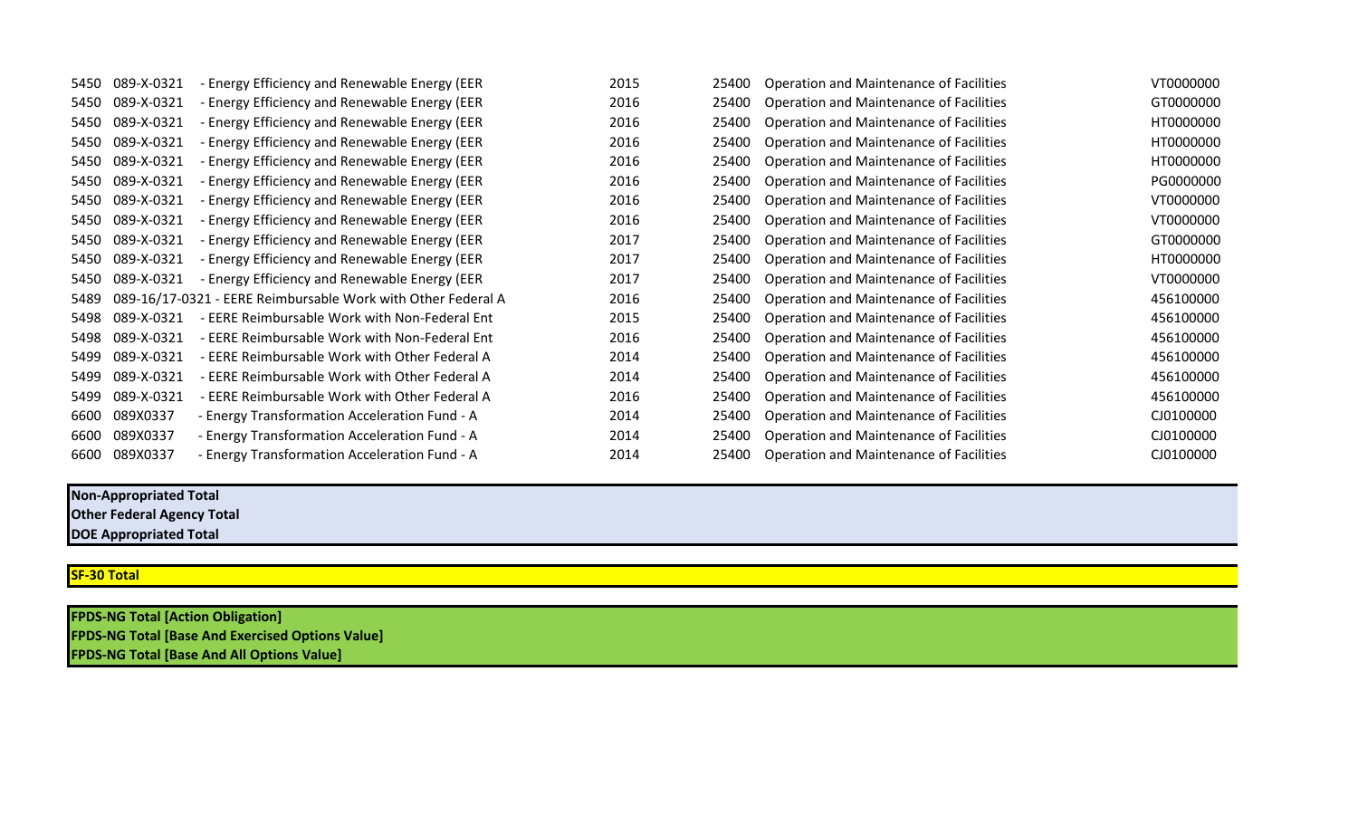| | | | | | | |
|---|---|---|---|---|---|---|
| 5450 | 089-X-0321 | - Energy Efficiency and Renewable Energy (EER | 2015 | 25400 | Operation and Maintenance of Facilities | VT0000000 |
| 5450 | 089-X-0321 | - Energy Efficiency and Renewable Energy (EER | 2016 | 25400 | Operation and Maintenance of Facilities | GT0000000 |
| 5450 | 089-X-0321 | - Energy Efficiency and Renewable Energy (EER | 2016 | 25400 | Operation and Maintenance of Facilities | HT0000000 |
| 5450 | 089-X-0321 | - Energy Efficiency and Renewable Energy (EER | 2016 | 25400 | Operation and Maintenance of Facilities | HT0000000 |
| 5450 | 089-X-0321 | - Energy Efficiency and Renewable Energy (EER | 2016 | 25400 | Operation and Maintenance of Facilities | HT0000000 |
| 5450 | 089-X-0321 | - Energy Efficiency and Renewable Energy (EER | 2016 | 25400 | Operation and Maintenance of Facilities | PG0000000 |
| 5450 | 089-X-0321 | - Energy Efficiency and Renewable Energy (EER | 2016 | 25400 | Operation and Maintenance of Facilities | VT0000000 |
| 5450 | 089-X-0321 | - Energy Efficiency and Renewable Energy (EER | 2016 | 25400 | Operation and Maintenance of Facilities | VT0000000 |
| 5450 | 089-X-0321 | - Energy Efficiency and Renewable Energy (EER | 2017 | 25400 | Operation and Maintenance of Facilities | GT0000000 |
| 5450 | 089-X-0321 | - Energy Efficiency and Renewable Energy (EER | 2017 | 25400 | Operation and Maintenance of Facilities | HT0000000 |
| 5450 | 089-X-0321 | - Energy Efficiency and Renewable Energy (EER | 2017 | 25400 | Operation and Maintenance of Facilities | VT0000000 |
| 5489 | 089-16/17-0321 | - EERE Reimbursable Work with Other Federal A | 2016 | 25400 | Operation and Maintenance of Facilities | 456100000 |
| 5498 | 089-X-0321 | - EERE Reimbursable Work with Non-Federal Ent | 2015 | 25400 | Operation and Maintenance of Facilities | 456100000 |
| 5498 | 089-X-0321 | - EERE Reimbursable Work with Non-Federal Ent | 2016 | 25400 | Operation and Maintenance of Facilities | 456100000 |
| 5499 | 089-X-0321 | - EERE Reimbursable Work with Other Federal A | 2014 | 25400 | Operation and Maintenance of Facilities | 456100000 |
| 5499 | 089-X-0321 | - EERE Reimbursable Work with Other Federal A | 2014 | 25400 | Operation and Maintenance of Facilities | 456100000 |
| 5499 | 089-X-0321 | - EERE Reimbursable Work with Other Federal A | 2016 | 25400 | Operation and Maintenance of Facilities | 456100000 |
| 6600 | 089X0337 | - Energy Transformation Acceleration Fund - A | 2014 | 25400 | Operation and Maintenance of Facilities | CJ0100000 |
| 6600 | 089X0337 | - Energy Transformation Acceleration Fund - A | 2014 | 25400 | Operation and Maintenance of Facilities | CJ0100000 |
| 6600 | 089X0337 | - Energy Transformation Acceleration Fund - A | 2014 | 25400 | Operation and Maintenance of Facilities | CJ0100000 |

**Non-Appropriated Total**
**Other Federal Agency Total**
**DOE Appropriated Total**

**SF-30 Total**

**FPDS-NG Total [Action Obligation]**
**FPDS-NG Total [Base And Exercised Options Value]**
**FPDS-NG Total [Base And All Options Value]**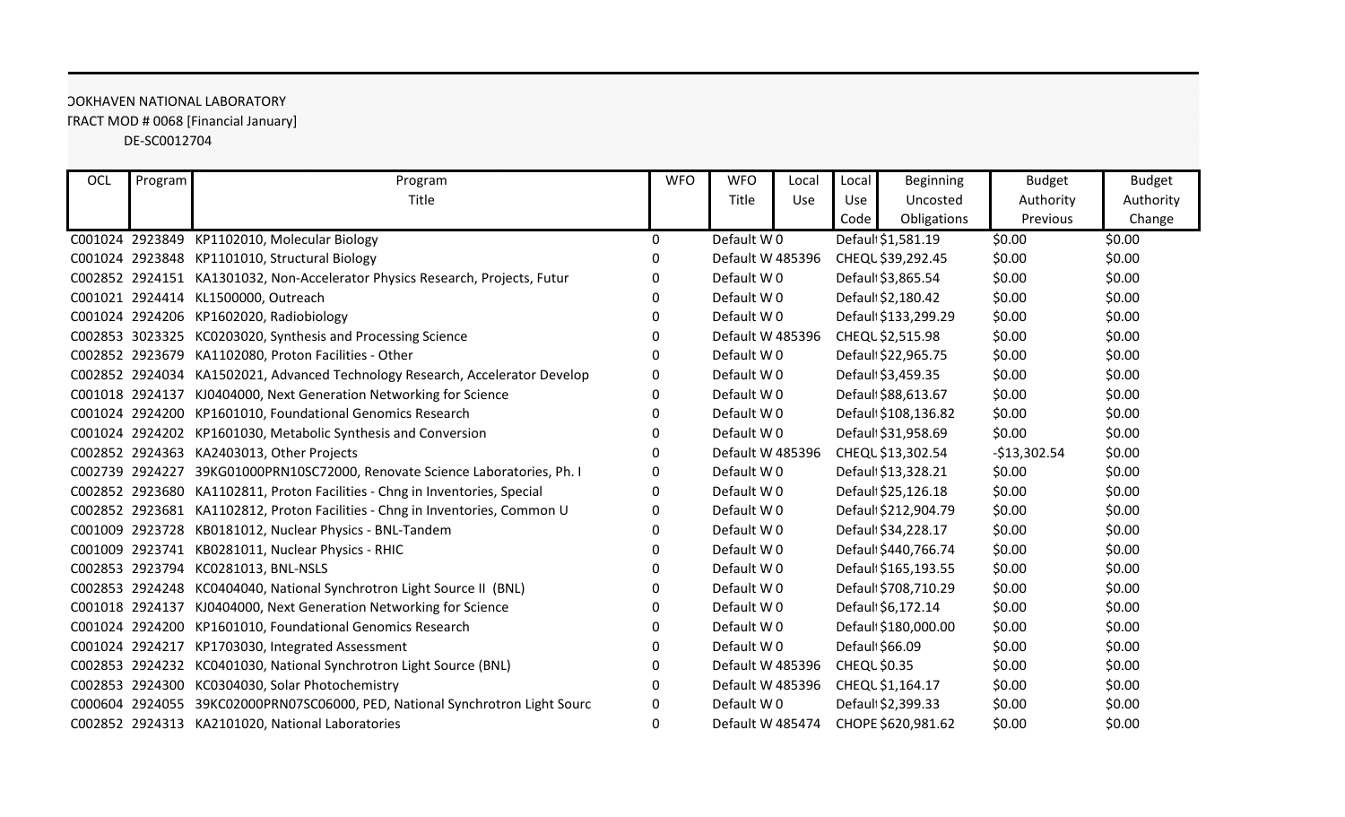ΟΟΚΗΑVEN NATIONAL LABORATORY

TRACT MOD # 0068 [Financial January]

DE-SC0012704

| OCL | Program | Program Title | WFO | WFO Title | Local Use | Local Use Code | Beginning Uncosted Obligations | Budget Authority Previous | Budget Authority Change |
|---|---|---|---|---|---|---|---|---|---|
| C001024 | 2923849 | KP1102010, Molecular Biology | 0 | Default W | 0 | Defaul | $1,581.19 | $0.00 | $0.00 |
| C001024 | 2923848 | KP1101010, Structural Biology | 0 | Default W | 485396 | CHEQL | $39,292.45 | $0.00 | $0.00 |
| C002852 | 2924151 | KA1301032, Non-Accelerator Physics Research, Projects, Futur | 0 | Default W | 0 | Defaul | $3,865.54 | $0.00 | $0.00 |
| C001021 | 2924414 | KL1500000, Outreach | 0 | Default W | 0 | Defaul | $2,180.42 | $0.00 | $0.00 |
| C001024 | 2924206 | KP1602020, Radiobiology | 0 | Default W | 0 | Defaul | $133,299.29 | $0.00 | $0.00 |
| C002853 | 3023325 | KC0203020, Synthesis and Processing Science | 0 | Default W | 485396 | CHEQL | $2,515.98 | $0.00 | $0.00 |
| C002852 | 2923679 | KA1102080, Proton Facilities - Other | 0 | Default W | 0 | Defaul | $22,965.75 | $0.00 | $0.00 |
| C002852 | 2924034 | KA1502021, Advanced Technology Research, Accelerator Develop | 0 | Default W | 0 | Defaul | $3,459.35 | $0.00 | $0.00 |
| C001018 | 2924137 | KJ0404000, Next Generation Networking for Science | 0 | Default W | 0 | Defaul | $88,613.67 | $0.00 | $0.00 |
| C001024 | 2924200 | KP1601010, Foundational Genomics Research | 0 | Default W | 0 | Defaul | $108,136.82 | $0.00 | $0.00 |
| C001024 | 2924202 | KP1601030, Metabolic Synthesis and Conversion | 0 | Default W | 0 | Defaul | $31,958.69 | $0.00 | $0.00 |
| C002852 | 2924363 | KA2403013, Other Projects | 0 | Default W | 485396 | CHEQL | $13,302.54 | -$13,302.54 | $0.00 |
| C002739 | 2924227 | 39KG01000PRN10SC72000, Renovate Science Laboratories, Ph. I | 0 | Default W | 0 | Defaul | $13,328.21 | $0.00 | $0.00 |
| C002852 | 2923680 | KA1102811, Proton Facilities - Chng in Inventories, Special | 0 | Default W | 0 | Defaul | $25,126.18 | $0.00 | $0.00 |
| C002852 | 2923681 | KA1102812, Proton Facilities - Chng in Inventories, Common U | 0 | Default W | 0 | Defaul | $212,904.79 | $0.00 | $0.00 |
| C001009 | 2923728 | KB0181012, Nuclear Physics - BNL-Tandem | 0 | Default W | 0 | Defaul | $34,228.17 | $0.00 | $0.00 |
| C001009 | 2923741 | KB0281011, Nuclear Physics - RHIC | 0 | Default W | 0 | Defaul | $440,766.74 | $0.00 | $0.00 |
| C002853 | 2923794 | KC0281013, BNL-NSLS | 0 | Default W | 0 | Defaul | $165,193.55 | $0.00 | $0.00 |
| C002853 | 2924248 | KC0404040, National Synchrotron Light Source II (BNL) | 0 | Default W | 0 | Defaul | $708,710.29 | $0.00 | $0.00 |
| C001018 | 2924137 | KJ0404000, Next Generation Networking for Science | 0 | Default W | 0 | Defaul | $6,172.14 | $0.00 | $0.00 |
| C001024 | 2924200 | KP1601010, Foundational Genomics Research | 0 | Default W | 0 | Defaul | $180,000.00 | $0.00 | $0.00 |
| C001024 | 2924217 | KP1703030, Integrated Assessment | 0 | Default W | 0 | Defaul | $66.09 | $0.00 | $0.00 |
| C002853 | 2924232 | KC0401030, National Synchrotron Light Source (BNL) | 0 | Default W | 485396 | CHEQL | $0.35 | $0.00 | $0.00 |
| C002853 | 2924300 | KC0304030, Solar Photochemistry | 0 | Default W | 485396 | CHEQL | $1,164.17 | $0.00 | $0.00 |
| C000604 | 2924055 | 39KC02000PRN07SC06000, PED, National Synchrotron Light Sourc | 0 | Default W | 0 | Defaul | $2,399.33 | $0.00 | $0.00 |
| C002852 | 2924313 | KA2101020, National Laboratories | 0 | Default W | 485474 | CHOPE | $620,981.62 | $0.00 | $0.00 |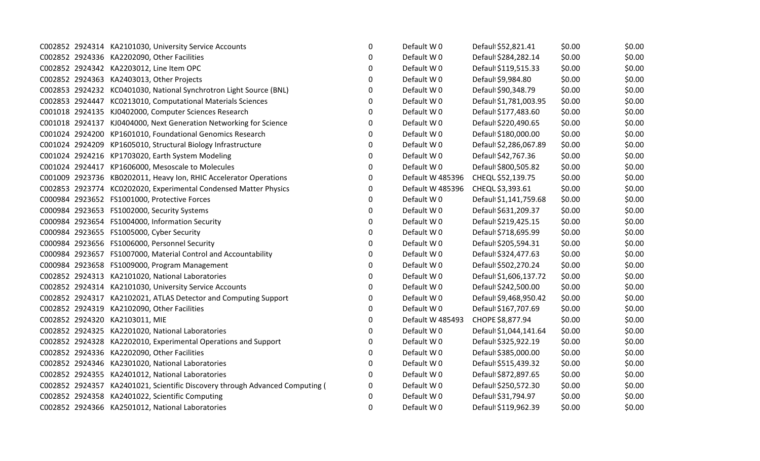| | | | | | | | |
|---|---|---|---|---|---|---|---|
| C002852 | 2924314 | KA2101030, University Service Accounts | 0 | Default W 0 | Defaul $52,821.41 | $0.00 | $0.00 |
| C002852 | 2924336 | KA2202090, Other Facilities | 0 | Default W 0 | Defaul $284,282.14 | $0.00 | $0.00 |
| C002852 | 2924342 | KA2203012, Line Item OPC | 0 | Default W 0 | Defaul $119,515.33 | $0.00 | $0.00 |
| C002852 | 2924363 | KA2403013, Other Projects | 0 | Default W 0 | Defaul $9,984.80 | $0.00 | $0.00 |
| C002853 | 2924232 | KC0401030, National Synchrotron Light Source (BNL) | 0 | Default W 0 | Defaul $90,348.79 | $0.00 | $0.00 |
| C002853 | 2924447 | KC0213010, Computational Materials Sciences | 0 | Default W 0 | Defaul $1,781,003.95 | $0.00 | $0.00 |
| C001018 | 2924135 | KJ0402000, Computer Sciences Research | 0 | Default W 0 | Defaul $177,483.60 | $0.00 | $0.00 |
| C001018 | 2924137 | KJ0404000, Next Generation Networking for Science | 0 | Default W 0 | Defaul $220,490.65 | $0.00 | $0.00 |
| C001024 | 2924200 | KP1601010, Foundational Genomics Research | 0 | Default W 0 | Defaul $180,000.00 | $0.00 | $0.00 |
| C001024 | 2924209 | KP1605010, Structural Biology Infrastructure | 0 | Default W 0 | Defaul $2,286,067.89 | $0.00 | $0.00 |
| C001024 | 2924216 | KP1703020, Earth System Modeling | 0 | Default W 0 | Defaul $42,767.36 | $0.00 | $0.00 |
| C001024 | 2924417 | KP1606000, Mesoscale to Molecules | 0 | Default W 0 | Defaul $800,505.82 | $0.00 | $0.00 |
| C001009 | 2923736 | KB0202011, Heavy Ion, RHIC Accelerator Operations | 0 | Default W 485396 | CHEQL $52,139.75 | $0.00 | $0.00 |
| C002853 | 2923774 | KC0202020, Experimental Condensed Matter Physics | 0 | Default W 485396 | CHEQL $3,393.61 | $0.00 | $0.00 |
| C000984 | 2923652 | FS1001000, Protective Forces | 0 | Default W 0 | Defaul $1,141,759.68 | $0.00 | $0.00 |
| C000984 | 2923653 | FS1002000, Security Systems | 0 | Default W 0 | Defaul $631,209.37 | $0.00 | $0.00 |
| C000984 | 2923654 | FS1004000, Information Security | 0 | Default W 0 | Defaul $219,425.15 | $0.00 | $0.00 |
| C000984 | 2923655 | FS1005000, Cyber Security | 0 | Default W 0 | Defaul $718,695.99 | $0.00 | $0.00 |
| C000984 | 2923656 | FS1006000, Personnel Security | 0 | Default W 0 | Defaul $205,594.31 | $0.00 | $0.00 |
| C000984 | 2923657 | FS1007000, Material Control and Accountability | 0 | Default W 0 | Defaul $324,477.63 | $0.00 | $0.00 |
| C000984 | 2923658 | FS1009000, Program Management | 0 | Default W 0 | Defaul $502,270.24 | $0.00 | $0.00 |
| C002852 | 2924313 | KA2101020, National Laboratories | 0 | Default W 0 | Defaul $1,606,137.72 | $0.00 | $0.00 |
| C002852 | 2924314 | KA2101030, University Service Accounts | 0 | Default W 0 | Defaul $242,500.00 | $0.00 | $0.00 |
| C002852 | 2924317 | KA2102021, ATLAS Detector and Computing Support | 0 | Default W 0 | Defaul $9,468,950.42 | $0.00 | $0.00 |
| C002852 | 2924319 | KA2102090, Other Facilities | 0 | Default W 0 | Defaul $167,707.69 | $0.00 | $0.00 |
| C002852 | 2924320 | KA2103011, MIE | 0 | Default W 485493 | CHOPE $8,877.94 | $0.00 | $0.00 |
| C002852 | 2924325 | KA2201020, National Laboratories | 0 | Default W 0 | Defaul $1,044,141.64 | $0.00 | $0.00 |
| C002852 | 2924328 | KA2202010, Experimental Operations and Support | 0 | Default W 0 | Defaul $325,922.19 | $0.00 | $0.00 |
| C002852 | 2924336 | KA2202090, Other Facilities | 0 | Default W 0 | Defaul $385,000.00 | $0.00 | $0.00 |
| C002852 | 2924346 | KA2301020, National Laboratories | 0 | Default W 0 | Defaul $515,439.32 | $0.00 | $0.00 |
| C002852 | 2924355 | KA2401012, National Laboratories | 0 | Default W 0 | Defaul $872,897.65 | $0.00 | $0.00 |
| C002852 | 2924357 | KA2401021, Scientific Discovery through Advanced Computing ( | 0 | Default W 0 | Defaul $250,572.30 | $0.00 | $0.00 |
| C002852 | 2924358 | KA2401022, Scientific Computing | 0 | Default W 0 | Defaul $31,794.97 | $0.00 | $0.00 |
| C002852 | 2924366 | KA2501012, National Laboratories | 0 | Default W 0 | Defaul $119,962.39 | $0.00 | $0.00 |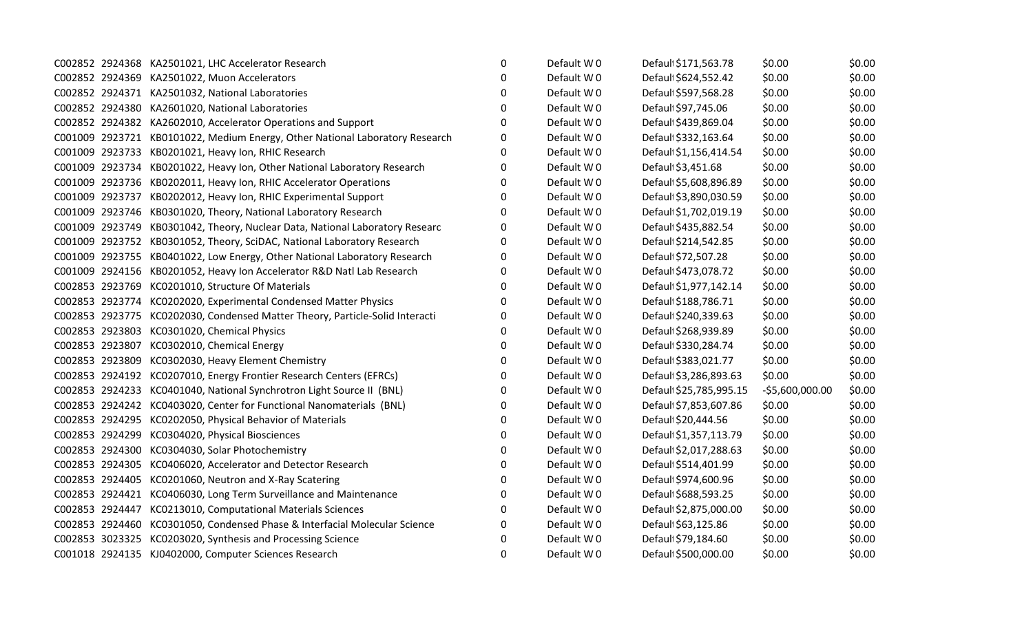| | | | | | | | |
|---|---|---|---|---|---|---|---|
| C002852 | 2924368 | KA2501021, LHC Accelerator Research | 0 | Default W 0 | Default $171,563.78 | $0.00 | $0.00 |
| C002852 | 2924369 | KA2501022, Muon Accelerators | 0 | Default W 0 | Default $624,552.42 | $0.00 | $0.00 |
| C002852 | 2924371 | KA2501032, National Laboratories | 0 | Default W 0 | Default $597,568.28 | $0.00 | $0.00 |
| C002852 | 2924380 | KA2601020, National Laboratories | 0 | Default W 0 | Default $97,745.06 | $0.00 | $0.00 |
| C002852 | 2924382 | KA2602010, Accelerator Operations and Support | 0 | Default W 0 | Default $439,869.04 | $0.00 | $0.00 |
| C001009 | 2923721 | KB0101022, Medium Energy, Other National Laboratory Research | 0 | Default W 0 | Default $332,163.64 | $0.00 | $0.00 |
| C001009 | 2923733 | KB0201021, Heavy Ion, RHIC Research | 0 | Default W 0 | Default $1,156,414.54 | $0.00 | $0.00 |
| C001009 | 2923734 | KB0201022, Heavy Ion, Other National Laboratory Research | 0 | Default W 0 | Default $3,451.68 | $0.00 | $0.00 |
| C001009 | 2923736 | KB0202011, Heavy Ion, RHIC Accelerator Operations | 0 | Default W 0 | Default $5,608,896.89 | $0.00 | $0.00 |
| C001009 | 2923737 | KB0202012, Heavy Ion, RHIC Experimental Support | 0 | Default W 0 | Default $3,890,030.59 | $0.00 | $0.00 |
| C001009 | 2923746 | KB0301020, Theory, National Laboratory Research | 0 | Default W 0 | Default $1,702,019.19 | $0.00 | $0.00 |
| C001009 | 2923749 | KB0301042, Theory, Nuclear Data, National Laboratory Researc | 0 | Default W 0 | Default $435,882.54 | $0.00 | $0.00 |
| C001009 | 2923752 | KB0301052, Theory, SciDAC, National Laboratory Research | 0 | Default W 0 | Default $214,542.85 | $0.00 | $0.00 |
| C001009 | 2923755 | KB0401022, Low Energy, Other National Laboratory Research | 0 | Default W 0 | Default $72,507.28 | $0.00 | $0.00 |
| C001009 | 2924156 | KB0201052, Heavy Ion Accelerator R&D Natl Lab Research | 0 | Default W 0 | Default $473,078.72 | $0.00 | $0.00 |
| C002853 | 2923769 | KC0201010, Structure Of Materials | 0 | Default W 0 | Default $1,977,142.14 | $0.00 | $0.00 |
| C002853 | 2923774 | KC0202020, Experimental Condensed Matter Physics | 0 | Default W 0 | Default $188,786.71 | $0.00 | $0.00 |
| C002853 | 2923775 | KC0202030, Condensed Matter Theory, Particle-Solid Interacti | 0 | Default W 0 | Default $240,339.63 | $0.00 | $0.00 |
| C002853 | 2923803 | KC0301020, Chemical Physics | 0 | Default W 0 | Default $268,939.89 | $0.00 | $0.00 |
| C002853 | 2923807 | KC0302010, Chemical Energy | 0 | Default W 0 | Default $330,284.74 | $0.00 | $0.00 |
| C002853 | 2923809 | KC0302030, Heavy Element Chemistry | 0 | Default W 0 | Default $383,021.77 | $0.00 | $0.00 |
| C002853 | 2924192 | KC0207010, Energy Frontier Research Centers (EFRCs) | 0 | Default W 0 | Default $3,286,893.63 | $0.00 | $0.00 |
| C002853 | 2924233 | KC0401040, National Synchrotron Light Source II (BNL) | 0 | Default W 0 | Default $25,785,995.15 | -$5,600,000.00 | $0.00 |
| C002853 | 2924242 | KC0403020, Center for Functional Nanomaterials (BNL) | 0 | Default W 0 | Default $7,853,607.86 | $0.00 | $0.00 |
| C002853 | 2924295 | KC0202050, Physical Behavior of Materials | 0 | Default W 0 | Default $20,444.56 | $0.00 | $0.00 |
| C002853 | 2924299 | KC0304020, Physical Biosciences | 0 | Default W 0 | Default $1,357,113.79 | $0.00 | $0.00 |
| C002853 | 2924300 | KC0304030, Solar Photochemistry | 0 | Default W 0 | Default $2,017,288.63 | $0.00 | $0.00 |
| C002853 | 2924305 | KC0406020, Accelerator and Detector Research | 0 | Default W 0 | Default $514,401.99 | $0.00 | $0.00 |
| C002853 | 2924405 | KC0201060, Neutron and X-Ray Scatering | 0 | Default W 0 | Default $974,600.96 | $0.00 | $0.00 |
| C002853 | 2924421 | KC0406030, Long Term Surveillance and Maintenance | 0 | Default W 0 | Default $688,593.25 | $0.00 | $0.00 |
| C002853 | 2924447 | KC0213010, Computational Materials Sciences | 0 | Default W 0 | Default $2,875,000.00 | $0.00 | $0.00 |
| C002853 | 2924460 | KC0301050, Condensed Phase & Interfacial Molecular Science | 0 | Default W 0 | Default $63,125.86 | $0.00 | $0.00 |
| C002853 | 3023325 | KC0203020, Synthesis and Processing Science | 0 | Default W 0 | Default $79,184.60 | $0.00 | $0.00 |
| C001018 | 2924135 | KJ0402000, Computer Sciences Research | 0 | Default W 0 | Default $500,000.00 | $0.00 | $0.00 |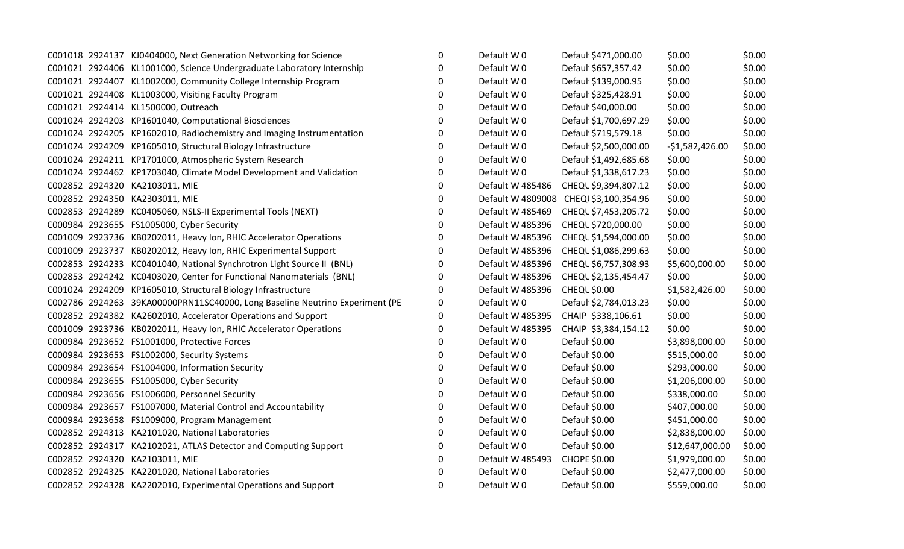| | | | | | | | | |
|---|---|---|---|---|---|---|---|---|
| C001018 | 2924137 | KJ0404000, Next Generation Networking for Science | 0 | Default W 0 | Defaul | $471,000.00 | $0.00 | $0.00 |
| C001021 | 2924406 | KL1001000, Science Undergraduate Laboratory Internship | 0 | Default W 0 | Defaul | $657,357.42 | $0.00 | $0.00 |
| C001021 | 2924407 | KL1002000, Community College Internship Program | 0 | Default W 0 | Defaul | $139,000.95 | $0.00 | $0.00 |
| C001021 | 2924408 | KL1003000, Visiting Faculty Program | 0 | Default W 0 | Defaul | $325,428.91 | $0.00 | $0.00 |
| C001021 | 2924414 | KL1500000, Outreach | 0 | Default W 0 | Defaul | $40,000.00 | $0.00 | $0.00 |
| C001024 | 2924203 | KP1601040, Computational Biosciences | 0 | Default W 0 | Defaul | $1,700,697.29 | $0.00 | $0.00 |
| C001024 | 2924205 | KP1602010, Radiochemistry and Imaging Instrumentation | 0 | Default W 0 | Defaul | $719,579.18 | $0.00 | $0.00 |
| C001024 | 2924209 | KP1605010, Structural Biology Infrastructure | 0 | Default W 0 | Defaul | $2,500,000.00 | -$1,582,426.00 | $0.00 |
| C001024 | 2924211 | KP1701000, Atmospheric System Research | 0 | Default W 0 | Defaul | $1,492,685.68 | $0.00 | $0.00 |
| C001024 | 2924462 | KP1703040, Climate Model Development and Validation | 0 | Default W 0 | Defaul | $1,338,617.23 | $0.00 | $0.00 |
| C002852 | 2924320 | KA2103011, MIE | 0 | Default W 485486 | CHEQL | $9,394,807.12 | $0.00 | $0.00 |
| C002852 | 2924350 | KA2303011, MIE | 0 | Default W 4809008 | CHEQL | $3,100,354.96 | $0.00 | $0.00 |
| C002853 | 2924289 | KC0405060, NSLS-II Experimental Tools (NEXT) | 0 | Default W 485469 | CHEQL | $7,453,205.72 | $0.00 | $0.00 |
| C000984 | 2923655 | FS1005000, Cyber Security | 0 | Default W 485396 | CHEQL | $720,000.00 | $0.00 | $0.00 |
| C001009 | 2923736 | KB0202011, Heavy Ion, RHIC Accelerator Operations | 0 | Default W 485396 | CHEQL | $1,594,000.00 | $0.00 | $0.00 |
| C001009 | 2923737 | KB0202012, Heavy Ion, RHIC Experimental Support | 0 | Default W 485396 | CHEQL | $1,086,299.63 | $0.00 | $0.00 |
| C002853 | 2924233 | KC0401040, National Synchrotron Light Source II (BNL) | 0 | Default W 485396 | CHEQL | $6,757,308.93 | $5,600,000.00 | $0.00 |
| C002853 | 2924242 | KC0403020, Center for Functional Nanomaterials (BNL) | 0 | Default W 485396 | CHEQL | $2,135,454.47 | $0.00 | $0.00 |
| C001024 | 2924209 | KP1605010, Structural Biology Infrastructure | 0 | Default W 485396 | CHEQL | $0.00 | $1,582,426.00 | $0.00 |
| C002786 | 2924263 | 39KA00000PRN11SC40000, Long Baseline Neutrino Experiment (PE | 0 | Default W 0 | Defaul | $2,784,013.23 | $0.00 | $0.00 |
| C002852 | 2924382 | KA2602010, Accelerator Operations and Support | 0 | Default W 485395 | CHAIP | $338,106.61 | $0.00 | $0.00 |
| C001009 | 2923736 | KB0202011, Heavy Ion, RHIC Accelerator Operations | 0 | Default W 485395 | CHAIP | $3,384,154.12 | $0.00 | $0.00 |
| C000984 | 2923652 | FS1001000, Protective Forces | 0 | Default W 0 | Defaul | $0.00 | $3,898,000.00 | $0.00 |
| C000984 | 2923653 | FS1002000, Security Systems | 0 | Default W 0 | Defaul | $0.00 | $515,000.00 | $0.00 |
| C000984 | 2923654 | FS1004000, Information Security | 0 | Default W 0 | Defaul | $0.00 | $293,000.00 | $0.00 |
| C000984 | 2923655 | FS1005000, Cyber Security | 0 | Default W 0 | Defaul | $0.00 | $1,206,000.00 | $0.00 |
| C000984 | 2923656 | FS1006000, Personnel Security | 0 | Default W 0 | Defaul | $0.00 | $338,000.00 | $0.00 |
| C000984 | 2923657 | FS1007000, Material Control and Accountability | 0 | Default W 0 | Defaul | $0.00 | $407,000.00 | $0.00 |
| C000984 | 2923658 | FS1009000, Program Management | 0 | Default W 0 | Defaul | $0.00 | $451,000.00 | $0.00 |
| C002852 | 2924313 | KA2101020, National Laboratories | 0 | Default W 0 | Defaul | $0.00 | $2,838,000.00 | $0.00 |
| C002852 | 2924317 | KA2102021, ATLAS Detector and Computing Support | 0 | Default W 0 | Defaul | $0.00 | $12,647,000.00 | $0.00 |
| C002852 | 2924320 | KA2103011, MIE | 0 | Default W 485493 | CHOPE | $0.00 | $1,979,000.00 | $0.00 |
| C002852 | 2924325 | KA2201020, National Laboratories | 0 | Default W 0 | Defaul | $0.00 | $2,477,000.00 | $0.00 |
| C002852 | 2924328 | KA2202010, Experimental Operations and Support | 0 | Default W 0 | Defaul | $0.00 | $559,000.00 | $0.00 |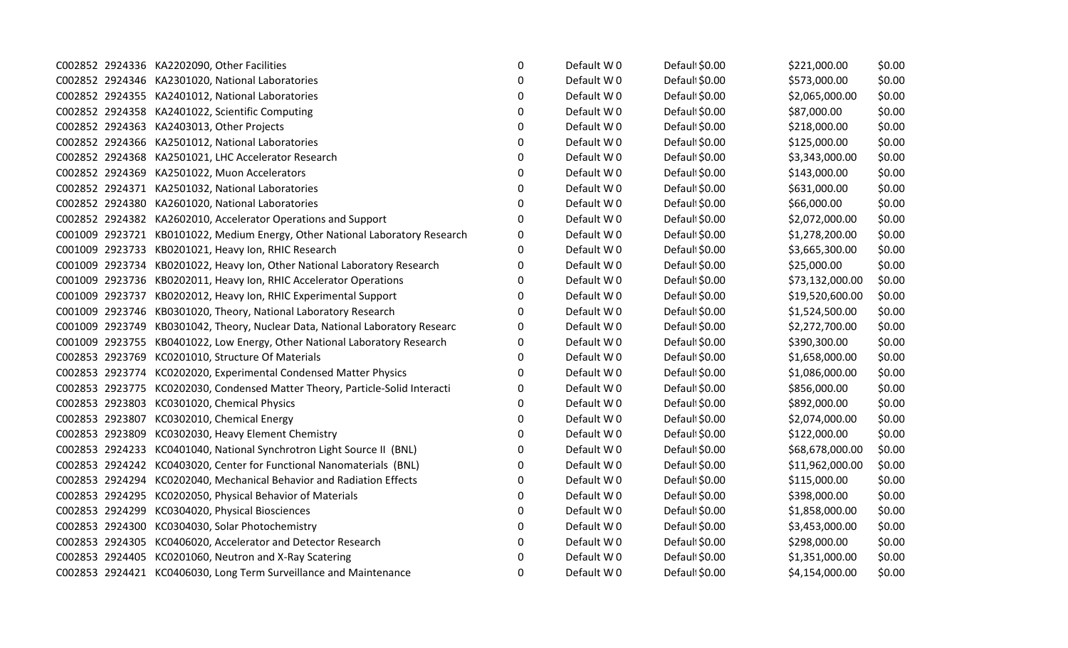| | | | | | | | |
|---|---|---|---|---|---|---|---|
| C002852 | 2924336 | KA2202090, Other Facilities | 0 | Default W 0 | Default $0.00 | $221,000.00 | $0.00 |
| C002852 | 2924346 | KA2301020, National Laboratories | 0 | Default W 0 | Default $0.00 | $573,000.00 | $0.00 |
| C002852 | 2924355 | KA2401012, National Laboratories | 0 | Default W 0 | Default $0.00 | $2,065,000.00 | $0.00 |
| C002852 | 2924358 | KA2401022, Scientific Computing | 0 | Default W 0 | Default $0.00 | $87,000.00 | $0.00 |
| C002852 | 2924363 | KA2403013, Other Projects | 0 | Default W 0 | Default $0.00 | $218,000.00 | $0.00 |
| C002852 | 2924366 | KA2501012, National Laboratories | 0 | Default W 0 | Default $0.00 | $125,000.00 | $0.00 |
| C002852 | 2924368 | KA2501021, LHC Accelerator Research | 0 | Default W 0 | Default $0.00 | $3,343,000.00 | $0.00 |
| C002852 | 2924369 | KA2501022, Muon Accelerators | 0 | Default W 0 | Default $0.00 | $143,000.00 | $0.00 |
| C002852 | 2924371 | KA2501032, National Laboratories | 0 | Default W 0 | Default $0.00 | $631,000.00 | $0.00 |
| C002852 | 2924380 | KA2601020, National Laboratories | 0 | Default W 0 | Default $0.00 | $66,000.00 | $0.00 |
| C002852 | 2924382 | KA2602010, Accelerator Operations and Support | 0 | Default W 0 | Default $0.00 | $2,072,000.00 | $0.00 |
| C001009 | 2923721 | KB0101022, Medium Energy, Other National Laboratory Research | 0 | Default W 0 | Default $0.00 | $1,278,200.00 | $0.00 |
| C001009 | 2923733 | KB0201021, Heavy Ion, RHIC Research | 0 | Default W 0 | Default $0.00 | $3,665,300.00 | $0.00 |
| C001009 | 2923734 | KB0201022, Heavy Ion, Other National Laboratory Research | 0 | Default W 0 | Default $0.00 | $25,000.00 | $0.00 |
| C001009 | 2923736 | KB0202011, Heavy Ion, RHIC Accelerator Operations | 0 | Default W 0 | Default $0.00 | $73,132,000.00 | $0.00 |
| C001009 | 2923737 | KB0202012, Heavy Ion, RHIC Experimental Support | 0 | Default W 0 | Default $0.00 | $19,520,600.00 | $0.00 |
| C001009 | 2923746 | KB0301020, Theory, National Laboratory Research | 0 | Default W 0 | Default $0.00 | $1,524,500.00 | $0.00 |
| C001009 | 2923749 | KB0301042, Theory, Nuclear Data, National Laboratory Researc | 0 | Default W 0 | Default $0.00 | $2,272,700.00 | $0.00 |
| C001009 | 2923755 | KB0401022, Low Energy, Other National Laboratory Research | 0 | Default W 0 | Default $0.00 | $390,300.00 | $0.00 |
| C002853 | 2923769 | KC0201010, Structure Of Materials | 0 | Default W 0 | Default $0.00 | $1,658,000.00 | $0.00 |
| C002853 | 2923774 | KC0202020, Experimental Condensed Matter Physics | 0 | Default W 0 | Default $0.00 | $1,086,000.00 | $0.00 |
| C002853 | 2923775 | KC0202030, Condensed Matter Theory, Particle-Solid Interacti | 0 | Default W 0 | Default $0.00 | $856,000.00 | $0.00 |
| C002853 | 2923803 | KC0301020, Chemical Physics | 0 | Default W 0 | Default $0.00 | $892,000.00 | $0.00 |
| C002853 | 2923807 | KC0302010, Chemical Energy | 0 | Default W 0 | Default $0.00 | $2,074,000.00 | $0.00 |
| C002853 | 2923809 | KC0302030, Heavy Element Chemistry | 0 | Default W 0 | Default $0.00 | $122,000.00 | $0.00 |
| C002853 | 2924233 | KC0401040, National Synchrotron Light Source II (BNL) | 0 | Default W 0 | Default $0.00 | $68,678,000.00 | $0.00 |
| C002853 | 2924242 | KC0403020, Center for Functional Nanomaterials (BNL) | 0 | Default W 0 | Default $0.00 | $11,962,000.00 | $0.00 |
| C002853 | 2924294 | KC0202040, Mechanical Behavior and Radiation Effects | 0 | Default W 0 | Default $0.00 | $115,000.00 | $0.00 |
| C002853 | 2924295 | KC0202050, Physical Behavior of Materials | 0 | Default W 0 | Default $0.00 | $398,000.00 | $0.00 |
| C002853 | 2924299 | KC0304020, Physical Biosciences | 0 | Default W 0 | Default $0.00 | $1,858,000.00 | $0.00 |
| C002853 | 2924300 | KC0304030, Solar Photochemistry | 0 | Default W 0 | Default $0.00 | $3,453,000.00 | $0.00 |
| C002853 | 2924305 | KC0406020, Accelerator and Detector Research | 0 | Default W 0 | Default $0.00 | $298,000.00 | $0.00 |
| C002853 | 2924405 | KC0201060, Neutron and X-Ray Scatering | 0 | Default W 0 | Default $0.00 | $1,351,000.00 | $0.00 |
| C002853 | 2924421 | KC0406030, Long Term Surveillance and Maintenance | 0 | Default W 0 | Default $0.00 | $4,154,000.00 | $0.00 |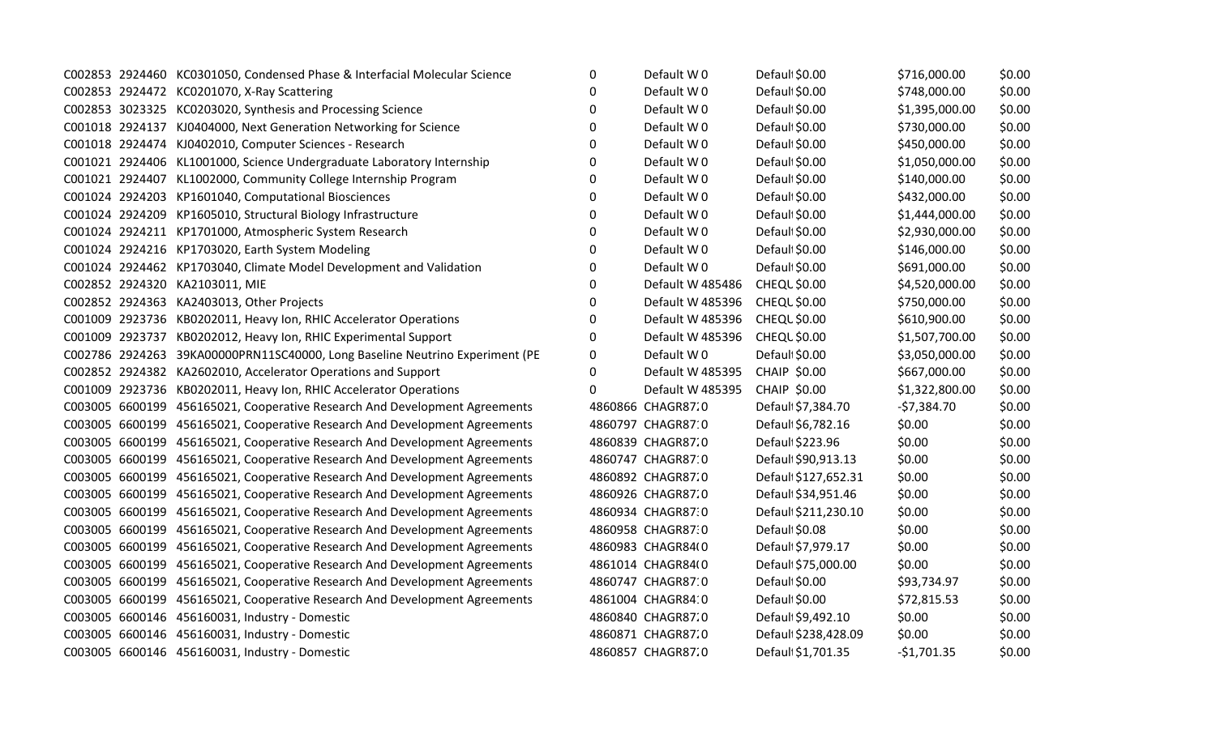| | | | | | | | | |
|---|---|---|---|---|---|---|---|---|
| C002853 | 2924460 | KC0301050, Condensed Phase & Interfacial Molecular Science | 0 | Default W 0 | Default $0.00 | $716,000.00 | $0.00 |
| C002853 | 2924472 | KC0201070, X-Ray Scattering | 0 | Default W 0 | Default $0.00 | $748,000.00 | $0.00 |
| C002853 | 3023325 | KC0203020, Synthesis and Processing Science | 0 | Default W 0 | Default $0.00 | $1,395,000.00 | $0.00 |
| C001018 | 2924137 | KJ0404000, Next Generation Networking for Science | 0 | Default W 0 | Default $0.00 | $730,000.00 | $0.00 |
| C001018 | 2924474 | KJ0402010, Computer Sciences - Research | 0 | Default W 0 | Default $0.00 | $450,000.00 | $0.00 |
| C001021 | 2924406 | KL1001000, Science Undergraduate Laboratory Internship | 0 | Default W 0 | Default $0.00 | $1,050,000.00 | $0.00 |
| C001021 | 2924407 | KL1002000, Community College Internship Program | 0 | Default W 0 | Default $0.00 | $140,000.00 | $0.00 |
| C001024 | 2924203 | KP1601040, Computational Biosciences | 0 | Default W 0 | Default $0.00 | $432,000.00 | $0.00 |
| C001024 | 2924209 | KP1605010, Structural Biology Infrastructure | 0 | Default W 0 | Default $0.00 | $1,444,000.00 | $0.00 |
| C001024 | 2924211 | KP1701000, Atmospheric System Research | 0 | Default W 0 | Default $0.00 | $2,930,000.00 | $0.00 |
| C001024 | 2924216 | KP1703020, Earth System Modeling | 0 | Default W 0 | Default $0.00 | $146,000.00 | $0.00 |
| C001024 | 2924462 | KP1703040, Climate Model Development and Validation | 0 | Default W 0 | Default $0.00 | $691,000.00 | $0.00 |
| C002852 | 2924320 | KA2103011, MIE | 0 | Default W 485486 | CHEQU $0.00 | $4,520,000.00 | $0.00 |
| C002852 | 2924363 | KA2403013, Other Projects | 0 | Default W 485396 | CHEQU $0.00 | $750,000.00 | $0.00 |
| C001009 | 2923736 | KB0202011, Heavy Ion, RHIC Accelerator Operations | 0 | Default W 485396 | CHEQU $0.00 | $610,900.00 | $0.00 |
| C001009 | 2923737 | KB0202012, Heavy Ion, RHIC Experimental Support | 0 | Default W 485396 | CHEQU $0.00 | $1,507,700.00 | $0.00 |
| C002786 | 2924263 | 39KA00000PRN11SC40000, Long Baseline Neutrino Experiment (PE | 0 | Default W 0 | Default $0.00 | $3,050,000.00 | $0.00 |
| C002852 | 2924382 | KA2602010, Accelerator Operations and Support | 0 | Default W 485395 | CHAIP $0.00 | $667,000.00 | $0.00 |
| C001009 | 2923736 | KB0202011, Heavy Ion, RHIC Accelerator Operations | 0 | Default W 485395 | CHAIP $0.00 | $1,322,800.00 | $0.00 |
| C003005 | 6600199 | 456165021, Cooperative Research And Development Agreements | 4860866 | CHAGR87.0 | Default $7,384.70 | -$7,384.70 | $0.00 |
| C003005 | 6600199 | 456165021, Cooperative Research And Development Agreements | 4860797 | CHAGR87.0 | Default $6,782.16 | $0.00 | $0.00 |
| C003005 | 6600199 | 456165021, Cooperative Research And Development Agreements | 4860839 | CHAGR87.0 | Default $223.96 | $0.00 | $0.00 |
| C003005 | 6600199 | 456165021, Cooperative Research And Development Agreements | 4860747 | CHAGR87.0 | Default $90,913.13 | $0.00 | $0.00 |
| C003005 | 6600199 | 456165021, Cooperative Research And Development Agreements | 4860892 | CHAGR87.0 | Default $127,652.31 | $0.00 | $0.00 |
| C003005 | 6600199 | 456165021, Cooperative Research And Development Agreements | 4860926 | CHAGR87.0 | Default $34,951.46 | $0.00 | $0.00 |
| C003005 | 6600199 | 456165021, Cooperative Research And Development Agreements | 4860934 | CHAGR87.0 | Default $211,230.10 | $0.00 | $0.00 |
| C003005 | 6600199 | 456165021, Cooperative Research And Development Agreements | 4860958 | CHAGR87.0 | Default $0.08 | $0.00 | $0.00 |
| C003005 | 6600199 | 456165021, Cooperative Research And Development Agreements | 4860983 | CHAGR84.0 | Default $7,979.17 | $0.00 | $0.00 |
| C003005 | 6600199 | 456165021, Cooperative Research And Development Agreements | 4861014 | CHAGR84.0 | Default $75,000.00 | $0.00 | $0.00 |
| C003005 | 6600199 | 456165021, Cooperative Research And Development Agreements | 4860747 | CHAGR87.0 | Default $0.00 | $93,734.97 | $0.00 |
| C003005 | 6600199 | 456165021, Cooperative Research And Development Agreements | 4861004 | CHAGR84.0 | Default $0.00 | $72,815.53 | $0.00 |
| C003005 | 6600146 | 456160031, Industry - Domestic | 4860840 | CHAGR87.0 | Default $9,492.10 | $0.00 | $0.00 |
| C003005 | 6600146 | 456160031, Industry - Domestic | 4860871 | CHAGR87.0 | Default $238,428.09 | $0.00 | $0.00 |
| C003005 | 6600146 | 456160031, Industry - Domestic | 4860857 | CHAGR87.0 | Default $1,701.35 | -$1,701.35 | $0.00 |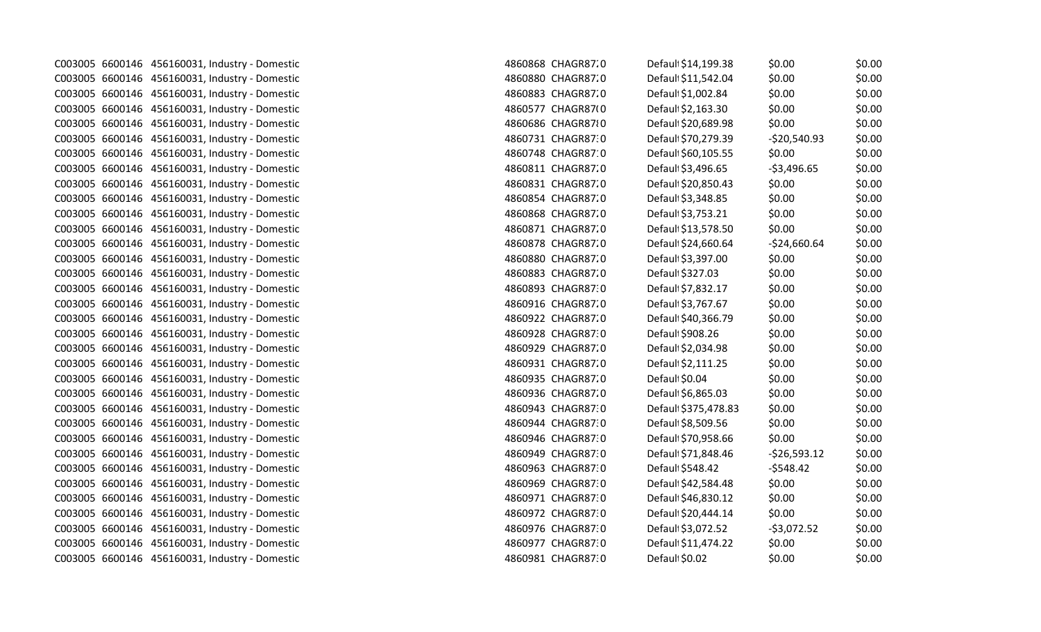| | | | | | | | | |
|---|---|---|---|---|---|---|---|---|
| C003005 | 6600146 | 456160031, Industry - Domestic | 4860868 | CHAGR87.0 | Default | $14,199.38 | $0.00 | $0.00 |
| C003005 | 6600146 | 456160031, Industry - Domestic | 4860880 | CHAGR87.0 | Default | $11,542.04 | $0.00 | $0.00 |
| C003005 | 6600146 | 456160031, Industry - Domestic | 4860883 | CHAGR87.0 | Default | $1,002.84 | $0.00 | $0.00 |
| C003005 | 6600146 | 456160031, Industry - Domestic | 4860577 | CHAGR87(0 | Default | $2,163.30 | $0.00 | $0.00 |
| C003005 | 6600146 | 456160031, Industry - Domestic | 4860686 | CHAGR87(0 | Default | $20,689.98 | $0.00 | $0.00 |
| C003005 | 6600146 | 456160031, Industry - Domestic | 4860731 | CHAGR87:0 | Default | $70,279.39 | -$20,540.93 | $0.00 |
| C003005 | 6600146 | 456160031, Industry - Domestic | 4860748 | CHAGR87:0 | Default | $60,105.55 | $0.00 | $0.00 |
| C003005 | 6600146 | 456160031, Industry - Domestic | 4860811 | CHAGR87.0 | Default | $3,496.65 | -$3,496.65 | $0.00 |
| C003005 | 6600146 | 456160031, Industry - Domestic | 4860831 | CHAGR87.0 | Default | $20,850.43 | $0.00 | $0.00 |
| C003005 | 6600146 | 456160031, Industry - Domestic | 4860854 | CHAGR87.0 | Default | $3,348.85 | $0.00 | $0.00 |
| C003005 | 6600146 | 456160031, Industry - Domestic | 4860868 | CHAGR87.0 | Default | $3,753.21 | $0.00 | $0.00 |
| C003005 | 6600146 | 456160031, Industry - Domestic | 4860871 | CHAGR87.0 | Default | $13,578.50 | $0.00 | $0.00 |
| C003005 | 6600146 | 456160031, Industry - Domestic | 4860878 | CHAGR87.0 | Default | $24,660.64 | -$24,660.64 | $0.00 |
| C003005 | 6600146 | 456160031, Industry - Domestic | 4860880 | CHAGR87.0 | Default | $3,397.00 | $0.00 | $0.00 |
| C003005 | 6600146 | 456160031, Industry - Domestic | 4860883 | CHAGR87.0 | Default | $327.03 | $0.00 | $0.00 |
| C003005 | 6600146 | 456160031, Industry - Domestic | 4860893 | CHAGR87:0 | Default | $7,832.17 | $0.00 | $0.00 |
| C003005 | 6600146 | 456160031, Industry - Domestic | 4860916 | CHAGR87.0 | Default | $3,767.67 | $0.00 | $0.00 |
| C003005 | 6600146 | 456160031, Industry - Domestic | 4860922 | CHAGR87.0 | Default | $40,366.79 | $0.00 | $0.00 |
| C003005 | 6600146 | 456160031, Industry - Domestic | 4860928 | CHAGR87:0 | Default | $908.26 | $0.00 | $0.00 |
| C003005 | 6600146 | 456160031, Industry - Domestic | 4860929 | CHAGR87.0 | Default | $2,034.98 | $0.00 | $0.00 |
| C003005 | 6600146 | 456160031, Industry - Domestic | 4860931 | CHAGR87.0 | Default | $2,111.25 | $0.00 | $0.00 |
| C003005 | 6600146 | 456160031, Industry - Domestic | 4860935 | CHAGR87.0 | Default | $0.04 | $0.00 | $0.00 |
| C003005 | 6600146 | 456160031, Industry - Domestic | 4860936 | CHAGR87.0 | Default | $6,865.03 | $0.00 | $0.00 |
| C003005 | 6600146 | 456160031, Industry - Domestic | 4860943 | CHAGR87:0 | Default | $375,478.83 | $0.00 | $0.00 |
| C003005 | 6600146 | 456160031, Industry - Domestic | 4860944 | CHAGR87:0 | Default | $8,509.56 | $0.00 | $0.00 |
| C003005 | 6600146 | 456160031, Industry - Domestic | 4860946 | CHAGR87:0 | Default | $70,958.66 | $0.00 | $0.00 |
| C003005 | 6600146 | 456160031, Industry - Domestic | 4860949 | CHAGR87:0 | Default | $71,848.46 | -$26,593.12 | $0.00 |
| C003005 | 6600146 | 456160031, Industry - Domestic | 4860963 | CHAGR87:0 | Default | $548.42 | -$548.42 | $0.00 |
| C003005 | 6600146 | 456160031, Industry - Domestic | 4860969 | CHAGR87:0 | Default | $42,584.48 | $0.00 | $0.00 |
| C003005 | 6600146 | 456160031, Industry - Domestic | 4860971 | CHAGR87:0 | Default | $46,830.12 | $0.00 | $0.00 |
| C003005 | 6600146 | 456160031, Industry - Domestic | 4860972 | CHAGR87:0 | Default | $20,444.14 | $0.00 | $0.00 |
| C003005 | 6600146 | 456160031, Industry - Domestic | 4860976 | CHAGR87:0 | Default | $3,072.52 | -$3,072.52 | $0.00 |
| C003005 | 6600146 | 456160031, Industry - Domestic | 4860977 | CHAGR87:0 | Default | $11,474.22 | $0.00 | $0.00 |
| C003005 | 6600146 | 456160031, Industry - Domestic | 4860981 | CHAGR87:0 | Default | $0.02 | $0.00 | $0.00 |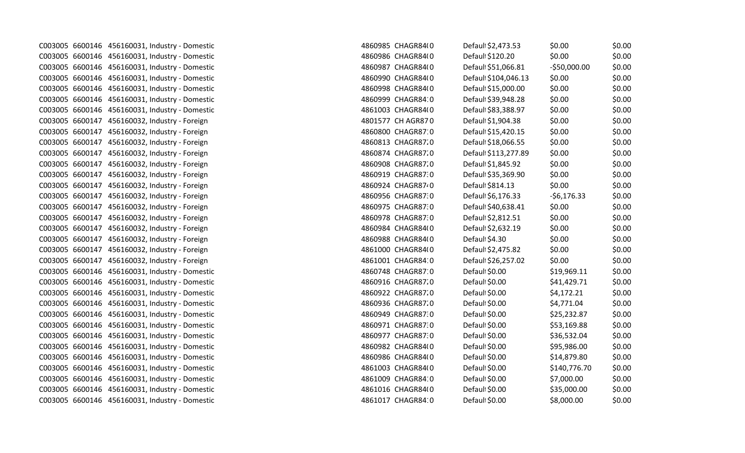| | | | | | | | | |
|---|---|---|---|---|---|---|---|---|
| C003005 | 6600146 | 456160031, Industry - Domestic | 4860985 | CHAGR84(0 | Defaul | $2,473.53 | $0.00 | $0.00 |
| C003005 | 6600146 | 456160031, Industry - Domestic | 4860986 | CHAGR84(0 | Defaul | $120.20 | $0.00 | $0.00 |
| C003005 | 6600146 | 456160031, Industry - Domestic | 4860987 | CHAGR84(0 | Defaul | $51,066.81 | -$50,000.00 | $0.00 |
| C003005 | 6600146 | 456160031, Industry - Domestic | 4860990 | CHAGR84(0 | Defaul | $104,046.13 | $0.00 | $0.00 |
| C003005 | 6600146 | 456160031, Industry - Domestic | 4860998 | CHAGR84(0 | Defaul | $15,000.00 | $0.00 | $0.00 |
| C003005 | 6600146 | 456160031, Industry - Domestic | 4860999 | CHAGR84:0 | Defaul | $39,948.28 | $0.00 | $0.00 |
| C003005 | 6600146 | 456160031, Industry - Domestic | 4861003 | CHAGR84(0 | Defaul | $83,388.97 | $0.00 | $0.00 |
| C003005 | 6600147 | 456160032, Industry - Foreign | 4801577 | CH AGR870 | Defaul | $1,904.38 | $0.00 | $0.00 |
| C003005 | 6600147 | 456160032, Industry - Foreign | 4860800 | CHAGR87:0 | Defaul | $15,420.15 | $0.00 | $0.00 |
| C003005 | 6600147 | 456160032, Industry - Foreign | 4860813 | CHAGR87.0 | Defaul | $18,066.55 | $0.00 | $0.00 |
| C003005 | 6600147 | 456160032, Industry - Foreign | 4860874 | CHAGR87.0 | Defaul | $113,277.89 | $0.00 | $0.00 |
| C003005 | 6600147 | 456160032, Industry - Foreign | 4860908 | CHAGR87.0 | Defaul | $1,845.92 | $0.00 | $0.00 |
| C003005 | 6600147 | 456160032, Industry - Foreign | 4860919 | CHAGR87:0 | Defaul | $35,369.90 | $0.00 | $0.00 |
| C003005 | 6600147 | 456160032, Industry - Foreign | 4860924 | CHAGR87‹0 | Defaul | $814.13 | $0.00 | $0.00 |
| C003005 | 6600147 | 456160032, Industry - Foreign | 4860956 | CHAGR87:0 | Defaul | $6,176.33 | -$6,176.33 | $0.00 |
| C003005 | 6600147 | 456160032, Industry - Foreign | 4860975 | CHAGR87:0 | Defaul | $40,638.41 | $0.00 | $0.00 |
| C003005 | 6600147 | 456160032, Industry - Foreign | 4860978 | CHAGR87:0 | Defaul | $2,812.51 | $0.00 | $0.00 |
| C003005 | 6600147 | 456160032, Industry - Foreign | 4860984 | CHAGR84(0 | Defaul | $2,632.19 | $0.00 | $0.00 |
| C003005 | 6600147 | 456160032, Industry - Foreign | 4860988 | CHAGR84(0 | Defaul | $4.30 | $0.00 | $0.00 |
| C003005 | 6600147 | 456160032, Industry - Foreign | 4861000 | CHAGR84(0 | Defaul | $2,475.82 | $0.00 | $0.00 |
| C003005 | 6600147 | 456160032, Industry - Foreign | 4861001 | CHAGR84:0 | Defaul | $26,257.02 | $0.00 | $0.00 |
| C003005 | 6600146 | 456160031, Industry - Domestic | 4860748 | CHAGR87:0 | Defaul | $0.00 | $19,969.11 | $0.00 |
| C003005 | 6600146 | 456160031, Industry - Domestic | 4860916 | CHAGR87.0 | Defaul | $0.00 | $41,429.71 | $0.00 |
| C003005 | 6600146 | 456160031, Industry - Domestic | 4860922 | CHAGR87.0 | Defaul | $0.00 | $4,172.21 | $0.00 |
| C003005 | 6600146 | 456160031, Industry - Domestic | 4860936 | CHAGR87.0 | Defaul | $0.00 | $4,771.04 | $0.00 |
| C003005 | 6600146 | 456160031, Industry - Domestic | 4860949 | CHAGR87:0 | Defaul | $0.00 | $25,232.87 | $0.00 |
| C003005 | 6600146 | 456160031, Industry - Domestic | 4860971 | CHAGR87:0 | Defaul | $0.00 | $53,169.88 | $0.00 |
| C003005 | 6600146 | 456160031, Industry - Domestic | 4860977 | CHAGR87:0 | Defaul | $0.00 | $36,532.04 | $0.00 |
| C003005 | 6600146 | 456160031, Industry - Domestic | 4860982 | CHAGR84(0 | Defaul | $0.00 | $95,986.00 | $0.00 |
| C003005 | 6600146 | 456160031, Industry - Domestic | 4860986 | CHAGR84(0 | Defaul | $0.00 | $14,879.80 | $0.00 |
| C003005 | 6600146 | 456160031, Industry - Domestic | 4861003 | CHAGR84(0 | Defaul | $0.00 | $140,776.70 | $0.00 |
| C003005 | 6600146 | 456160031, Industry - Domestic | 4861009 | CHAGR84:0 | Defaul | $0.00 | $7,000.00 | $0.00 |
| C003005 | 6600146 | 456160031, Industry - Domestic | 4861016 | CHAGR84(0 | Defaul | $0.00 | $35,000.00 | $0.00 |
| C003005 | 6600146 | 456160031, Industry - Domestic | 4861017 | CHAGR84:0 | Defaul | $0.00 | $8,000.00 | $0.00 |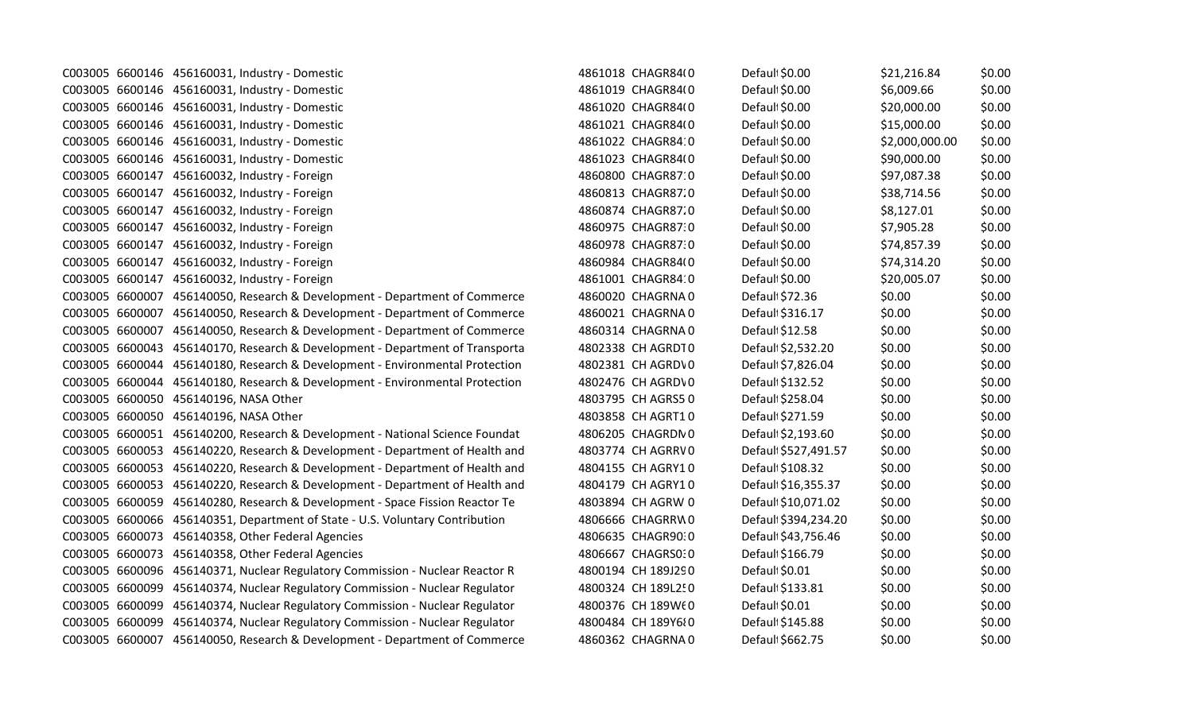| | | | | | | | | |
|---|---|---|---|---|---|---|---|---|
| C003005 | 6600146 | 456160031, Industry - Domestic | 4861018 | CHAGR84(0 | Default | $0.00 | $21,216.84 | $0.00 |
| C003005 | 6600146 | 456160031, Industry - Domestic | 4861019 | CHAGR84(0 | Default | $0.00 | $6,009.66 | $0.00 |
| C003005 | 6600146 | 456160031, Industry - Domestic | 4861020 | CHAGR84(0 | Default | $0.00 | $20,000.00 | $0.00 |
| C003005 | 6600146 | 456160031, Industry - Domestic | 4861021 | CHAGR84(0 | Default | $0.00 | $15,000.00 | $0.00 |
| C003005 | 6600146 | 456160031, Industry - Domestic | 4861022 | CHAGR84:0 | Default | $0.00 | $2,000,000.00 | $0.00 |
| C003005 | 6600146 | 456160031, Industry - Domestic | 4861023 | CHAGR84(0 | Default | $0.00 | $90,000.00 | $0.00 |
| C003005 | 6600147 | 456160032, Industry - Foreign | 4860800 | CHAGR87:0 | Default | $0.00 | $97,087.38 | $0.00 |
| C003005 | 6600147 | 456160032, Industry - Foreign | 4860813 | CHAGR87:0 | Default | $0.00 | $38,714.56 | $0.00 |
| C003005 | 6600147 | 456160032, Industry - Foreign | 4860874 | CHAGR87:0 | Default | $0.00 | $8,127.01 | $0.00 |
| C003005 | 6600147 | 456160032, Industry - Foreign | 4860975 | CHAGR87:0 | Default | $0.00 | $7,905.28 | $0.00 |
| C003005 | 6600147 | 456160032, Industry - Foreign | 4860978 | CHAGR87:0 | Default | $0.00 | $74,857.39 | $0.00 |
| C003005 | 6600147 | 456160032, Industry - Foreign | 4860984 | CHAGR84(0 | Default | $0.00 | $74,314.20 | $0.00 |
| C003005 | 6600147 | 456160032, Industry - Foreign | 4861001 | CHAGR84:0 | Default | $0.00 | $20,005.07 | $0.00 |
| C003005 | 6600007 | 456140050, Research & Development - Department of Commerce | 4860020 | CHAGRNA 0 | Default | $72.36 | $0.00 | $0.00 |
| C003005 | 6600007 | 456140050, Research & Development - Department of Commerce | 4860021 | CHAGRNA 0 | Default | $316.17 | $0.00 | $0.00 |
| C003005 | 6600007 | 456140050, Research & Development - Department of Commerce | 4860314 | CHAGRNA 0 | Default | $12.58 | $0.00 | $0.00 |
| C003005 | 6600043 | 456140170, Research & Development - Department of Transporta | 4802338 | CH AGRDT0 | Default | $2,532.20 | $0.00 | $0.00 |
| C003005 | 6600044 | 456140180, Research & Development - Environmental Protection | 4802381 | CH AGRDV0 | Default | $7,826.04 | $0.00 | $0.00 |
| C003005 | 6600044 | 456140180, Research & Development - Environmental Protection | 4802476 | CH AGRDV0 | Default | $132.52 | $0.00 | $0.00 |
| C003005 | 6600050 | 456140196, NASA Other | 4803795 | CH AGRS5 0 | Default | $258.04 | $0.00 | $0.00 |
| C003005 | 6600050 | 456140196, NASA Other | 4803858 | CH AGRT1 0 | Default | $271.59 | $0.00 | $0.00 |
| C003005 | 6600051 | 456140200, Research & Development - National Science Foundat | 4806205 | CHAGRDN0 | Default | $2,193.60 | $0.00 | $0.00 |
| C003005 | 6600053 | 456140220, Research & Development - Department of Health and | 4803774 | CH AGRRV0 | Default | $527,491.57 | $0.00 | $0.00 |
| C003005 | 6600053 | 456140220, Research & Development - Department of Health and | 4804155 | CH AGRY1 0 | Default | $108.32 | $0.00 | $0.00 |
| C003005 | 6600053 | 456140220, Research & Development - Department of Health and | 4804179 | CH AGRY1 0 | Default | $16,355.37 | $0.00 | $0.00 |
| C003005 | 6600059 | 456140280, Research & Development - Space Fission Reactor Te | 4803894 | CH AGRW 0 | Default | $10,071.02 | $0.00 | $0.00 |
| C003005 | 6600066 | 456140351, Department of State - U.S. Voluntary Contribution | 4806666 | CHAGRRW0 | Default | $394,234.20 | $0.00 | $0.00 |
| C003005 | 6600073 | 456140358, Other Federal Agencies | 4806635 | CHAGR90:0 | Default | $43,756.46 | $0.00 | $0.00 |
| C003005 | 6600073 | 456140358, Other Federal Agencies | 4806667 | CHAGRS0:0 | Default | $166.79 | $0.00 | $0.00 |
| C003005 | 6600096 | 456140371, Nuclear Regulatory Commission - Nuclear Reactor R | 4800194 | CH 189J290 | Default | $0.01 | $0.00 | $0.00 |
| C003005 | 6600099 | 456140374, Nuclear Regulatory Commission - Nuclear Regulator | 4800324 | CH 189L250 | Default | $133.81 | $0.00 | $0.00 |
| C003005 | 6600099 | 456140374, Nuclear Regulatory Commission - Nuclear Regulator | 4800376 | CH 189W60 | Default | $0.01 | $0.00 | $0.00 |
| C003005 | 6600099 | 456140374, Nuclear Regulatory Commission - Nuclear Regulator | 4800484 | CH 189Y60 | Default | $145.88 | $0.00 | $0.00 |
| C003005 | 6600007 | 456140050, Research & Development - Department of Commerce | 4860362 | CHAGRNA 0 | Default | $662.75 | $0.00 | $0.00 |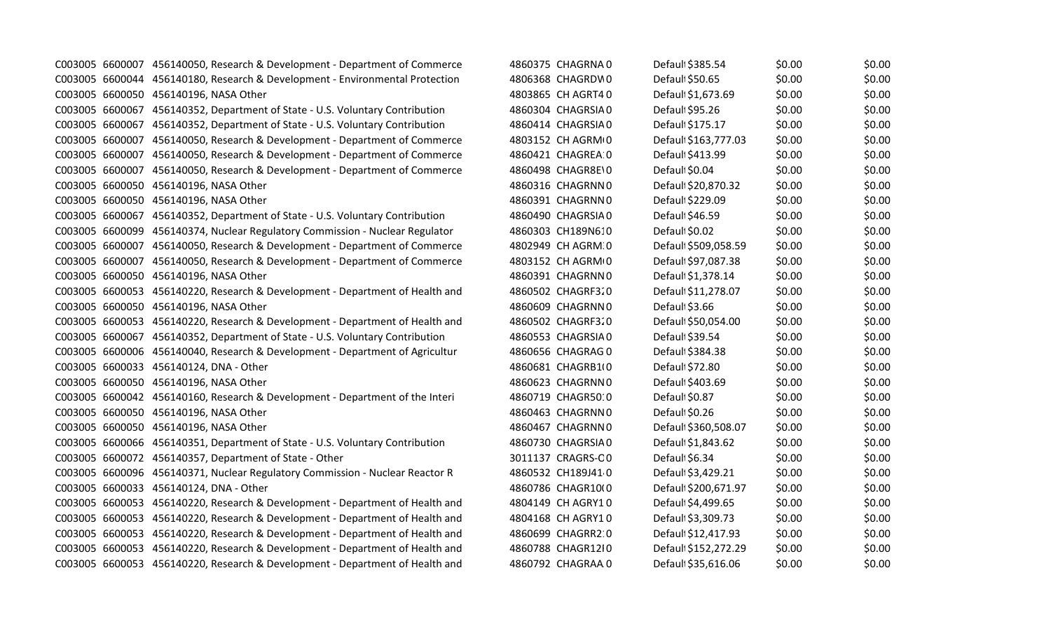| | | | | | | | | |
|---|---|---|---|---|---|---|---|---|
| C003005 | 6600007 | 456140050, Research & Development - Department of Commerce | 4860375 | CHAGRNA 0 | Default | $385.54 | $0.00 | $0.00 |
| C003005 | 6600044 | 456140180, Research & Development - Environmental Protection | 4806368 | CHAGRDW 0 | Default | $50.65 | $0.00 | $0.00 |
| C003005 | 6600050 | 456140196, NASA Other | 4803865 | CH AGRT4 0 | Default | $1,673.69 | $0.00 | $0.00 |
| C003005 | 6600067 | 456140352, Department of State - U.S. Voluntary Contribution | 4860304 | CHAGRSIA 0 | Default | $95.26 | $0.00 | $0.00 |
| C003005 | 6600067 | 456140352, Department of State - U.S. Voluntary Contribution | 4860414 | CHAGRSIA 0 | Default | $175.17 | $0.00 | $0.00 |
| C003005 | 6600007 | 456140050, Research & Development - Department of Commerce | 4803152 | CH AGRM 0 | Default | $163,777.03 | $0.00 | $0.00 |
| C003005 | 6600007 | 456140050, Research & Development - Department of Commerce | 4860421 | CHAGREA 0 | Default | $413.99 | $0.00 | $0.00 |
| C003005 | 6600007 | 456140050, Research & Development - Department of Commerce | 4860498 | CHAGR8E 0 | Default | $0.04 | $0.00 | $0.00 |
| C003005 | 6600050 | 456140196, NASA Other | 4860316 | CHAGRNN 0 | Default | $20,870.32 | $0.00 | $0.00 |
| C003005 | 6600050 | 456140196, NASA Other | 4860391 | CHAGRNN 0 | Default | $229.09 | $0.00 | $0.00 |
| C003005 | 6600067 | 456140352, Department of State - U.S. Voluntary Contribution | 4860490 | CHAGRSIA 0 | Default | $46.59 | $0.00 | $0.00 |
| C003005 | 6600099 | 456140374, Nuclear Regulatory Commission - Nuclear Regulator | 4860303 | CH189N61 0 | Default | $0.02 | $0.00 | $0.00 |
| C003005 | 6600007 | 456140050, Research & Development - Department of Commerce | 4802949 | CH AGRM 0 | Default | $509,058.59 | $0.00 | $0.00 |
| C003005 | 6600007 | 456140050, Research & Development - Department of Commerce | 4803152 | CH AGRM 0 | Default | $97,087.38 | $0.00 | $0.00 |
| C003005 | 6600050 | 456140196, NASA Other | 4860391 | CHAGRNN 0 | Default | $1,378.14 | $0.00 | $0.00 |
| C003005 | 6600053 | 456140220, Research & Development - Department of Health and | 4860502 | CHAGRF3 0 | Default | $11,278.07 | $0.00 | $0.00 |
| C003005 | 6600050 | 456140196, NASA Other | 4860609 | CHAGRNN 0 | Default | $3.66 | $0.00 | $0.00 |
| C003005 | 6600053 | 456140220, Research & Development - Department of Health and | 4860502 | CHAGRF3 0 | Default | $50,054.00 | $0.00 | $0.00 |
| C003005 | 6600067 | 456140352, Department of State - U.S. Voluntary Contribution | 4860553 | CHAGRSIA 0 | Default | $39.54 | $0.00 | $0.00 |
| C003005 | 6600006 | 456140040, Research & Development - Department of Agricultur | 4860656 | CHAGRAG 0 | Default | $384.38 | $0.00 | $0.00 |
| C003005 | 6600033 | 456140124, DNA - Other | 4860681 | CHAGRB1 0 | Default | $72.80 | $0.00 | $0.00 |
| C003005 | 6600050 | 456140196, NASA Other | 4860623 | CHAGRNN 0 | Default | $403.69 | $0.00 | $0.00 |
| C003005 | 6600042 | 456140160, Research & Development - Department of the Interi | 4860719 | CHAGR50 0 | Default | $0.87 | $0.00 | $0.00 |
| C003005 | 6600050 | 456140196, NASA Other | 4860463 | CHAGRNN 0 | Default | $0.26 | $0.00 | $0.00 |
| C003005 | 6600050 | 456140196, NASA Other | 4860467 | CHAGRNN 0 | Default | $360,508.07 | $0.00 | $0.00 |
| C003005 | 6600066 | 456140351, Department of State - U.S. Voluntary Contribution | 4860730 | CHAGRSIA 0 | Default | $1,843.62 | $0.00 | $0.00 |
| C003005 | 6600072 | 456140357, Department of State - Other | 3011137 | CRAGRS-C 0 | Default | $6.34 | $0.00 | $0.00 |
| C003005 | 6600096 | 456140371, Nuclear Regulatory Commission - Nuclear Reactor R | 4860532 | CH189J41 0 | Default | $3,429.21 | $0.00 | $0.00 |
| C003005 | 6600033 | 456140124, DNA - Other | 4860786 | CHAGR10 0 | Default | $200,671.97 | $0.00 | $0.00 |
| C003005 | 6600053 | 456140220, Research & Development - Department of Health and | 4804149 | CH AGRY1 0 | Default | $4,499.65 | $0.00 | $0.00 |
| C003005 | 6600053 | 456140220, Research & Development - Department of Health and | 4804168 | CH AGRY1 0 | Default | $3,309.73 | $0.00 | $0.00 |
| C003005 | 6600053 | 456140220, Research & Development - Department of Health and | 4860699 | CHAGRR2 0 | Default | $12,417.93 | $0.00 | $0.00 |
| C003005 | 6600053 | 456140220, Research & Development - Department of Health and | 4860788 | CHAGR12I 0 | Default | $152,272.29 | $0.00 | $0.00 |
| C003005 | 6600053 | 456140220, Research & Development - Department of Health and | 4860792 | CHAGRAA 0 | Default | $35,616.06 | $0.00 | $0.00 |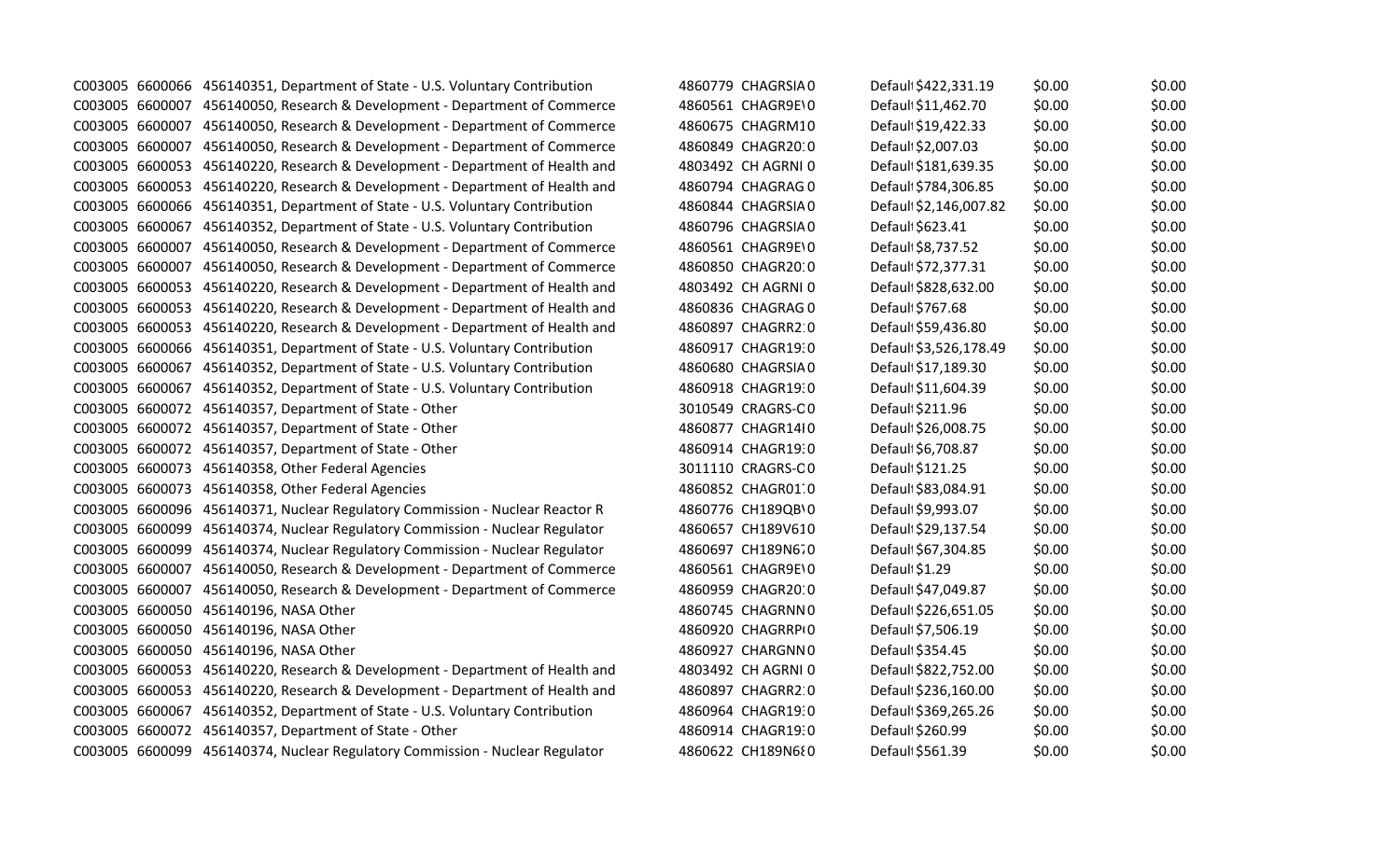| | | | | | | | |
|---|---|---|---|---|---|---|---|
| C003005 | 6600066 | 456140351, Department of State - U.S. Voluntary Contribution | 4860779 | CHAGRSIA0 | Defaul $422,331.19 | $0.00 | $0.00 |
| C003005 | 6600007 | 456140050, Research & Development - Department of Commerce | 4860561 | CHAGR9E\0 | Defaul $11,462.70 | $0.00 | $0.00 |
| C003005 | 6600007 | 456140050, Research & Development - Department of Commerce | 4860675 | CHAGRM10 | Defaul $19,422.33 | $0.00 | $0.00 |
| C003005 | 6600007 | 456140050, Research & Development - Department of Commerce | 4860849 | CHAGR20:0 | Defaul $2,007.03 | $0.00 | $0.00 |
| C003005 | 6600053 | 456140220, Research & Development - Department of Health and | 4803492 | CH AGRNI 0 | Defaul $181,639.35 | $0.00 | $0.00 |
| C003005 | 6600053 | 456140220, Research & Development - Department of Health and | 4860794 | CHAGRAG 0 | Defaul $784,306.85 | $0.00 | $0.00 |
| C003005 | 6600066 | 456140351, Department of State - U.S. Voluntary Contribution | 4860844 | CHAGRSIA0 | Defaul $2,146,007.82 | $0.00 | $0.00 |
| C003005 | 6600067 | 456140352, Department of State - U.S. Voluntary Contribution | 4860796 | CHAGRSIA0 | Defaul $623.41 | $0.00 | $0.00 |
| C003005 | 6600007 | 456140050, Research & Development - Department of Commerce | 4860561 | CHAGR9E\0 | Defaul $8,737.52 | $0.00 | $0.00 |
| C003005 | 6600007 | 456140050, Research & Development - Department of Commerce | 4860850 | CHAGR20:0 | Defaul $72,377.31 | $0.00 | $0.00 |
| C003005 | 6600053 | 456140220, Research & Development - Department of Health and | 4803492 | CH AGRNI 0 | Defaul $828,632.00 | $0.00 | $0.00 |
| C003005 | 6600053 | 456140220, Research & Development - Department of Health and | 4860836 | CHAGRAG 0 | Defaul $767.68 | $0.00 | $0.00 |
| C003005 | 6600053 | 456140220, Research & Development - Department of Health and | 4860897 | CHAGRR2:0 | Defaul $59,436.80 | $0.00 | $0.00 |
| C003005 | 6600066 | 456140351, Department of State - U.S. Voluntary Contribution | 4860917 | CHAGR19:0 | Defaul $3,526,178.49 | $0.00 | $0.00 |
| C003005 | 6600067 | 456140352, Department of State - U.S. Voluntary Contribution | 4860680 | CHAGRSIA0 | Defaul $17,189.30 | $0.00 | $0.00 |
| C003005 | 6600067 | 456140352, Department of State - U.S. Voluntary Contribution | 4860918 | CHAGR19:0 | Defaul $11,604.39 | $0.00 | $0.00 |
| C003005 | 6600072 | 456140357, Department of State - Other | 3010549 | CRAGRS-C0 | Defaul $211.96 | $0.00 | $0.00 |
| C003005 | 6600072 | 456140357, Department of State - Other | 4860877 | CHAGR14I0 | Defaul $26,008.75 | $0.00 | $0.00 |
| C003005 | 6600072 | 456140357, Department of State - Other | 4860914 | CHAGR19:0 | Defaul $6,708.87 | $0.00 | $0.00 |
| C003005 | 6600073 | 456140358, Other Federal Agencies | 3011110 | CRAGRS-C0 | Defaul $121.25 | $0.00 | $0.00 |
| C003005 | 6600073 | 456140358, Other Federal Agencies | 4860852 | CHAGR01.0 | Defaul $83,084.91 | $0.00 | $0.00 |
| C003005 | 6600096 | 456140371, Nuclear Regulatory Commission - Nuclear Reactor R | 4860776 | CH189QB\0 | Defaul $9,993.07 | $0.00 | $0.00 |
| C003005 | 6600099 | 456140374, Nuclear Regulatory Commission - Nuclear Regulator | 4860657 | CH189V610 | Defaul $29,137.54 | $0.00 | $0.00 |
| C003005 | 6600099 | 456140374, Nuclear Regulatory Commission - Nuclear Regulator | 4860697 | CH189N670 | Defaul $67,304.85 | $0.00 | $0.00 |
| C003005 | 6600007 | 456140050, Research & Development - Department of Commerce | 4860561 | CHAGR9E\0 | Defaul $1.29 | $0.00 | $0.00 |
| C003005 | 6600007 | 456140050, Research & Development - Department of Commerce | 4860959 | CHAGR20:0 | Defaul $47,049.87 | $0.00 | $0.00 |
| C003005 | 6600050 | 456140196, NASA Other | 4860745 | CHAGRNN0 | Defaul $226,651.05 | $0.00 | $0.00 |
| C003005 | 6600050 | 456140196, NASA Other | 4860920 | CHAGRRP(0 | Defaul $7,506.19 | $0.00 | $0.00 |
| C003005 | 6600050 | 456140196, NASA Other | 4860927 | CHARGNN0 | Defaul $354.45 | $0.00 | $0.00 |
| C003005 | 6600053 | 456140220, Research & Development - Department of Health and | 4803492 | CH AGRNI 0 | Defaul $822,752.00 | $0.00 | $0.00 |
| C003005 | 6600053 | 456140220, Research & Development - Department of Health and | 4860897 | CHAGRR2:0 | Defaul $236,160.00 | $0.00 | $0.00 |
| C003005 | 6600067 | 456140352, Department of State - U.S. Voluntary Contribution | 4860964 | CHAGR19:0 | Defaul $369,265.26 | $0.00 | $0.00 |
| C003005 | 6600072 | 456140357, Department of State - Other | 4860914 | CHAGR19:0 | Defaul $260.99 | $0.00 | $0.00 |
| C003005 | 6600099 | 456140374, Nuclear Regulatory Commission - Nuclear Regulator | 4860622 | CH189N6{0 | Defaul $561.39 | $0.00 | $0.00 |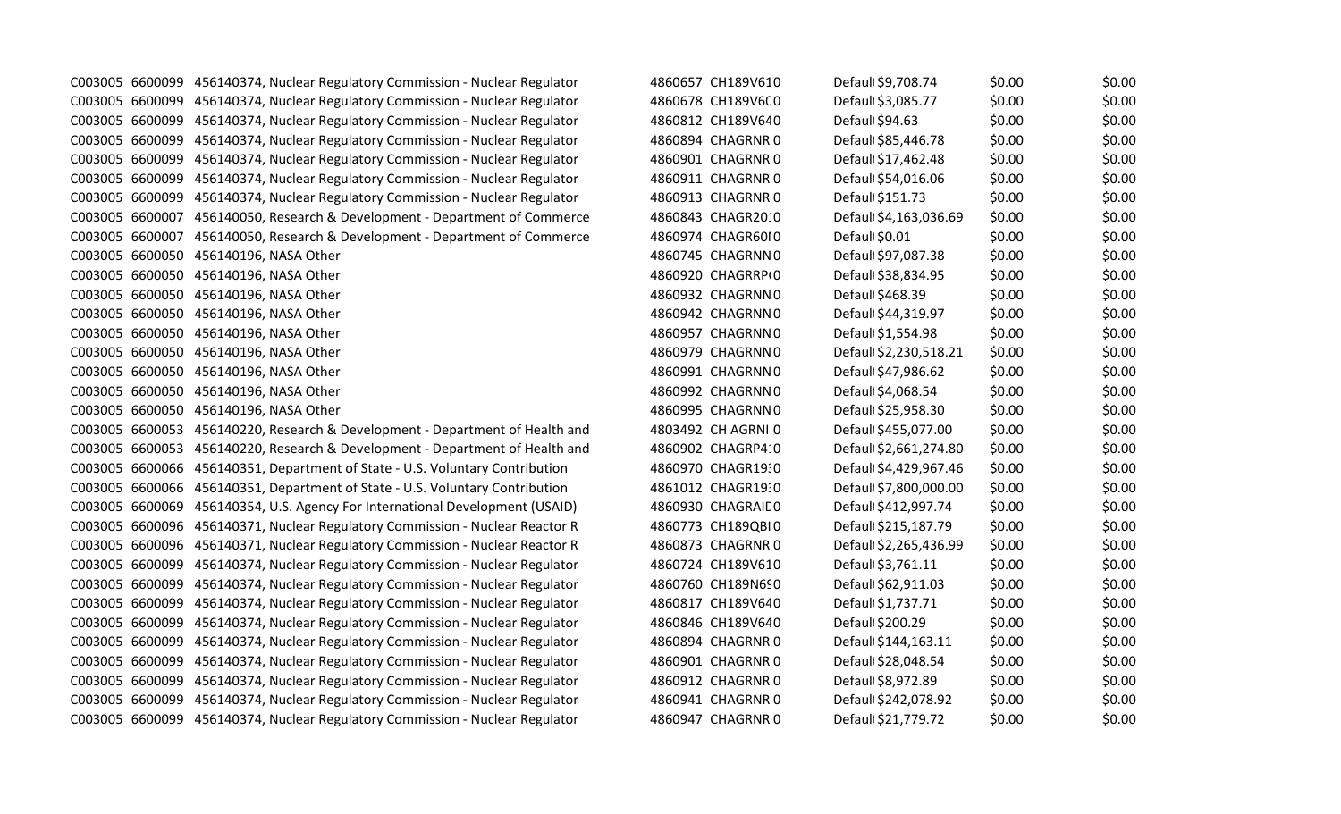| | | | | | | | |
|---|---|---|---|---|---|---|---|
| C003005 | 6600099 | 456140374, Nuclear Regulatory Commission - Nuclear Regulator | 4860657 | CH189V610 | Defaul $9,708.74 | $0.00 | $0.00 |
| C003005 | 6600099 | 456140374, Nuclear Regulatory Commission - Nuclear Regulator | 4860678 | CH189V6C0 | Defaul $3,085.77 | $0.00 | $0.00 |
| C003005 | 6600099 | 456140374, Nuclear Regulatory Commission - Nuclear Regulator | 4860812 | CH189V640 | Defaul $94.63 | $0.00 | $0.00 |
| C003005 | 6600099 | 456140374, Nuclear Regulatory Commission - Nuclear Regulator | 4860894 | CHAGRNR 0 | Defaul $85,446.78 | $0.00 | $0.00 |
| C003005 | 6600099 | 456140374, Nuclear Regulatory Commission - Nuclear Regulator | 4860901 | CHAGRNR 0 | Defaul $17,462.48 | $0.00 | $0.00 |
| C003005 | 6600099 | 456140374, Nuclear Regulatory Commission - Nuclear Regulator | 4860911 | CHAGRNR 0 | Defaul $54,016.06 | $0.00 | $0.00 |
| C003005 | 6600099 | 456140374, Nuclear Regulatory Commission - Nuclear Regulator | 4860913 | CHAGRNR 0 | Defaul $151.73 | $0.00 | $0.00 |
| C003005 | 6600007 | 456140050, Research & Development - Department of Commerce | 4860843 | CHAGR20:0 | Defaul $4,163,036.69 | $0.00 | $0.00 |
| C003005 | 6600007 | 456140050, Research & Development - Department of Commerce | 4860974 | CHAGR60I0 | Defaul $0.01 | $0.00 | $0.00 |
| C003005 | 6600050 | 456140196, NASA Other | 4860745 | CHAGRNN0 | Defaul $97,087.38 | $0.00 | $0.00 |
| C003005 | 6600050 | 456140196, NASA Other | 4860920 | CHAGRRP0 | Defaul $38,834.95 | $0.00 | $0.00 |
| C003005 | 6600050 | 456140196, NASA Other | 4860932 | CHAGRNN0 | Defaul $468.39 | $0.00 | $0.00 |
| C003005 | 6600050 | 456140196, NASA Other | 4860942 | CHAGRNN0 | Defaul $44,319.97 | $0.00 | $0.00 |
| C003005 | 6600050 | 456140196, NASA Other | 4860957 | CHAGRNN0 | Defaul $1,554.98 | $0.00 | $0.00 |
| C003005 | 6600050 | 456140196, NASA Other | 4860979 | CHAGRNN0 | Defaul $2,230,518.21 | $0.00 | $0.00 |
| C003005 | 6600050 | 456140196, NASA Other | 4860991 | CHAGRNN0 | Defaul $47,986.62 | $0.00 | $0.00 |
| C003005 | 6600050 | 456140196, NASA Other | 4860992 | CHAGRNN0 | Defaul $4,068.54 | $0.00 | $0.00 |
| C003005 | 6600050 | 456140196, NASA Other | 4860995 | CHAGRNN0 | Defaul $25,958.30 | $0.00 | $0.00 |
| C003005 | 6600053 | 456140220, Research & Development - Department of Health and | 4803492 | CH AGRNI 0 | Defaul $455,077.00 | $0.00 | $0.00 |
| C003005 | 6600053 | 456140220, Research & Development - Department of Health and | 4860902 | CHAGRP4:0 | Defaul $2,661,274.80 | $0.00 | $0.00 |
| C003005 | 6600066 | 456140351, Department of State - U.S. Voluntary Contribution | 4860970 | CHAGR19:0 | Defaul $4,429,967.46 | $0.00 | $0.00 |
| C003005 | 6600066 | 456140351, Department of State - U.S. Voluntary Contribution | 4861012 | CHAGR19:0 | Defaul $7,800,000.00 | $0.00 | $0.00 |
| C003005 | 6600069 | 456140354, U.S. Agency For International Development (USAID) | 4860930 | CHAGRAID0 | Defaul $412,997.74 | $0.00 | $0.00 |
| C003005 | 6600096 | 456140371, Nuclear Regulatory Commission - Nuclear Reactor R | 4860773 | CH189QBI0 | Defaul $215,187.79 | $0.00 | $0.00 |
| C003005 | 6600096 | 456140371, Nuclear Regulatory Commission - Nuclear Reactor R | 4860873 | CHAGRNR 0 | Defaul $2,265,436.99 | $0.00 | $0.00 |
| C003005 | 6600099 | 456140374, Nuclear Regulatory Commission - Nuclear Regulator | 4860724 | CH189V610 | Defaul $3,761.11 | $0.00 | $0.00 |
| C003005 | 6600099 | 456140374, Nuclear Regulatory Commission - Nuclear Regulator | 4860760 | CH189N690 | Defaul $62,911.03 | $0.00 | $0.00 |
| C003005 | 6600099 | 456140374, Nuclear Regulatory Commission - Nuclear Regulator | 4860817 | CH189V640 | Defaul $1,737.71 | $0.00 | $0.00 |
| C003005 | 6600099 | 456140374, Nuclear Regulatory Commission - Nuclear Regulator | 4860846 | CH189V640 | Defaul $200.29 | $0.00 | $0.00 |
| C003005 | 6600099 | 456140374, Nuclear Regulatory Commission - Nuclear Regulator | 4860894 | CHAGRNR 0 | Defaul $144,163.11 | $0.00 | $0.00 |
| C003005 | 6600099 | 456140374, Nuclear Regulatory Commission - Nuclear Regulator | 4860901 | CHAGRNR 0 | Defaul $28,048.54 | $0.00 | $0.00 |
| C003005 | 6600099 | 456140374, Nuclear Regulatory Commission - Nuclear Regulator | 4860912 | CHAGRNR 0 | Defaul $8,972.89 | $0.00 | $0.00 |
| C003005 | 6600099 | 456140374, Nuclear Regulatory Commission - Nuclear Regulator | 4860941 | CHAGRNR 0 | Defaul $242,078.92 | $0.00 | $0.00 |
| C003005 | 6600099 | 456140374, Nuclear Regulatory Commission - Nuclear Regulator | 4860947 | CHAGRNR 0 | Defaul $21,779.72 | $0.00 | $0.00 |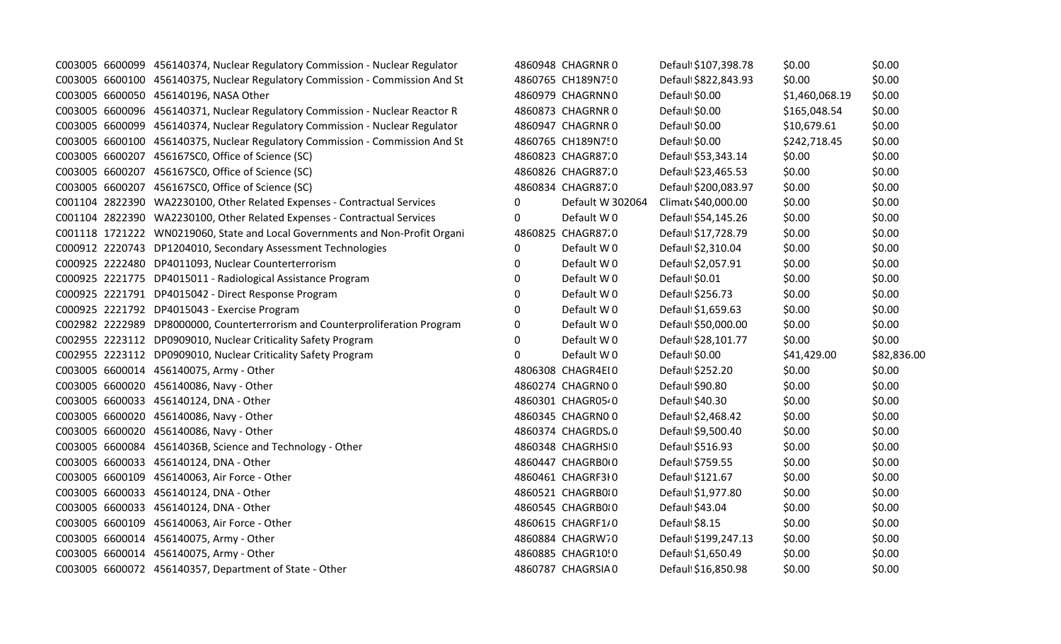| | | | | | | | | |
|---|---|---|---|---|---|---|---|---|
| C003005 | 6600099 | 456140374, Nuclear Regulatory Commission - Nuclear Regulator | 4860948 | CHAGRNR 0 | Defaul $107,398.78 | $0.00 | $0.00 |
| C003005 | 6600100 | 456140375, Nuclear Regulatory Commission - Commission And St | 4860765 | CH189N7! 0 | Defaul $822,843.93 | $0.00 | $0.00 |
| C003005 | 6600050 | 456140196, NASA Other | 4860979 | CHAGRNN 0 | Defaul $0.00 | $1,460,068.19 | $0.00 |
| C003005 | 6600096 | 456140371, Nuclear Regulatory Commission - Nuclear Reactor R | 4860873 | CHAGRNR 0 | Defaul $0.00 | $165,048.54 | $0.00 |
| C003005 | 6600099 | 456140374, Nuclear Regulatory Commission - Nuclear Regulator | 4860947 | CHAGRNR 0 | Defaul $0.00 | $10,679.61 | $0.00 |
| C003005 | 6600100 | 456140375, Nuclear Regulatory Commission - Commission And St | 4860765 | CH189N7! 0 | Defaul $0.00 | $242,718.45 | $0.00 |
| C003005 | 6600207 | 456167SC0, Office of Science (SC) | 4860823 | CHAGR87. 0 | Defaul $53,343.14 | $0.00 | $0.00 |
| C003005 | 6600207 | 456167SC0, Office of Science (SC) | 4860826 | CHAGR87. 0 | Defaul $23,465.53 | $0.00 | $0.00 |
| C003005 | 6600207 | 456167SC0, Office of Science (SC) | 4860834 | CHAGR87. 0 | Defaul $200,083.97 | $0.00 | $0.00 |
| C001104 | 2822390 | WA2230100, Other Related Expenses - Contractual Services | 0 | Default W 302064 | Climat $40,000.00 | $0.00 | $0.00 |
| C001104 | 2822390 | WA2230100, Other Related Expenses - Contractual Services | 0 | Default W 0 | Defaul $54,145.26 | $0.00 | $0.00 |
| C001118 | 1721222 | WN0219060, State and Local Governments and Non-Profit Organi | 4860825 | CHAGR87. 0 | Defaul $17,728.79 | $0.00 | $0.00 |
| C000912 | 2220743 | DP1204010, Secondary Assessment Technologies | 0 | Default W 0 | Defaul $2,310.04 | $0.00 | $0.00 |
| C000925 | 2222480 | DP4011093, Nuclear Counterterrorism | 0 | Default W 0 | Defaul $2,057.91 | $0.00 | $0.00 |
| C000925 | 2221775 | DP4015011 - Radiological Assistance Program | 0 | Default W 0 | Defaul $0.01 | $0.00 | $0.00 |
| C000925 | 2221791 | DP4015042 - Direct Response Program | 0 | Default W 0 | Defaul $256.73 | $0.00 | $0.00 |
| C000925 | 2221792 | DP4015043 - Exercise Program | 0 | Default W 0 | Defaul $1,659.63 | $0.00 | $0.00 |
| C002982 | 2222989 | DP8000000, Counterterrorism and Counterproliferation Program | 0 | Default W 0 | Defaul $50,000.00 | $0.00 | $0.00 |
| C002955 | 2223112 | DP0909010, Nuclear Criticality Safety Program | 0 | Default W 0 | Defaul $28,101.77 | $0.00 | $0.00 |
| C002955 | 2223112 | DP0909010, Nuclear Criticality Safety Program | 0 | Default W 0 | Defaul $0.00 | $41,429.00 | $82,836.00 |
| C003005 | 6600014 | 456140075, Army - Other | 4806308 | CHAGR4E 0 | Defaul $252.20 | $0.00 | $0.00 |
| C003005 | 6600020 | 456140086, Navy - Other | 4860274 | CHAGRN0 0 | Defaul $90.80 | $0.00 | $0.00 |
| C003005 | 6600033 | 456140124, DNA - Other | 4860301 | CHAGR05 0 | Defaul $40.30 | $0.00 | $0.00 |
| C003005 | 6600020 | 456140086, Navy - Other | 4860345 | CHAGRN0 0 | Defaul $2,468.42 | $0.00 | $0.00 |
| C003005 | 6600020 | 456140086, Navy - Other | 4860374 | CHAGRDS. 0 | Defaul $9,500.40 | $0.00 | $0.00 |
| C003005 | 6600084 | 45614036B, Science and Technology - Other | 4860348 | CHAGRHS 0 | Defaul $516.93 | $0.00 | $0.00 |
| C003005 | 6600033 | 456140124, DNA - Other | 4860447 | CHAGRB0 0 | Defaul $759.55 | $0.00 | $0.00 |
| C003005 | 6600109 | 456140063, Air Force - Other | 4860461 | CHAGRF3 0 | Defaul $121.67 | $0.00 | $0.00 |
| C003005 | 6600033 | 456140124, DNA - Other | 4860521 | CHAGRB0 0 | Defaul $1,977.80 | $0.00 | $0.00 |
| C003005 | 6600033 | 456140124, DNA - Other | 4860545 | CHAGRB0 0 | Defaul $43.04 | $0.00 | $0.00 |
| C003005 | 6600109 | 456140063, Air Force - Other | 4860615 | CHAGRF1/ 0 | Defaul $8.15 | $0.00 | $0.00 |
| C003005 | 6600014 | 456140075, Army - Other | 4860884 | CHAGRW7 0 | Defaul $199,247.13 | $0.00 | $0.00 |
| C003005 | 6600014 | 456140075, Army - Other | 4860885 | CHAGR10! 0 | Defaul $1,650.49 | $0.00 | $0.00 |
| C003005 | 6600072 | 456140357, Department of State - Other | 4860787 | CHAGRSIA 0 | Defaul $16,850.98 | $0.00 | $0.00 |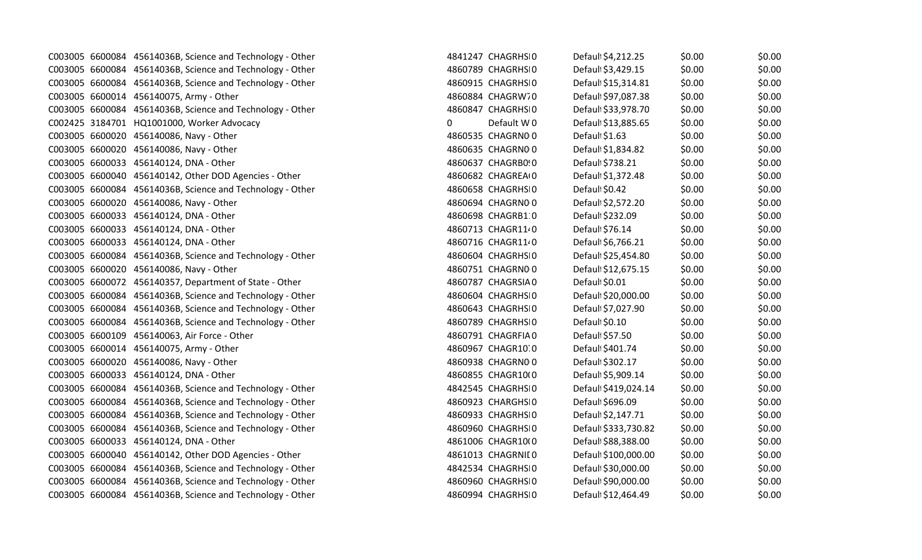| | | | | | | | | |
|---|---|---|---|---|---|---|---|---|
| C003005 | 6600084 | 45614036B, Science and Technology - Other | 4841247 | CHAGRHSI 0 | Defaul $4,212.25 | $0.00 | $0.00 |
| C003005 | 6600084 | 45614036B, Science and Technology - Other | 4860789 | CHAGRHSI 0 | Defaul $3,429.15 | $0.00 | $0.00 |
| C003005 | 6600084 | 45614036B, Science and Technology - Other | 4860915 | CHAGRHSI 0 | Defaul $15,314.81 | $0.00 | $0.00 |
| C003005 | 6600014 | 456140075, Army - Other | 4860884 | CHAGRW 0 | Defaul $97,087.38 | $0.00 | $0.00 |
| C003005 | 6600084 | 45614036B, Science and Technology - Other | 4860847 | CHAGRHSI 0 | Defaul $33,978.70 | $0.00 | $0.00 |
| C002425 | 3184701 | HQ1001000, Worker Advocacy | 0 | Default W 0 | Defaul $13,885.65 | $0.00 | $0.00 |
| C003005 | 6600020 | 456140086, Navy - Other | 4860535 | CHAGRN0 0 | Defaul $1.63 | $0.00 | $0.00 |
| C003005 | 6600020 | 456140086, Navy - Other | 4860635 | CHAGRN0 0 | Defaul $1,834.82 | $0.00 | $0.00 |
| C003005 | 6600033 | 456140124, DNA - Other | 4860637 | CHAGRB0 0 | Defaul $738.21 | $0.00 | $0.00 |
| C003005 | 6600040 | 456140142, Other DOD Agencies - Other | 4860682 | CHAGREA 0 | Defaul $1,372.48 | $0.00 | $0.00 |
| C003005 | 6600084 | 45614036B, Science and Technology - Other | 4860658 | CHAGRHSI 0 | Defaul $0.42 | $0.00 | $0.00 |
| C003005 | 6600020 | 456140086, Navy - Other | 4860694 | CHAGRN0 0 | Defaul $2,572.20 | $0.00 | $0.00 |
| C003005 | 6600033 | 456140124, DNA - Other | 4860698 | CHAGRB1 0 | Defaul $232.09 | $0.00 | $0.00 |
| C003005 | 6600033 | 456140124, DNA - Other | 4860713 | CHAGR11 0 | Defaul $76.14 | $0.00 | $0.00 |
| C003005 | 6600033 | 456140124, DNA - Other | 4860716 | CHAGR11 0 | Defaul $6,766.21 | $0.00 | $0.00 |
| C003005 | 6600084 | 45614036B, Science and Technology - Other | 4860604 | CHAGRHSI 0 | Defaul $25,454.80 | $0.00 | $0.00 |
| C003005 | 6600020 | 456140086, Navy - Other | 4860751 | CHAGRN0 0 | Defaul $12,675.15 | $0.00 | $0.00 |
| C003005 | 6600072 | 456140357, Department of State - Other | 4860787 | CHAGRSIA 0 | Defaul $0.01 | $0.00 | $0.00 |
| C003005 | 6600084 | 45614036B, Science and Technology - Other | 4860604 | CHAGRHSI 0 | Defaul $20,000.00 | $0.00 | $0.00 |
| C003005 | 6600084 | 45614036B, Science and Technology - Other | 4860643 | CHAGRHSI 0 | Defaul $7,027.90 | $0.00 | $0.00 |
| C003005 | 6600084 | 45614036B, Science and Technology - Other | 4860789 | CHAGRHSI 0 | Defaul $0.10 | $0.00 | $0.00 |
| C003005 | 6600109 | 456140063, Air Force - Other | 4860791 | CHAGRFIA 0 | Defaul $57.50 | $0.00 | $0.00 |
| C003005 | 6600014 | 456140075, Army - Other | 4860967 | CHAGR10 0 | Defaul $401.74 | $0.00 | $0.00 |
| C003005 | 6600020 | 456140086, Navy - Other | 4860938 | CHAGRN0 0 | Defaul $302.17 | $0.00 | $0.00 |
| C003005 | 6600033 | 456140124, DNA - Other | 4860855 | CHAGR10 0 | Defaul $5,909.14 | $0.00 | $0.00 |
| C003005 | 6600084 | 45614036B, Science and Technology - Other | 4842545 | CHAGRHSI 0 | Defaul $419,024.14 | $0.00 | $0.00 |
| C003005 | 6600084 | 45614036B, Science and Technology - Other | 4860923 | CHARGHSI 0 | Defaul $696.09 | $0.00 | $0.00 |
| C003005 | 6600084 | 45614036B, Science and Technology - Other | 4860933 | CHAGRHSI 0 | Defaul $2,147.71 | $0.00 | $0.00 |
| C003005 | 6600084 | 45614036B, Science and Technology - Other | 4860960 | CHAGRHSI 0 | Defaul $333,730.82 | $0.00 | $0.00 |
| C003005 | 6600033 | 456140124, DNA - Other | 4861006 | CHAGR10 0 | Defaul $88,388.00 | $0.00 | $0.00 |
| C003005 | 6600040 | 456140142, Other DOD Agencies - Other | 4861013 | CHAGRNI 0 | Defaul $100,000.00 | $0.00 | $0.00 |
| C003005 | 6600084 | 45614036B, Science and Technology - Other | 4842534 | CHAGRHSI 0 | Defaul $30,000.00 | $0.00 | $0.00 |
| C003005 | 6600084 | 45614036B, Science and Technology - Other | 4860960 | CHAGRHSI 0 | Defaul $90,000.00 | $0.00 | $0.00 |
| C003005 | 6600084 | 45614036B, Science and Technology - Other | 4860994 | CHAGRHSI 0 | Defaul $12,464.49 | $0.00 | $0.00 |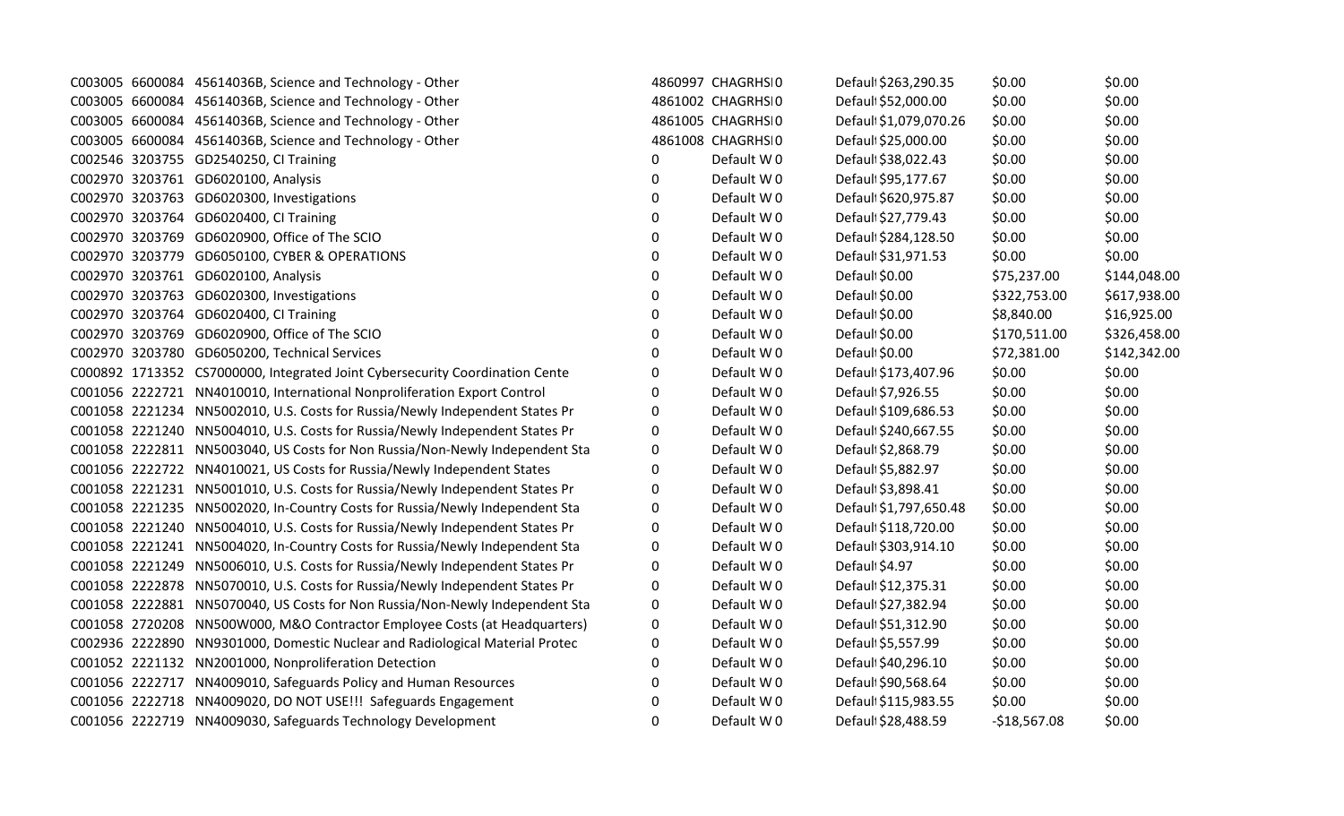| | | | | | | | | |
|---|---|---|---|---|---|---|---|---|
| C003005 | 6600084 | 45614036B, Science and Technology - Other | 4860997 | CHAGRHSI0 | Defaul $263,290.35 | $0.00 | $0.00 |
| C003005 | 6600084 | 45614036B, Science and Technology - Other | 4861002 | CHAGRHSI0 | Defaul $52,000.00 | $0.00 | $0.00 |
| C003005 | 6600084 | 45614036B, Science and Technology - Other | 4861005 | CHAGRHSI0 | Defaul $1,079,070.26 | $0.00 | $0.00 |
| C003005 | 6600084 | 45614036B, Science and Technology - Other | 4861008 | CHAGRHSI0 | Defaul $25,000.00 | $0.00 | $0.00 |
| C002546 | 3203755 | GD2540250, CI Training | 0 | Default W 0 | Defaul $38,022.43 | $0.00 | $0.00 |
| C002970 | 3203761 | GD6020100, Analysis | 0 | Default W 0 | Defaul $95,177.67 | $0.00 | $0.00 |
| C002970 | 3203763 | GD6020300, Investigations | 0 | Default W 0 | Defaul $620,975.87 | $0.00 | $0.00 |
| C002970 | 3203764 | GD6020400, CI Training | 0 | Default W 0 | Defaul $27,779.43 | $0.00 | $0.00 |
| C002970 | 3203769 | GD6020900, Office of The SCIO | 0 | Default W 0 | Defaul $284,128.50 | $0.00 | $0.00 |
| C002970 | 3203779 | GD6050100, CYBER & OPERATIONS | 0 | Default W 0 | Defaul $31,971.53 | $0.00 | $0.00 |
| C002970 | 3203761 | GD6020100, Analysis | 0 | Default W 0 | Defaul $0.00 | $75,237.00 | $144,048.00 |
| C002970 | 3203763 | GD6020300, Investigations | 0 | Default W 0 | Defaul $0.00 | $322,753.00 | $617,938.00 |
| C002970 | 3203764 | GD6020400, CI Training | 0 | Default W 0 | Defaul $0.00 | $8,840.00 | $16,925.00 |
| C002970 | 3203769 | GD6020900, Office of The SCIO | 0 | Default W 0 | Defaul $0.00 | $170,511.00 | $326,458.00 |
| C002970 | 3203780 | GD6050200, Technical Services | 0 | Default W 0 | Defaul $0.00 | $72,381.00 | $142,342.00 |
| C000892 | 1713352 | CS7000000, Integrated Joint Cybersecurity Coordination Cente | 0 | Default W 0 | Defaul $173,407.96 | $0.00 | $0.00 |
| C001056 | 2222721 | NN4010010, International Nonproliferation Export Control | 0 | Default W 0 | Defaul $7,926.55 | $0.00 | $0.00 |
| C001058 | 2221234 | NN5002010, U.S. Costs for Russia/Newly Independent States Pr | 0 | Default W 0 | Defaul $109,686.53 | $0.00 | $0.00 |
| C001058 | 2221240 | NN5004010, U.S. Costs for Russia/Newly Independent States Pr | 0 | Default W 0 | Defaul $240,667.55 | $0.00 | $0.00 |
| C001058 | 2222811 | NN5003040, US Costs for Non Russia/Non-Newly Independent Sta | 0 | Default W 0 | Defaul $2,868.79 | $0.00 | $0.00 |
| C001056 | 2222722 | NN4010021, US Costs for Russia/Newly Independent States | 0 | Default W 0 | Defaul $5,882.97 | $0.00 | $0.00 |
| C001058 | 2221231 | NN5001010, U.S. Costs for Russia/Newly Independent States Pr | 0 | Default W 0 | Defaul $3,898.41 | $0.00 | $0.00 |
| C001058 | 2221235 | NN5002020, In-Country Costs for Russia/Newly Independent Sta | 0 | Default W 0 | Defaul $1,797,650.48 | $0.00 | $0.00 |
| C001058 | 2221240 | NN5004010, U.S. Costs for Russia/Newly Independent States Pr | 0 | Default W 0 | Defaul $118,720.00 | $0.00 | $0.00 |
| C001058 | 2221241 | NN5004020, In-Country Costs for Russia/Newly Independent Sta | 0 | Default W 0 | Defaul $303,914.10 | $0.00 | $0.00 |
| C001058 | 2221249 | NN5006010, U.S. Costs for Russia/Newly Independent States Pr | 0 | Default W 0 | Defaul $4.97 | $0.00 | $0.00 |
| C001058 | 2222878 | NN5070010, U.S. Costs for Russia/Newly Independent States Pr | 0 | Default W 0 | Defaul $12,375.31 | $0.00 | $0.00 |
| C001058 | 2222881 | NN5070040, US Costs for Non Russia/Non-Newly Independent Sta | 0 | Default W 0 | Defaul $27,382.94 | $0.00 | $0.00 |
| C001058 | 2720208 | NN500W000, M&O Contractor Employee Costs (at Headquarters) | 0 | Default W 0 | Defaul $51,312.90 | $0.00 | $0.00 |
| C002936 | 2222890 | NN9301000, Domestic Nuclear and Radiological Material Protec | 0 | Default W 0 | Defaul $5,557.99 | $0.00 | $0.00 |
| C001052 | 2221132 | NN2001000, Nonproliferation Detection | 0 | Default W 0 | Defaul $40,296.10 | $0.00 | $0.00 |
| C001056 | 2222717 | NN4009010, Safeguards Policy and Human Resources | 0 | Default W 0 | Defaul $90,568.64 | $0.00 | $0.00 |
| C001056 | 2222718 | NN4009020, DO NOT USE!!! Safeguards Engagement | 0 | Default W 0 | Defaul $115,983.55 | $0.00 | $0.00 |
| C001056 | 2222719 | NN4009030, Safeguards Technology Development | 0 | Default W 0 | Defaul $28,488.59 | -$18,567.08 | $0.00 |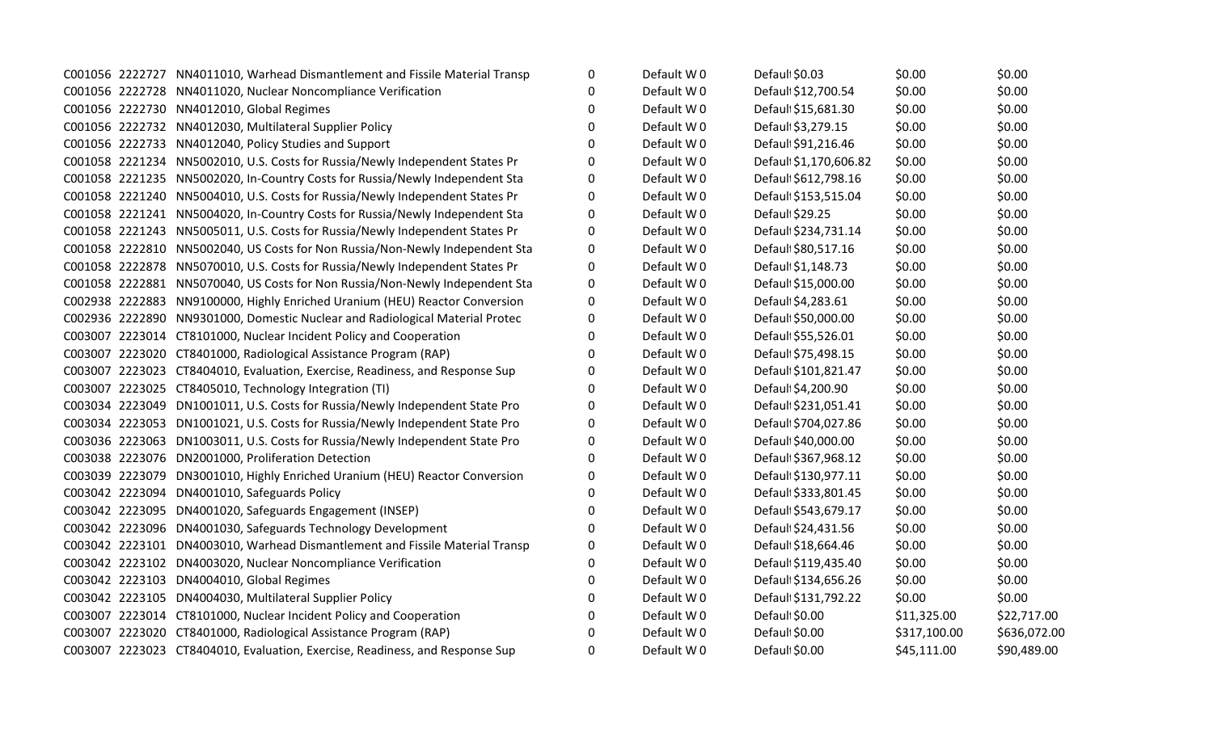| | | | | | | | |
|---|---|---|---|---|---|---|---|
| C001056 | 2222727 | NN4011010, Warhead Dismantlement and Fissile Material Transp | 0 | Default W 0 | Default $0.03 | $0.00 | $0.00 |
| C001056 | 2222728 | NN4011020, Nuclear Noncompliance Verification | 0 | Default W 0 | Default $12,700.54 | $0.00 | $0.00 |
| C001056 | 2222730 | NN4012010, Global Regimes | 0 | Default W 0 | Default $15,681.30 | $0.00 | $0.00 |
| C001056 | 2222732 | NN4012030, Multilateral Supplier Policy | 0 | Default W 0 | Default $3,279.15 | $0.00 | $0.00 |
| C001056 | 2222733 | NN4012040, Policy Studies and Support | 0 | Default W 0 | Default $91,216.46 | $0.00 | $0.00 |
| C001058 | 2221234 | NN5002010, U.S. Costs for Russia/Newly Independent States Pr | 0 | Default W 0 | Default $1,170,606.82 | $0.00 | $0.00 |
| C001058 | 2221235 | NN5002020, In-Country Costs for Russia/Newly Independent Sta | 0 | Default W 0 | Default $612,798.16 | $0.00 | $0.00 |
| C001058 | 2221240 | NN5004010, U.S. Costs for Russia/Newly Independent States Pr | 0 | Default W 0 | Default $153,515.04 | $0.00 | $0.00 |
| C001058 | 2221241 | NN5004020, In-Country Costs for Russia/Newly Independent Sta | 0 | Default W 0 | Default $29.25 | $0.00 | $0.00 |
| C001058 | 2221243 | NN5005011, U.S. Costs for Russia/Newly Independent States Pr | 0 | Default W 0 | Default $234,731.14 | $0.00 | $0.00 |
| C001058 | 2222810 | NN5002040, US Costs for Non Russia/Non-Newly Independent Sta | 0 | Default W 0 | Default $80,517.16 | $0.00 | $0.00 |
| C001058 | 2222878 | NN5070010, U.S. Costs for Russia/Newly Independent States Pr | 0 | Default W 0 | Default $1,148.73 | $0.00 | $0.00 |
| C001058 | 2222881 | NN5070040, US Costs for Non Russia/Non-Newly Independent Sta | 0 | Default W 0 | Default $15,000.00 | $0.00 | $0.00 |
| C002938 | 2222883 | NN9100000, Highly Enriched Uranium (HEU) Reactor Conversion | 0 | Default W 0 | Default $4,283.61 | $0.00 | $0.00 |
| C002936 | 2222890 | NN9301000, Domestic Nuclear and Radiological Material Protec | 0 | Default W 0 | Default $50,000.00 | $0.00 | $0.00 |
| C003007 | 2223014 | CT8101000, Nuclear Incident Policy and Cooperation | 0 | Default W 0 | Default $55,526.01 | $0.00 | $0.00 |
| C003007 | 2223020 | CT8401000, Radiological Assistance Program (RAP) | 0 | Default W 0 | Default $75,498.15 | $0.00 | $0.00 |
| C003007 | 2223023 | CT8404010, Evaluation, Exercise, Readiness, and Response Sup | 0 | Default W 0 | Default $101,821.47 | $0.00 | $0.00 |
| C003007 | 2223025 | CT8405010, Technology Integration (TI) | 0 | Default W 0 | Default $4,200.90 | $0.00 | $0.00 |
| C003034 | 2223049 | DN1001011, U.S. Costs for Russia/Newly Independent State Pro | 0 | Default W 0 | Default $231,051.41 | $0.00 | $0.00 |
| C003034 | 2223053 | DN1001021, U.S. Costs for Russia/Newly Independent State Pro | 0 | Default W 0 | Default $704,027.86 | $0.00 | $0.00 |
| C003036 | 2223063 | DN1003011, U.S. Costs for Russia/Newly Independent State Pro | 0 | Default W 0 | Default $40,000.00 | $0.00 | $0.00 |
| C003038 | 2223076 | DN2001000, Proliferation Detection | 0 | Default W 0 | Default $367,968.12 | $0.00 | $0.00 |
| C003039 | 2223079 | DN3001010, Highly Enriched Uranium (HEU) Reactor Conversion | 0 | Default W 0 | Default $130,977.11 | $0.00 | $0.00 |
| C003042 | 2223094 | DN4001010, Safeguards Policy | 0 | Default W 0 | Default $333,801.45 | $0.00 | $0.00 |
| C003042 | 2223095 | DN4001020, Safeguards Engagement (INSEP) | 0 | Default W 0 | Default $543,679.17 | $0.00 | $0.00 |
| C003042 | 2223096 | DN4001030, Safeguards Technology Development | 0 | Default W 0 | Default $24,431.56 | $0.00 | $0.00 |
| C003042 | 2223101 | DN4003010, Warhead Dismantlement and Fissile Material Transp | 0 | Default W 0 | Default $18,664.46 | $0.00 | $0.00 |
| C003042 | 2223102 | DN4003020, Nuclear Noncompliance Verification | 0 | Default W 0 | Default $119,435.40 | $0.00 | $0.00 |
| C003042 | 2223103 | DN4004010, Global Regimes | 0 | Default W 0 | Default $134,656.26 | $0.00 | $0.00 |
| C003042 | 2223105 | DN4004030, Multilateral Supplier Policy | 0 | Default W 0 | Default $131,792.22 | $0.00 | $0.00 |
| C003007 | 2223014 | CT8101000, Nuclear Incident Policy and Cooperation | 0 | Default W 0 | Default $0.00 | $11,325.00 | $22,717.00 |
| C003007 | 2223020 | CT8401000, Radiological Assistance Program (RAP) | 0 | Default W 0 | Default $0.00 | $317,100.00 | $636,072.00 |
| C003007 | 2223023 | CT8404010, Evaluation, Exercise, Readiness, and Response Sup | 0 | Default W 0 | Default $0.00 | $45,111.00 | $90,489.00 |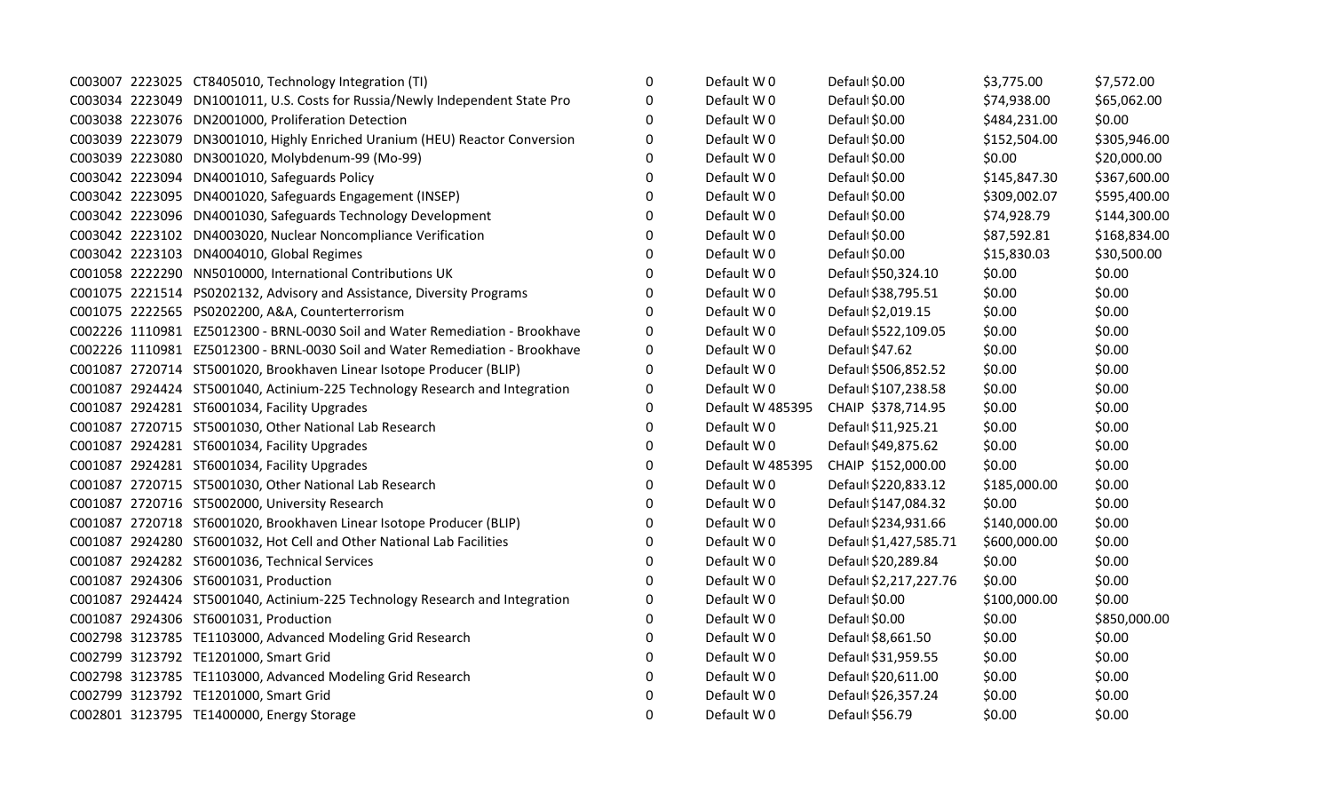| | | | | | | | |
|---|---|---|---|---|---|---|---|
| C003007 | 2223025 | CT8405010, Technology Integration (TI) | 0 | Default W 0 | Default $0.00 | $3,775.00 | $7,572.00 |
| C003034 | 2223049 | DN1001011, U.S. Costs for Russia/Newly Independent State Pro | 0 | Default W 0 | Default $0.00 | $74,938.00 | $65,062.00 |
| C003038 | 2223076 | DN2001000, Proliferation Detection | 0 | Default W 0 | Default $0.00 | $484,231.00 | $0.00 |
| C003039 | 2223079 | DN3001010, Highly Enriched Uranium (HEU) Reactor Conversion | 0 | Default W 0 | Default $0.00 | $152,504.00 | $305,946.00 |
| C003039 | 2223080 | DN3001020, Molybdenum-99 (Mo-99) | 0 | Default W 0 | Default $0.00 | $0.00 | $20,000.00 |
| C003042 | 2223094 | DN4001010, Safeguards Policy | 0 | Default W 0 | Default $0.00 | $145,847.30 | $367,600.00 |
| C003042 | 2223095 | DN4001020, Safeguards Engagement (INSEP) | 0 | Default W 0 | Default $0.00 | $309,002.07 | $595,400.00 |
| C003042 | 2223096 | DN4001030, Safeguards Technology Development | 0 | Default W 0 | Default $0.00 | $74,928.79 | $144,300.00 |
| C003042 | 2223102 | DN4003020, Nuclear Noncompliance Verification | 0 | Default W 0 | Default $0.00 | $87,592.81 | $168,834.00 |
| C003042 | 2223103 | DN4004010, Global Regimes | 0 | Default W 0 | Default $0.00 | $15,830.03 | $30,500.00 |
| C001058 | 2222290 | NN5010000, International Contributions UK | 0 | Default W 0 | Default $50,324.10 | $0.00 | $0.00 |
| C001075 | 2221514 | PS0202132, Advisory and Assistance, Diversity Programs | 0 | Default W 0 | Default $38,795.51 | $0.00 | $0.00 |
| C001075 | 2222565 | PS0202200, A&A, Counterterrorism | 0 | Default W 0 | Default $2,019.15 | $0.00 | $0.00 |
| C002226 | 1110981 | EZ5012300 - BRNL-0030 Soil and Water Remediation - Brookhave | 0 | Default W 0 | Default $522,109.05 | $0.00 | $0.00 |
| C002226 | 1110981 | EZ5012300 - BRNL-0030 Soil and Water Remediation - Brookhave | 0 | Default W 0 | Default $47.62 | $0.00 | $0.00 |
| C001087 | 2720714 | ST5001020, Brookhaven Linear Isotope Producer (BLIP) | 0 | Default W 0 | Default $506,852.52 | $0.00 | $0.00 |
| C001087 | 2924424 | ST5001040, Actinium-225 Technology Research and Integration | 0 | Default W 0 | Default $107,238.58 | $0.00 | $0.00 |
| C001087 | 2924281 | ST6001034, Facility Upgrades | 0 | Default W 485395 | CHAIP $378,714.95 | $0.00 | $0.00 |
| C001087 | 2720715 | ST5001030, Other National Lab Research | 0 | Default W 0 | Default $11,925.21 | $0.00 | $0.00 |
| C001087 | 2924281 | ST6001034, Facility Upgrades | 0 | Default W 0 | Default $49,875.62 | $0.00 | $0.00 |
| C001087 | 2924281 | ST6001034, Facility Upgrades | 0 | Default W 485395 | CHAIP $152,000.00 | $0.00 | $0.00 |
| C001087 | 2720715 | ST5001030, Other National Lab Research | 0 | Default W 0 | Default $220,833.12 | $185,000.00 | $0.00 |
| C001087 | 2720716 | ST5002000, University Research | 0 | Default W 0 | Default $147,084.32 | $0.00 | $0.00 |
| C001087 | 2720718 | ST6001020, Brookhaven Linear Isotope Producer (BLIP) | 0 | Default W 0 | Default $234,931.66 | $140,000.00 | $0.00 |
| C001087 | 2924280 | ST6001032, Hot Cell and Other National Lab Facilities | 0 | Default W 0 | Default $1,427,585.71 | $600,000.00 | $0.00 |
| C001087 | 2924282 | ST6001036, Technical Services | 0 | Default W 0 | Default $20,289.84 | $0.00 | $0.00 |
| C001087 | 2924306 | ST6001031, Production | 0 | Default W 0 | Default $2,217,227.76 | $0.00 | $0.00 |
| C001087 | 2924424 | ST5001040, Actinium-225 Technology Research and Integration | 0 | Default W 0 | Default $0.00 | $100,000.00 | $0.00 |
| C001087 | 2924306 | ST6001031, Production | 0 | Default W 0 | Default $0.00 | $0.00 | $850,000.00 |
| C002798 | 3123785 | TE1103000, Advanced Modeling Grid Research | 0 | Default W 0 | Default $8,661.50 | $0.00 | $0.00 |
| C002799 | 3123792 | TE1201000, Smart Grid | 0 | Default W 0 | Default $31,959.55 | $0.00 | $0.00 |
| C002798 | 3123785 | TE1103000, Advanced Modeling Grid Research | 0 | Default W 0 | Default $20,611.00 | $0.00 | $0.00 |
| C002799 | 3123792 | TE1201000, Smart Grid | 0 | Default W 0 | Default $26,357.24 | $0.00 | $0.00 |
| C002801 | 3123795 | TE1400000, Energy Storage | 0 | Default W 0 | Default $56.79 | $0.00 | $0.00 |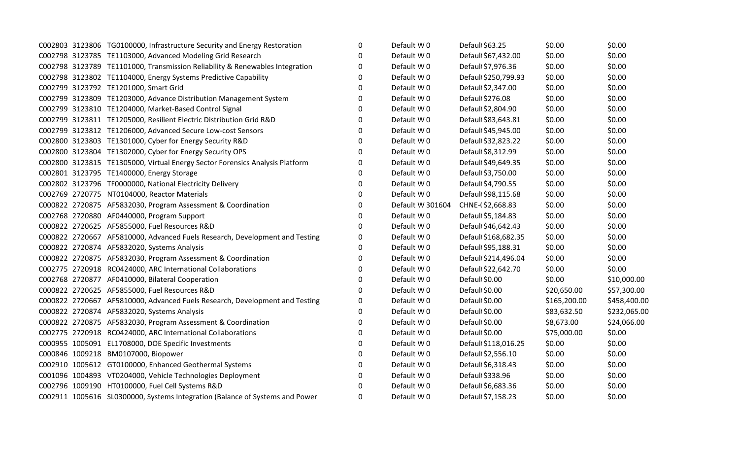| | | | | | | | |
|---|---|---|---|---|---|---|---|
| C002803 | 3123806 | TG0100000, Infrastructure Security and Energy Restoration | 0 | Default W 0 | Defaul $63.25 | $0.00 | $0.00 |
| C002798 | 3123785 | TE1103000, Advanced Modeling Grid Research | 0 | Default W 0 | Defaul $67,432.00 | $0.00 | $0.00 |
| C002798 | 3123789 | TE1101000, Transmission Reliability & Renewables Integration | 0 | Default W 0 | Defaul $7,976.36 | $0.00 | $0.00 |
| C002798 | 3123802 | TE1104000, Energy Systems Predictive Capability | 0 | Default W 0 | Defaul $250,799.93 | $0.00 | $0.00 |
| C002799 | 3123792 | TE1201000, Smart Grid | 0 | Default W 0 | Defaul $2,347.00 | $0.00 | $0.00 |
| C002799 | 3123809 | TE1203000, Advance Distribution Management System | 0 | Default W 0 | Defaul $276.08 | $0.00 | $0.00 |
| C002799 | 3123810 | TE1204000, Market-Based Control Signal | 0 | Default W 0 | Defaul $2,804.90 | $0.00 | $0.00 |
| C002799 | 3123811 | TE1205000, Resilient Electric Distribution Grid R&D | 0 | Default W 0 | Defaul $83,643.81 | $0.00 | $0.00 |
| C002799 | 3123812 | TE1206000, Advanced Secure Low-cost Sensors | 0 | Default W 0 | Defaul $45,945.00 | $0.00 | $0.00 |
| C002800 | 3123803 | TE1301000, Cyber for Energy Security R&D | 0 | Default W 0 | Defaul $32,823.22 | $0.00 | $0.00 |
| C002800 | 3123804 | TE1302000, Cyber for Energy Security OPS | 0 | Default W 0 | Defaul $8,312.99 | $0.00 | $0.00 |
| C002800 | 3123815 | TE1305000, Virtual Energy Sector Forensics Analysis Platform | 0 | Default W 0 | Defaul $49,649.35 | $0.00 | $0.00 |
| C002801 | 3123795 | TE1400000, Energy Storage | 0 | Default W 0 | Defaul $3,750.00 | $0.00 | $0.00 |
| C002802 | 3123796 | TF0000000, National Electricity Delivery | 0 | Default W 0 | Defaul $4,790.55 | $0.00 | $0.00 |
| C002769 | 2720775 | NT0104000, Reactor Materials | 0 | Default W 0 | Defaul $98,115.68 | $0.00 | $0.00 |
| C000822 | 2720875 | AF5832030, Program Assessment & Coordination | 0 | Default W 301604 | CHNE-( $2,668.83 | $0.00 | $0.00 |
| C002768 | 2720880 | AF0440000, Program Support | 0 | Default W 0 | Defaul $5,184.83 | $0.00 | $0.00 |
| C000822 | 2720625 | AF5855000, Fuel Resources R&D | 0 | Default W 0 | Defaul $46,642.43 | $0.00 | $0.00 |
| C000822 | 2720667 | AF5810000, Advanced Fuels Research, Development and Testing | 0 | Default W 0 | Defaul $168,682.35 | $0.00 | $0.00 |
| C000822 | 2720874 | AF5832020, Systems Analysis | 0 | Default W 0 | Defaul $95,188.31 | $0.00 | $0.00 |
| C000822 | 2720875 | AF5832030, Program Assessment & Coordination | 0 | Default W 0 | Defaul $214,496.04 | $0.00 | $0.00 |
| C002775 | 2720918 | RC0424000, ARC International Collaborations | 0 | Default W 0 | Defaul $22,642.70 | $0.00 | $0.00 |
| C002768 | 2720877 | AF0410000, Bilateral Cooperation | 0 | Default W 0 | Defaul $0.00 | $0.00 | $10,000.00 |
| C000822 | 2720625 | AF5855000, Fuel Resources R&D | 0 | Default W 0 | Defaul $0.00 | $20,650.00 | $57,300.00 |
| C000822 | 2720667 | AF5810000, Advanced Fuels Research, Development and Testing | 0 | Default W 0 | Defaul $0.00 | $165,200.00 | $458,400.00 |
| C000822 | 2720874 | AF5832020, Systems Analysis | 0 | Default W 0 | Defaul $0.00 | $83,632.50 | $232,065.00 |
| C000822 | 2720875 | AF5832030, Program Assessment & Coordination | 0 | Default W 0 | Defaul $0.00 | $8,673.00 | $24,066.00 |
| C002775 | 2720918 | RC0424000, ARC International Collaborations | 0 | Default W 0 | Defaul $0.00 | $75,000.00 | $0.00 |
| C000955 | 1005091 | EL1708000, DOE Specific Investments | 0 | Default W 0 | Defaul $118,016.25 | $0.00 | $0.00 |
| C000846 | 1009218 | BM0107000, Biopower | 0 | Default W 0 | Defaul $2,556.10 | $0.00 | $0.00 |
| C002910 | 1005612 | GT0100000, Enhanced Geothermal Systems | 0 | Default W 0 | Defaul $6,318.43 | $0.00 | $0.00 |
| C001096 | 1004893 | VT0204000, Vehicle Technologies Deployment | 0 | Default W 0 | Defaul $338.96 | $0.00 | $0.00 |
| C002796 | 1009190 | HT0100000, Fuel Cell Systems R&D | 0 | Default W 0 | Defaul $6,683.36 | $0.00 | $0.00 |
| C002911 | 1005616 | SL0300000, Systems Integration (Balance of Systems and Power | 0 | Default W 0 | Defaul $7,158.23 | $0.00 | $0.00 |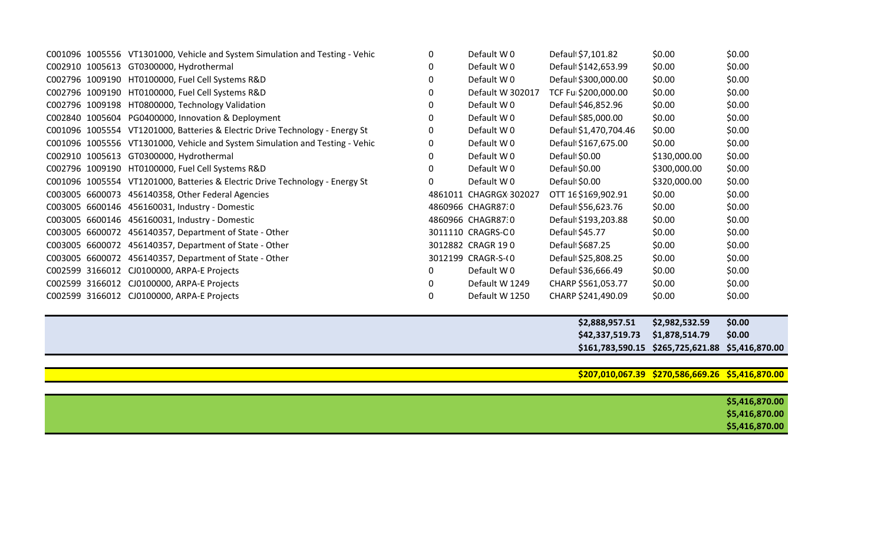| | | | | | | | | |
|---|---|---|---|---|---|---|---|---|
| C001096 | 1005556 | VT1301000, Vehicle and System Simulation and Testing - Vehic | 0 | Default W 0 | Default $7,101.82 | $0.00 | $0.00 |
| C002910 | 1005613 | GT0300000, Hydrothermal | 0 | Default W 0 | Default $142,653.99 | $0.00 | $0.00 |
| C002796 | 1009190 | HT0100000, Fuel Cell Systems R&D | 0 | Default W 0 | Default $300,000.00 | $0.00 | $0.00 |
| C002796 | 1009190 | HT0100000, Fuel Cell Systems R&D | 0 | Default W 302017 | TCF Fu $200,000.00 | $0.00 | $0.00 |
| C002796 | 1009198 | HT0800000, Technology Validation | 0 | Default W 0 | Default $46,852.96 | $0.00 | $0.00 |
| C002840 | 1005604 | PG0400000, Innovation & Deployment | 0 | Default W 0 | Default $85,000.00 | $0.00 | $0.00 |
| C001096 | 1005554 | VT1201000, Batteries & Electric Drive Technology - Energy St | 0 | Default W 0 | Default $1,470,704.46 | $0.00 | $0.00 |
| C001096 | 1005556 | VT1301000, Vehicle and System Simulation and Testing - Vehic | 0 | Default W 0 | Default $167,675.00 | $0.00 | $0.00 |
| C002910 | 1005613 | GT0300000, Hydrothermal | 0 | Default W 0 | Default $0.00 | $130,000.00 | $0.00 |
| C002796 | 1009190 | HT0100000, Fuel Cell Systems R&D | 0 | Default W 0 | Default $0.00 | $300,000.00 | $0.00 |
| C001096 | 1005554 | VT1201000, Batteries & Electric Drive Technology - Energy St | 0 | Default W 0 | Default $0.00 | $320,000.00 | $0.00 |
| C003005 | 6600073 | 456140358, Other Federal Agencies | 4861011 | CHAGRGX 302027 | OTT 16 $169,902.91 | $0.00 | $0.00 |
| C003005 | 6600146 | 456160031, Industry - Domestic | 4860966 | CHAGR87 0 | Default $56,623.76 | $0.00 | $0.00 |
| C003005 | 6600146 | 456160031, Industry - Domestic | 4860966 | CHAGR87 0 | Default $193,203.88 | $0.00 | $0.00 |
| C003005 | 6600072 | 456140357, Department of State - Other | 3011110 | CRAGRS-C 0 | Default $45.77 | $0.00 | $0.00 |
| C003005 | 6600072 | 456140357, Department of State - Other | 3012882 | CRAGR 19 0 | Default $687.25 | $0.00 | $0.00 |
| C003005 | 6600072 | 456140357, Department of State - Other | 3012199 | CRAGR-S-( 0 | Default $25,808.25 | $0.00 | $0.00 |
| C002599 | 3166012 | CJ0100000, ARPA-E Projects | 0 | Default W 0 | Default $36,666.49 | $0.00 | $0.00 |
| C002599 | 3166012 | CJ0100000, ARPA-E Projects | 0 | Default W 1249 | CHARP $561,053.77 | $0.00 | $0.00 |
| C002599 | 3166012 | CJ0100000, ARPA-E Projects | 0 | Default W 1250 | CHARP $241,490.09 | $0.00 | $0.00 |
| | | | | | **$2,888,957.51** | **$2,982,532.59** | **$0.00** |
| | | | | | **$42,337,519.73** | **$1,878,514.79** | **$0.00** |
| | | | | | **$161,783,590.15** | **$265,725,621.88** | **$5,416,870.00** |
| | | | | | **$207,010,067.39** | **$270,586,669.26** | **$5,416,870.00** |
| | | | | | | | **$5,416,870.00** |
| | | | | | | | **$5,416,870.00** |
| | | | | | | | **$5,416,870.00** |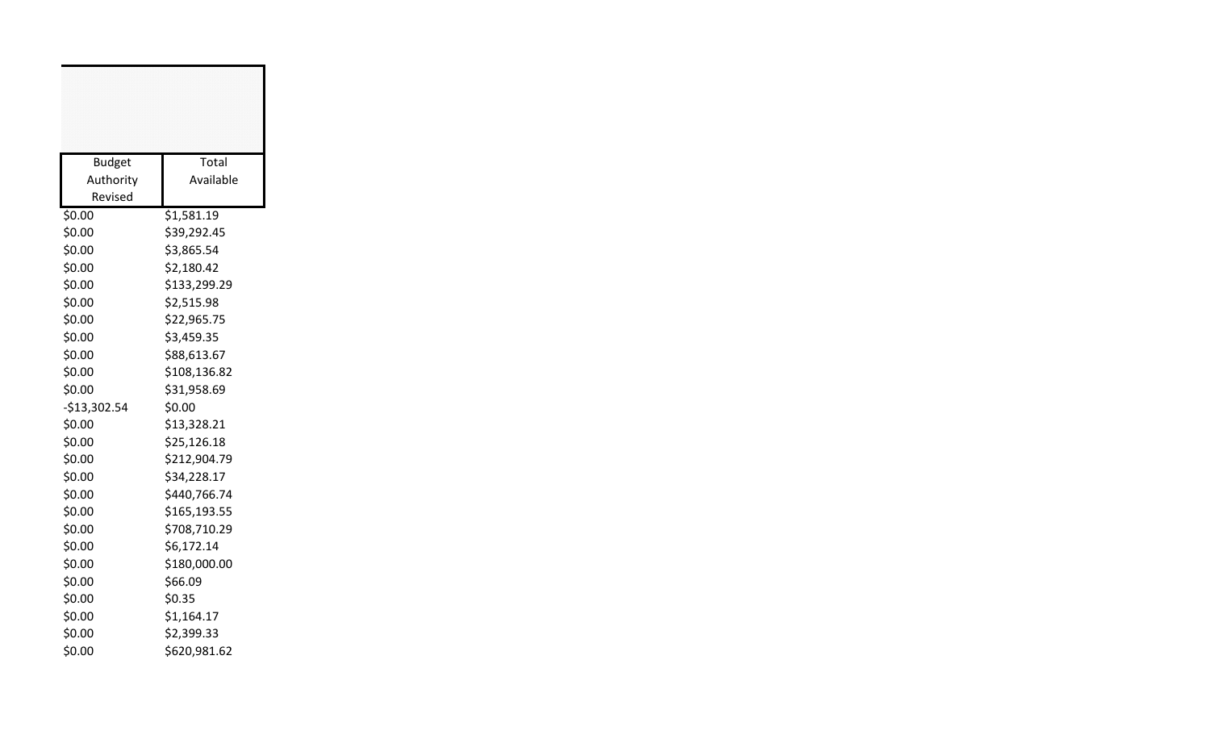| Budget Authority Revised | Total Available |
| --- | --- |
| $0.00 | $1,581.19 |
| $0.00 | $39,292.45 |
| $0.00 | $3,865.54 |
| $0.00 | $2,180.42 |
| $0.00 | $133,299.29 |
| $0.00 | $2,515.98 |
| $0.00 | $22,965.75 |
| $0.00 | $3,459.35 |
| $0.00 | $88,613.67 |
| $0.00 | $108,136.82 |
| $0.00 | $31,958.69 |
| -$13,302.54 | $0.00 |
| $0.00 | $13,328.21 |
| $0.00 | $25,126.18 |
| $0.00 | $212,904.79 |
| $0.00 | $34,228.17 |
| $0.00 | $440,766.74 |
| $0.00 | $165,193.55 |
| $0.00 | $708,710.29 |
| $0.00 | $6,172.14 |
| $0.00 | $180,000.00 |
| $0.00 | $66.09 |
| $0.00 | $0.35 |
| $0.00 | $1,164.17 |
| $0.00 | $2,399.33 |
| $0.00 | $620,981.62 |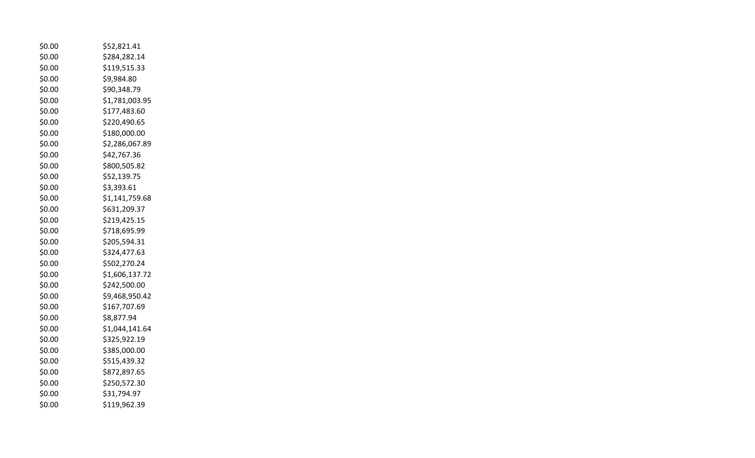| | |
|---|---|
| \$0.00 | \$52,821.41 |
| \$0.00 | \$284,282.14 |
| \$0.00 | \$119,515.33 |
| \$0.00 | \$9,984.80 |
| \$0.00 | \$90,348.79 |
| \$0.00 | \$1,781,003.95 |
| \$0.00 | \$177,483.60 |
| \$0.00 | \$220,490.65 |
| \$0.00 | \$180,000.00 |
| \$0.00 | \$2,286,067.89 |
| \$0.00 | \$42,767.36 |
| \$0.00 | \$800,505.82 |
| \$0.00 | \$52,139.75 |
| \$0.00 | \$3,393.61 |
| \$0.00 | \$1,141,759.68 |
| \$0.00 | \$631,209.37 |
| \$0.00 | \$219,425.15 |
| \$0.00 | \$718,695.99 |
| \$0.00 | \$205,594.31 |
| \$0.00 | \$324,477.63 |
| \$0.00 | \$502,270.24 |
| \$0.00 | \$1,606,137.72 |
| \$0.00 | \$242,500.00 |
| \$0.00 | \$9,468,950.42 |
| \$0.00 | \$167,707.69 |
| \$0.00 | \$8,877.94 |
| \$0.00 | \$1,044,141.64 |
| \$0.00 | \$325,922.19 |
| \$0.00 | \$385,000.00 |
| \$0.00 | \$515,439.32 |
| \$0.00 | \$872,897.65 |
| \$0.00 | \$250,572.30 |
| \$0.00 | \$31,794.97 |
| \$0.00 | \$119,962.39 |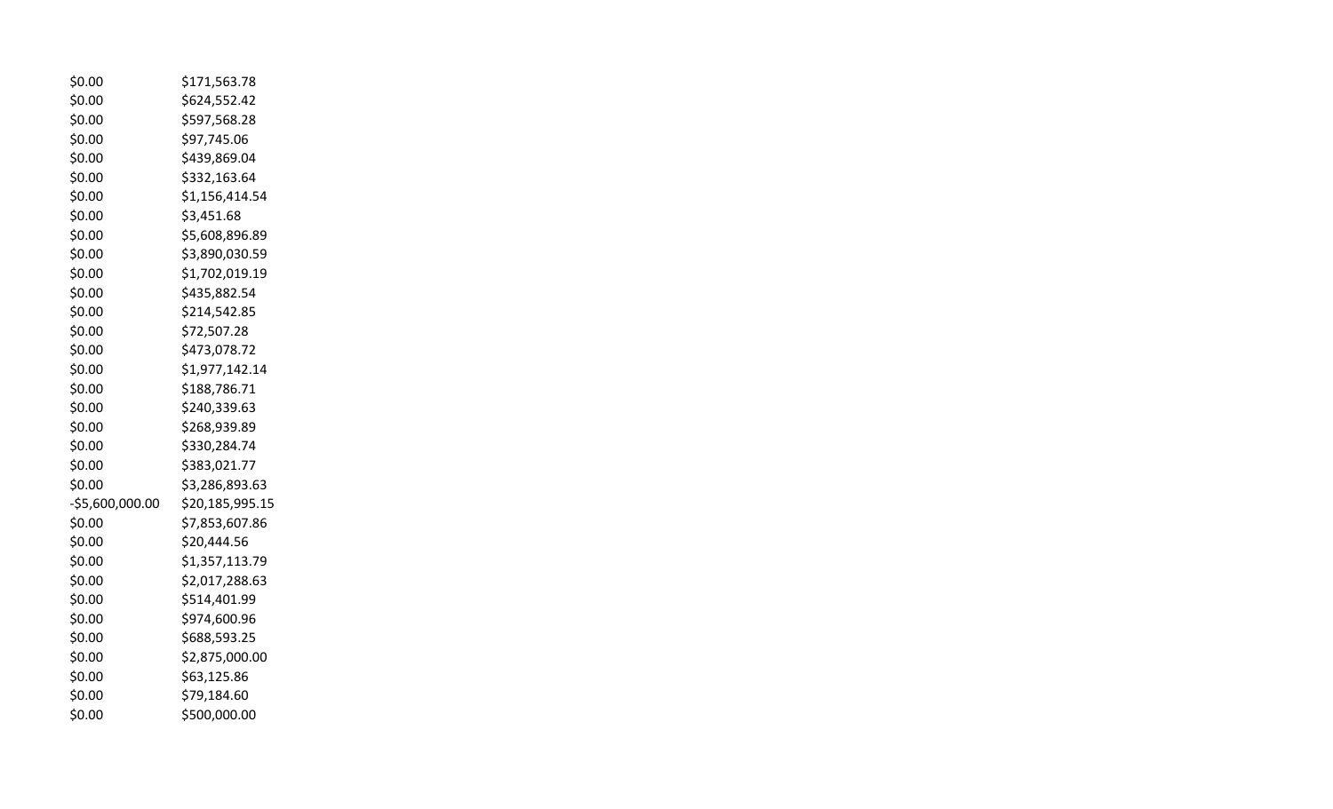| | |
|---|---|
| $0.00 | $171,563.78 |
| $0.00 | $624,552.42 |
| $0.00 | $597,568.28 |
| $0.00 | $97,745.06 |
| $0.00 | $439,869.04 |
| $0.00 | $332,163.64 |
| $0.00 | $1,156,414.54 |
| $0.00 | $3,451.68 |
| $0.00 | $5,608,896.89 |
| $0.00 | $3,890,030.59 |
| $0.00 | $1,702,019.19 |
| $0.00 | $435,882.54 |
| $0.00 | $214,542.85 |
| $0.00 | $72,507.28 |
| $0.00 | $473,078.72 |
| $0.00 | $1,977,142.14 |
| $0.00 | $188,786.71 |
| $0.00 | $240,339.63 |
| $0.00 | $268,939.89 |
| $0.00 | $330,284.74 |
| $0.00 | $383,021.77 |
| $0.00 | $3,286,893.63 |
| -$5,600,000.00 | $20,185,995.15 |
| $0.00 | $7,853,607.86 |
| $0.00 | $20,444.56 |
| $0.00 | $1,357,113.79 |
| $0.00 | $2,017,288.63 |
| $0.00 | $514,401.99 |
| $0.00 | $974,600.96 |
| $0.00 | $688,593.25 |
| $0.00 | $2,875,000.00 |
| $0.00 | $63,125.86 |
| $0.00 | $79,184.60 |
| $0.00 | $500,000.00 |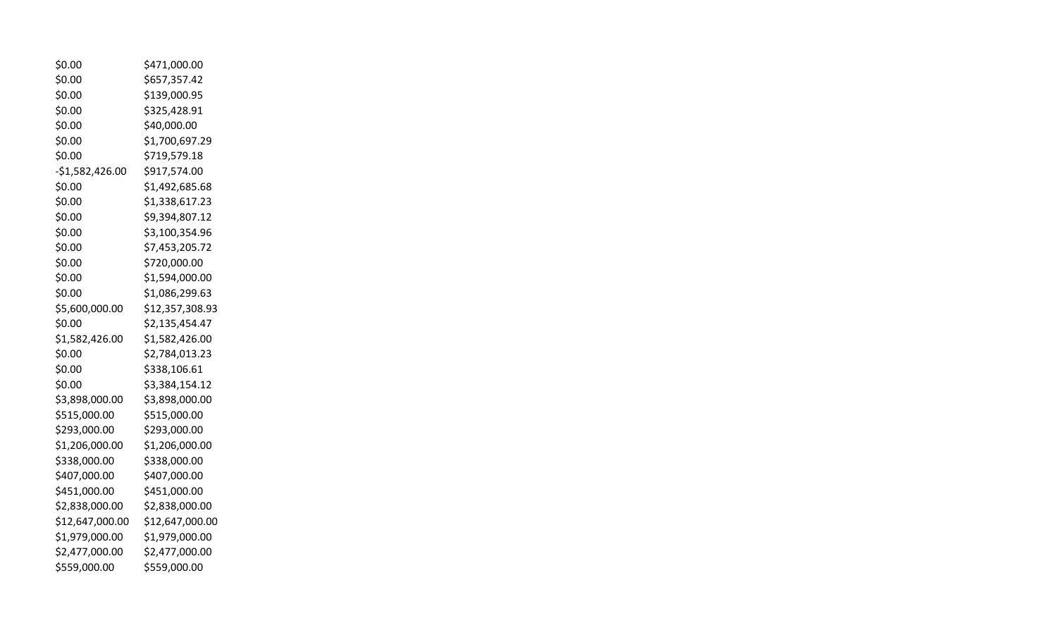| | |
|---|---|
| $0.00 | $471,000.00 |
| $0.00 | $657,357.42 |
| $0.00 | $139,000.95 |
| $0.00 | $325,428.91 |
| $0.00 | $40,000.00 |
| $0.00 | $1,700,697.29 |
| $0.00 | $719,579.18 |
| -$1,582,426.00 | $917,574.00 |
| $0.00 | $1,492,685.68 |
| $0.00 | $1,338,617.23 |
| $0.00 | $9,394,807.12 |
| $0.00 | $3,100,354.96 |
| $0.00 | $7,453,205.72 |
| $0.00 | $720,000.00 |
| $0.00 | $1,594,000.00 |
| $0.00 | $1,086,299.63 |
| $5,600,000.00 | $12,357,308.93 |
| $0.00 | $2,135,454.47 |
| $1,582,426.00 | $1,582,426.00 |
| $0.00 | $2,784,013.23 |
| $0.00 | $338,106.61 |
| $0.00 | $3,384,154.12 |
| $3,898,000.00 | $3,898,000.00 |
| $515,000.00 | $515,000.00 |
| $293,000.00 | $293,000.00 |
| $1,206,000.00 | $1,206,000.00 |
| $338,000.00 | $338,000.00 |
| $407,000.00 | $407,000.00 |
| $451,000.00 | $451,000.00 |
| $2,838,000.00 | $2,838,000.00 |
| $12,647,000.00 | $12,647,000.00 |
| $1,979,000.00 | $1,979,000.00 |
| $2,477,000.00 | $2,477,000.00 |
| $559,000.00 | $559,000.00 |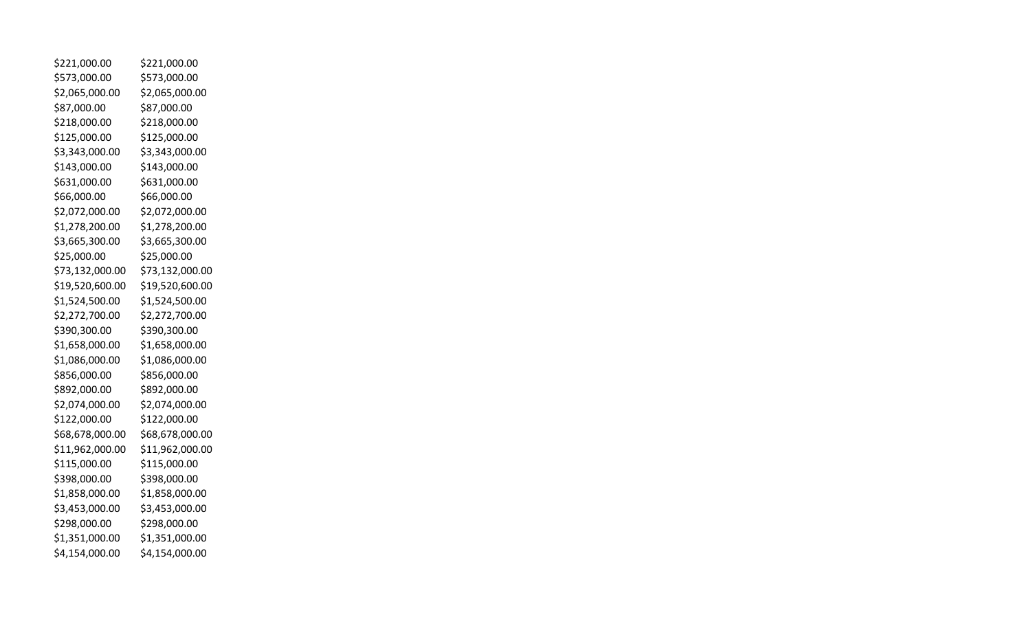| | |
|---|---|
| $221,000.00 | $221,000.00 |
| $573,000.00 | $573,000.00 |
| $2,065,000.00 | $2,065,000.00 |
| $87,000.00 | $87,000.00 |
| $218,000.00 | $218,000.00 |
| $125,000.00 | $125,000.00 |
| $3,343,000.00 | $3,343,000.00 |
| $143,000.00 | $143,000.00 |
| $631,000.00 | $631,000.00 |
| $66,000.00 | $66,000.00 |
| $2,072,000.00 | $2,072,000.00 |
| $1,278,200.00 | $1,278,200.00 |
| $3,665,300.00 | $3,665,300.00 |
| $25,000.00 | $25,000.00 |
| $73,132,000.00 | $73,132,000.00 |
| $19,520,600.00 | $19,520,600.00 |
| $1,524,500.00 | $1,524,500.00 |
| $2,272,700.00 | $2,272,700.00 |
| $390,300.00 | $390,300.00 |
| $1,658,000.00 | $1,658,000.00 |
| $1,086,000.00 | $1,086,000.00 |
| $856,000.00 | $856,000.00 |
| $892,000.00 | $892,000.00 |
| $2,074,000.00 | $2,074,000.00 |
| $122,000.00 | $122,000.00 |
| $68,678,000.00 | $68,678,000.00 |
| $11,962,000.00 | $11,962,000.00 |
| $115,000.00 | $115,000.00 |
| $398,000.00 | $398,000.00 |
| $1,858,000.00 | $1,858,000.00 |
| $3,453,000.00 | $3,453,000.00 |
| $298,000.00 | $298,000.00 |
| $1,351,000.00 | $1,351,000.00 |
| $4,154,000.00 | $4,154,000.00 |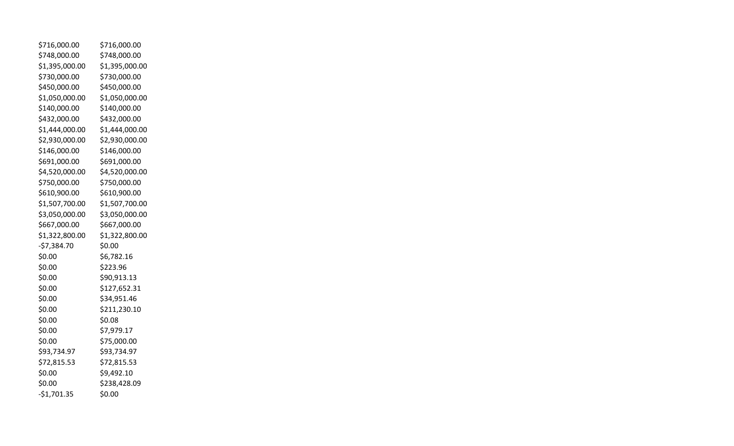| | |
|---|---|
| $716,000.00 | $716,000.00 |
| $748,000.00 | $748,000.00 |
| $1,395,000.00 | $1,395,000.00 |
| $730,000.00 | $730,000.00 |
| $450,000.00 | $450,000.00 |
| $1,050,000.00 | $1,050,000.00 |
| $140,000.00 | $140,000.00 |
| $432,000.00 | $432,000.00 |
| $1,444,000.00 | $1,444,000.00 |
| $2,930,000.00 | $2,930,000.00 |
| $146,000.00 | $146,000.00 |
| $691,000.00 | $691,000.00 |
| $4,520,000.00 | $4,520,000.00 |
| $750,000.00 | $750,000.00 |
| $610,900.00 | $610,900.00 |
| $1,507,700.00 | $1,507,700.00 |
| $3,050,000.00 | $3,050,000.00 |
| $667,000.00 | $667,000.00 |
| $1,322,800.00 | $1,322,800.00 |
| -$7,384.70 | $0.00 |
| $0.00 | $6,782.16 |
| $0.00 | $223.96 |
| $0.00 | $90,913.13 |
| $0.00 | $127,652.31 |
| $0.00 | $34,951.46 |
| $0.00 | $211,230.10 |
| $0.00 | $0.08 |
| $0.00 | $7,979.17 |
| $0.00 | $75,000.00 |
| $93,734.97 | $93,734.97 |
| $72,815.53 | $72,815.53 |
| $0.00 | $9,492.10 |
| $0.00 | $238,428.09 |
| -$1,701.35 | $0.00 |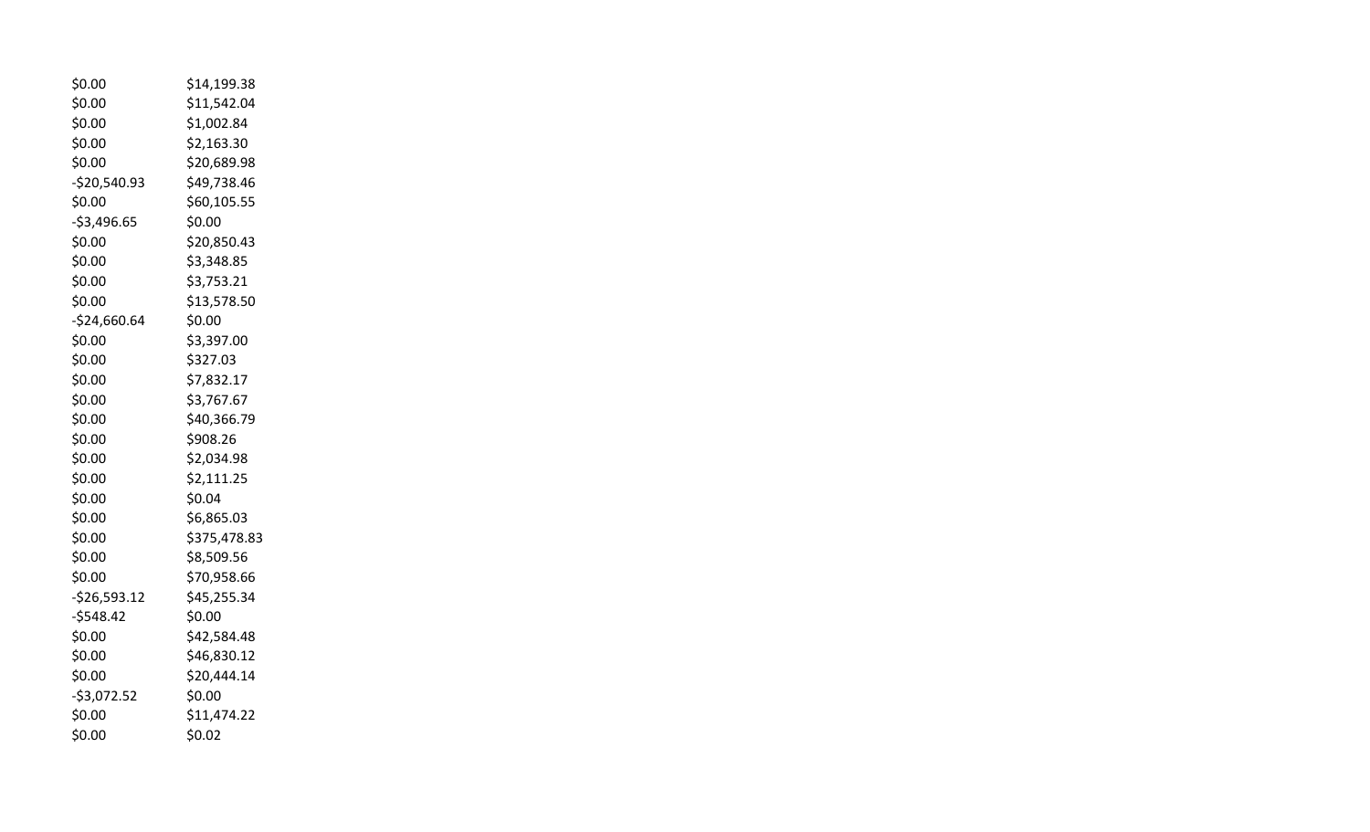| | |
|---|---|
| $0.00 | $14,199.38 |
| $0.00 | $11,542.04 |
| $0.00 | $1,002.84 |
| $0.00 | $2,163.30 |
| $0.00 | $20,689.98 |
| -$20,540.93 | $49,738.46 |
| $0.00 | $60,105.55 |
| -$3,496.65 | $0.00 |
| $0.00 | $20,850.43 |
| $0.00 | $3,348.85 |
| $0.00 | $3,753.21 |
| $0.00 | $13,578.50 |
| -$24,660.64 | $0.00 |
| $0.00 | $3,397.00 |
| $0.00 | $327.03 |
| $0.00 | $7,832.17 |
| $0.00 | $3,767.67 |
| $0.00 | $40,366.79 |
| $0.00 | $908.26 |
| $0.00 | $2,034.98 |
| $0.00 | $2,111.25 |
| $0.00 | $0.04 |
| $0.00 | $6,865.03 |
| $0.00 | $375,478.83 |
| $0.00 | $8,509.56 |
| $0.00 | $70,958.66 |
| -$26,593.12 | $45,255.34 |
| -$548.42 | $0.00 |
| $0.00 | $42,584.48 |
| $0.00 | $46,830.12 |
| $0.00 | $20,444.14 |
| -$3,072.52 | $0.00 |
| $0.00 | $11,474.22 |
| $0.00 | $0.02 |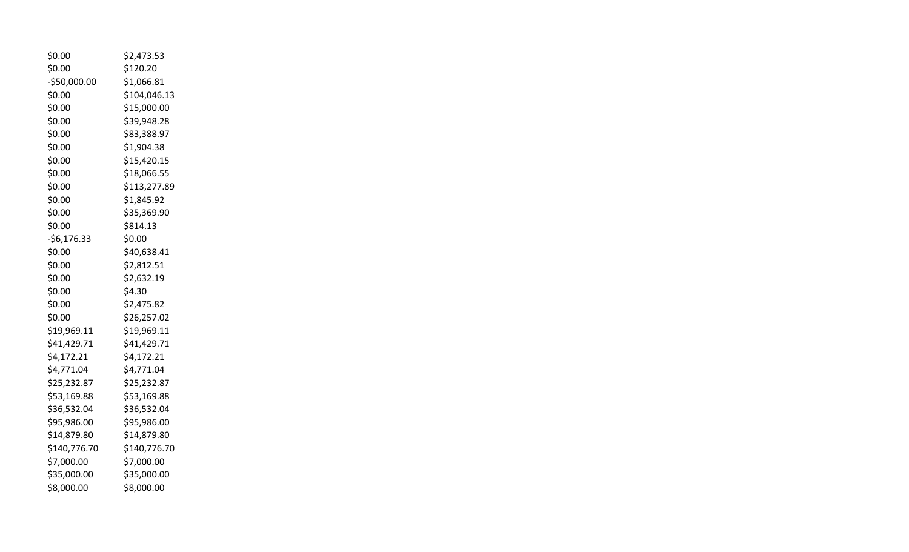| | |
|---|---|
| $0.00 | $2,473.53 |
| $0.00 | $120.20 |
| -$50,000.00 | $1,066.81 |
| $0.00 | $104,046.13 |
| $0.00 | $15,000.00 |
| $0.00 | $39,948.28 |
| $0.00 | $83,388.97 |
| $0.00 | $1,904.38 |
| $0.00 | $15,420.15 |
| $0.00 | $18,066.55 |
| $0.00 | $113,277.89 |
| $0.00 | $1,845.92 |
| $0.00 | $35,369.90 |
| $0.00 | $814.13 |
| -$6,176.33 | $0.00 |
| $0.00 | $40,638.41 |
| $0.00 | $2,812.51 |
| $0.00 | $2,632.19 |
| $0.00 | $4.30 |
| $0.00 | $2,475.82 |
| $0.00 | $26,257.02 |
| $19,969.11 | $19,969.11 |
| $41,429.71 | $41,429.71 |
| $4,172.21 | $4,172.21 |
| $4,771.04 | $4,771.04 |
| $25,232.87 | $25,232.87 |
| $53,169.88 | $53,169.88 |
| $36,532.04 | $36,532.04 |
| $95,986.00 | $95,986.00 |
| $14,879.80 | $14,879.80 |
| $140,776.70 | $140,776.70 |
| $7,000.00 | $7,000.00 |
| $35,000.00 | $35,000.00 |
| $8,000.00 | $8,000.00 |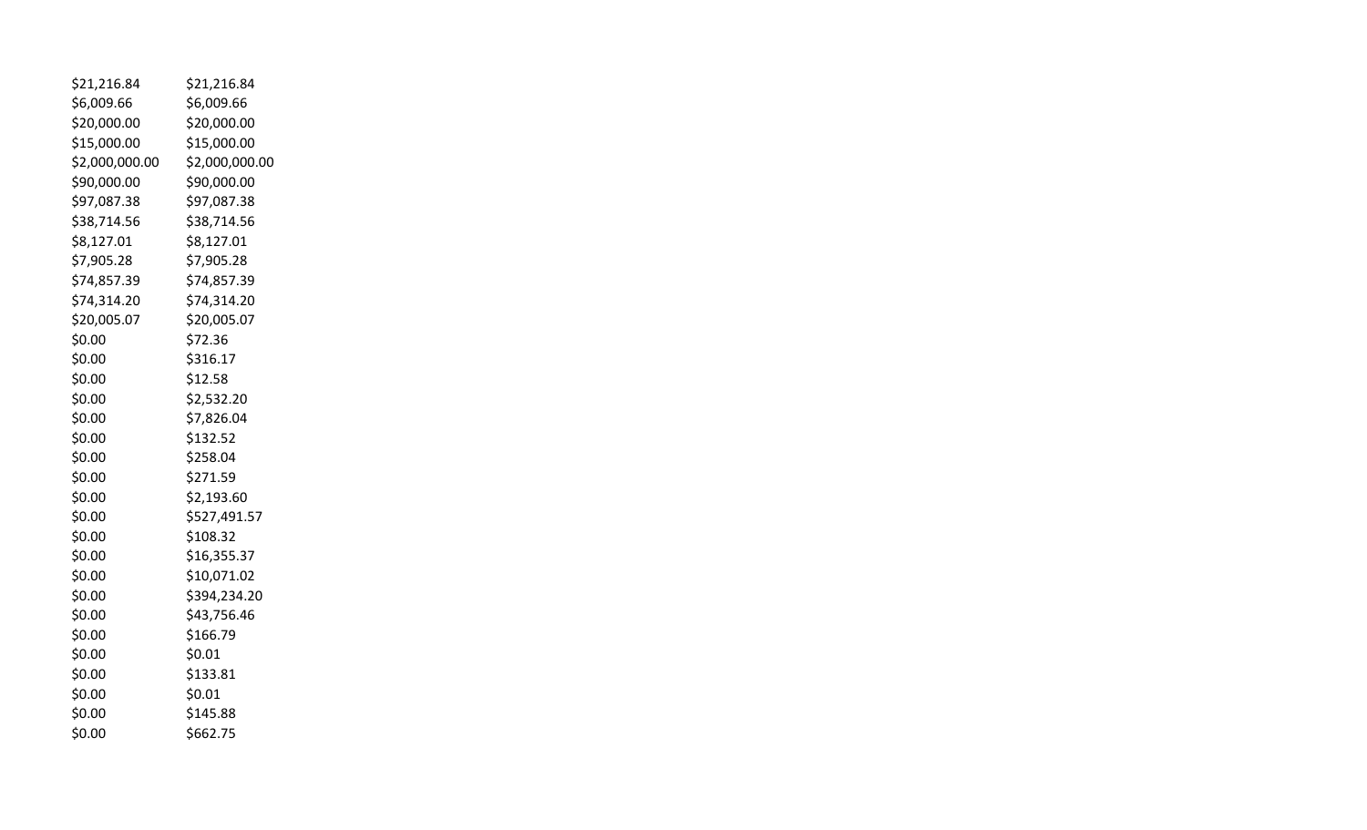| | |
|---|---|
| $21,216.84 | $21,216.84 |
| $6,009.66 | $6,009.66 |
| $20,000.00 | $20,000.00 |
| $15,000.00 | $15,000.00 |
| $2,000,000.00 | $2,000,000.00 |
| $90,000.00 | $90,000.00 |
| $97,087.38 | $97,087.38 |
| $38,714.56 | $38,714.56 |
| $8,127.01 | $8,127.01 |
| $7,905.28 | $7,905.28 |
| $74,857.39 | $74,857.39 |
| $74,314.20 | $74,314.20 |
| $20,005.07 | $20,005.07 |
| $0.00 | $72.36 |
| $0.00 | $316.17 |
| $0.00 | $12.58 |
| $0.00 | $2,532.20 |
| $0.00 | $7,826.04 |
| $0.00 | $132.52 |
| $0.00 | $258.04 |
| $0.00 | $271.59 |
| $0.00 | $2,193.60 |
| $0.00 | $527,491.57 |
| $0.00 | $108.32 |
| $0.00 | $16,355.37 |
| $0.00 | $10,071.02 |
| $0.00 | $394,234.20 |
| $0.00 | $43,756.46 |
| $0.00 | $166.79 |
| $0.00 | $0.01 |
| $0.00 | $133.81 |
| $0.00 | $0.01 |
| $0.00 | $145.88 |
| $0.00 | $662.75 |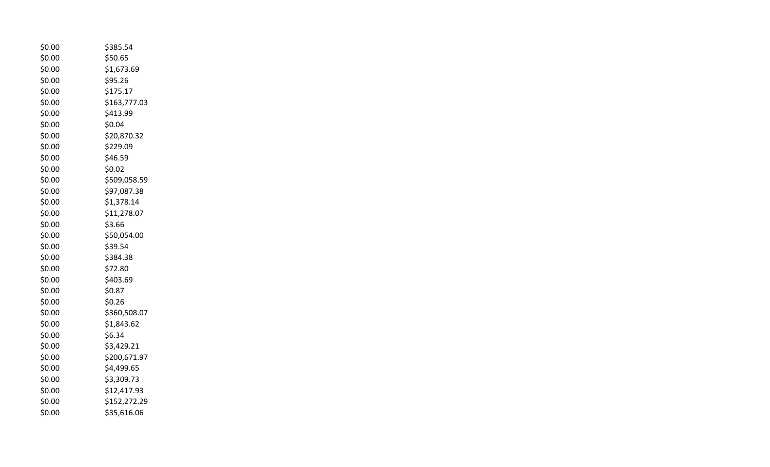| | |
|---|---|
| $0.00 | $385.54 |
| $0.00 | $50.65 |
| $0.00 | $1,673.69 |
| $0.00 | $95.26 |
| $0.00 | $175.17 |
| $0.00 | $163,777.03 |
| $0.00 | $413.99 |
| $0.00 | $0.04 |
| $0.00 | $20,870.32 |
| $0.00 | $229.09 |
| $0.00 | $46.59 |
| $0.00 | $0.02 |
| $0.00 | $509,058.59 |
| $0.00 | $97,087.38 |
| $0.00 | $1,378.14 |
| $0.00 | $11,278.07 |
| $0.00 | $3.66 |
| $0.00 | $50,054.00 |
| $0.00 | $39.54 |
| $0.00 | $384.38 |
| $0.00 | $72.80 |
| $0.00 | $403.69 |
| $0.00 | $0.87 |
| $0.00 | $0.26 |
| $0.00 | $360,508.07 |
| $0.00 | $1,843.62 |
| $0.00 | $6.34 |
| $0.00 | $3,429.21 |
| $0.00 | $200,671.97 |
| $0.00 | $4,499.65 |
| $0.00 | $3,309.73 |
| $0.00 | $12,417.93 |
| $0.00 | $152,272.29 |
| $0.00 | $35,616.06 |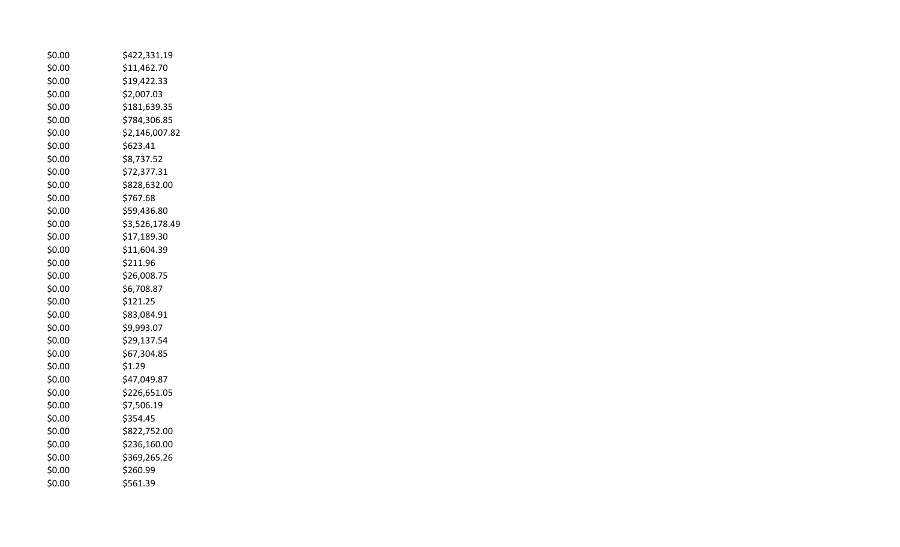| | |
|---|---|
| $0.00 | $422,331.19 |
| $0.00 | $11,462.70 |
| $0.00 | $19,422.33 |
| $0.00 | $2,007.03 |
| $0.00 | $181,639.35 |
| $0.00 | $784,306.85 |
| $0.00 | $2,146,007.82 |
| $0.00 | $623.41 |
| $0.00 | $8,737.52 |
| $0.00 | $72,377.31 |
| $0.00 | $828,632.00 |
| $0.00 | $767.68 |
| $0.00 | $59,436.80 |
| $0.00 | $3,526,178.49 |
| $0.00 | $17,189.30 |
| $0.00 | $11,604.39 |
| $0.00 | $211.96 |
| $0.00 | $26,008.75 |
| $0.00 | $6,708.87 |
| $0.00 | $121.25 |
| $0.00 | $83,084.91 |
| $0.00 | $9,993.07 |
| $0.00 | $29,137.54 |
| $0.00 | $67,304.85 |
| $0.00 | $1.29 |
| $0.00 | $47,049.87 |
| $0.00 | $226,651.05 |
| $0.00 | $7,506.19 |
| $0.00 | $354.45 |
| $0.00 | $822,752.00 |
| $0.00 | $236,160.00 |
| $0.00 | $369,265.26 |
| $0.00 | $260.99 |
| $0.00 | $561.39 |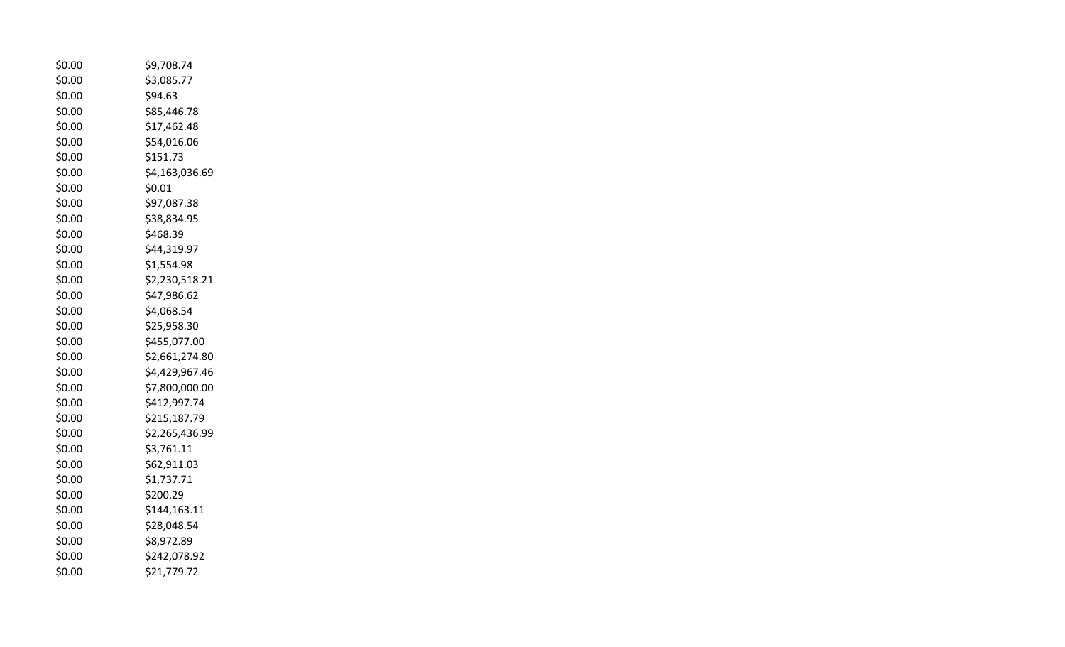| | |
|---|---|
| $0.00 | $9,708.74 |
| $0.00 | $3,085.77 |
| $0.00 | $94.63 |
| $0.00 | $85,446.78 |
| $0.00 | $17,462.48 |
| $0.00 | $54,016.06 |
| $0.00 | $151.73 |
| $0.00 | $4,163,036.69 |
| $0.00 | $0.01 |
| $0.00 | $97,087.38 |
| $0.00 | $38,834.95 |
| $0.00 | $468.39 |
| $0.00 | $44,319.97 |
| $0.00 | $1,554.98 |
| $0.00 | $2,230,518.21 |
| $0.00 | $47,986.62 |
| $0.00 | $4,068.54 |
| $0.00 | $25,958.30 |
| $0.00 | $455,077.00 |
| $0.00 | $2,661,274.80 |
| $0.00 | $4,429,967.46 |
| $0.00 | $7,800,000.00 |
| $0.00 | $412,997.74 |
| $0.00 | $215,187.79 |
| $0.00 | $2,265,436.99 |
| $0.00 | $3,761.11 |
| $0.00 | $62,911.03 |
| $0.00 | $1,737.71 |
| $0.00 | $200.29 |
| $0.00 | $144,163.11 |
| $0.00 | $28,048.54 |
| $0.00 | $8,972.89 |
| $0.00 | $242,078.92 |
| $0.00 | $21,779.72 |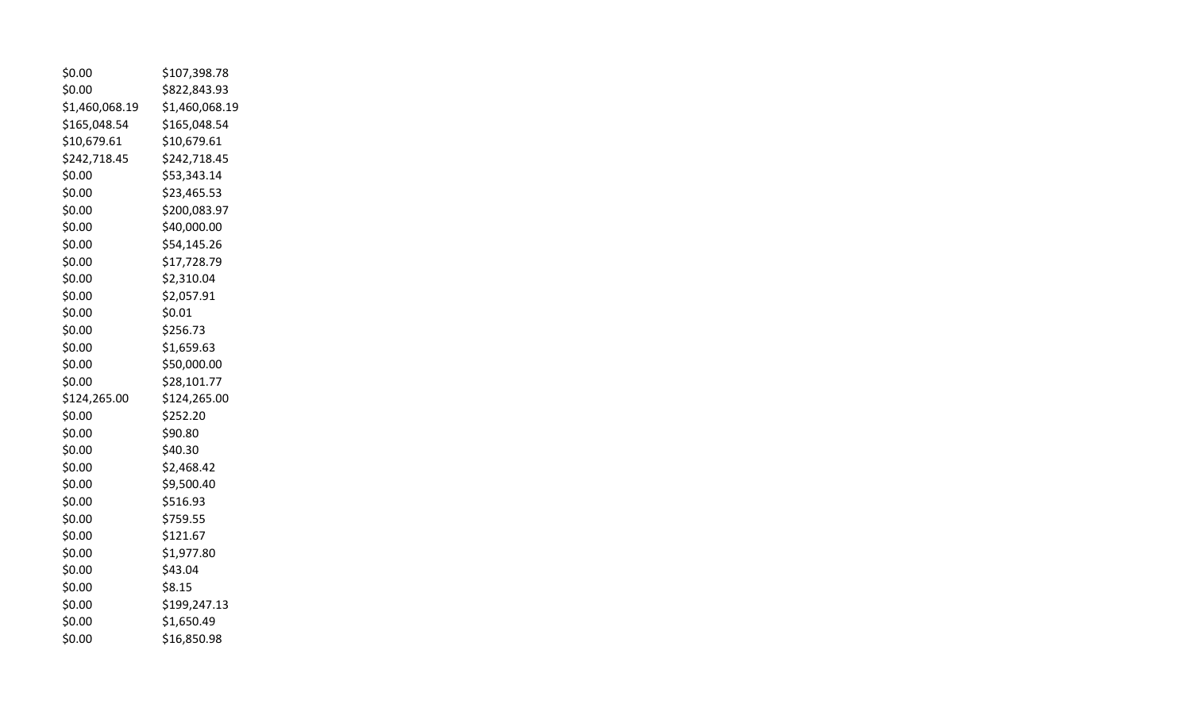| | |
|---|---|
| $0.00 | $107,398.78 |
| $0.00 | $822,843.93 |
| $1,460,068.19 | $1,460,068.19 |
| $165,048.54 | $165,048.54 |
| $10,679.61 | $10,679.61 |
| $242,718.45 | $242,718.45 |
| $0.00 | $53,343.14 |
| $0.00 | $23,465.53 |
| $0.00 | $200,083.97 |
| $0.00 | $40,000.00 |
| $0.00 | $54,145.26 |
| $0.00 | $17,728.79 |
| $0.00 | $2,310.04 |
| $0.00 | $2,057.91 |
| $0.00 | $0.01 |
| $0.00 | $256.73 |
| $0.00 | $1,659.63 |
| $0.00 | $50,000.00 |
| $0.00 | $28,101.77 |
| $124,265.00 | $124,265.00 |
| $0.00 | $252.20 |
| $0.00 | $90.80 |
| $0.00 | $40.30 |
| $0.00 | $2,468.42 |
| $0.00 | $9,500.40 |
| $0.00 | $516.93 |
| $0.00 | $759.55 |
| $0.00 | $121.67 |
| $0.00 | $1,977.80 |
| $0.00 | $43.04 |
| $0.00 | $8.15 |
| $0.00 | $199,247.13 |
| $0.00 | $1,650.49 |
| $0.00 | $16,850.98 |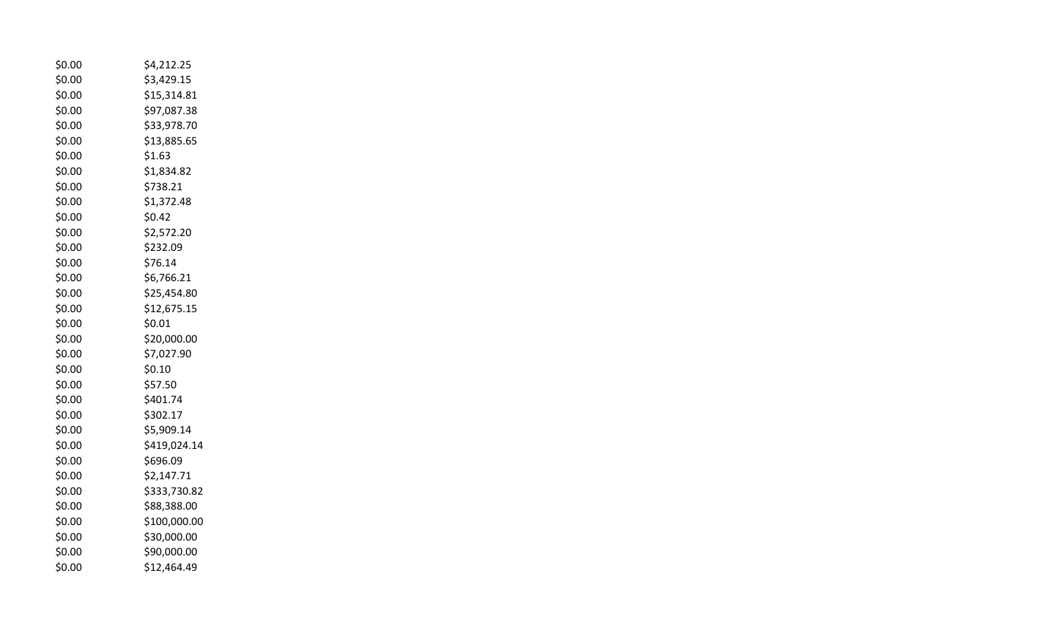| | |
|---|---|
| $0.00 | $4,212.25 |
| $0.00 | $3,429.15 |
| $0.00 | $15,314.81 |
| $0.00 | $97,087.38 |
| $0.00 | $33,978.70 |
| $0.00 | $13,885.65 |
| $0.00 | $1.63 |
| $0.00 | $1,834.82 |
| $0.00 | $738.21 |
| $0.00 | $1,372.48 |
| $0.00 | $0.42 |
| $0.00 | $2,572.20 |
| $0.00 | $232.09 |
| $0.00 | $76.14 |
| $0.00 | $6,766.21 |
| $0.00 | $25,454.80 |
| $0.00 | $12,675.15 |
| $0.00 | $0.01 |
| $0.00 | $20,000.00 |
| $0.00 | $7,027.90 |
| $0.00 | $0.10 |
| $0.00 | $57.50 |
| $0.00 | $401.74 |
| $0.00 | $302.17 |
| $0.00 | $5,909.14 |
| $0.00 | $419,024.14 |
| $0.00 | $696.09 |
| $0.00 | $2,147.71 |
| $0.00 | $333,730.82 |
| $0.00 | $88,388.00 |
| $0.00 | $100,000.00 |
| $0.00 | $30,000.00 |
| $0.00 | $90,000.00 |
| $0.00 | $12,464.49 |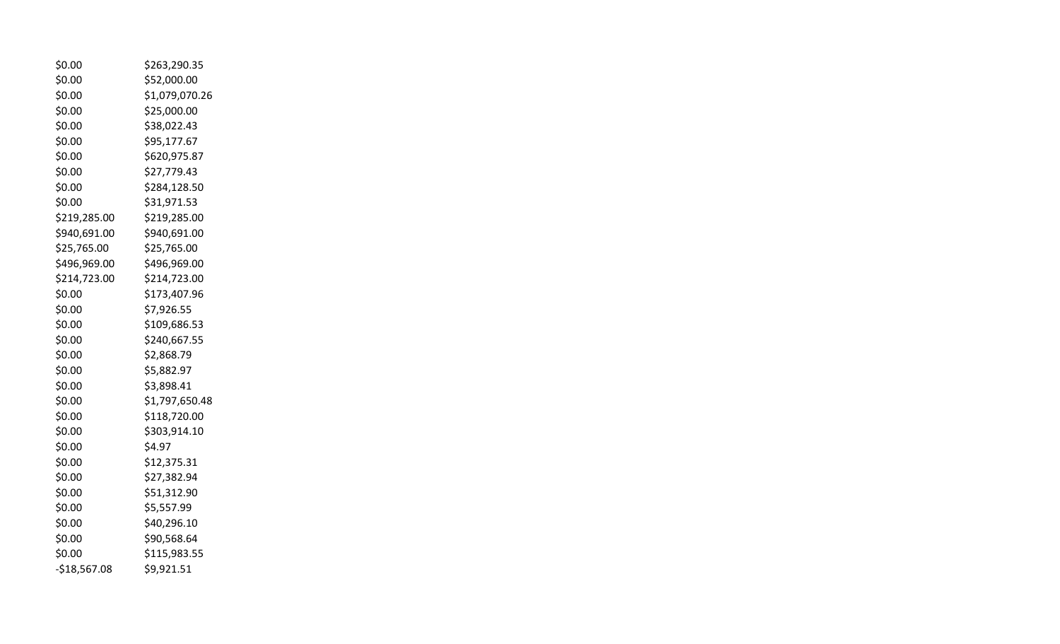| | |
|---|---|
| $0.00 | $263,290.35 |
| $0.00 | $52,000.00 |
| $0.00 | $1,079,070.26 |
| $0.00 | $25,000.00 |
| $0.00 | $38,022.43 |
| $0.00 | $95,177.67 |
| $0.00 | $620,975.87 |
| $0.00 | $27,779.43 |
| $0.00 | $284,128.50 |
| $0.00 | $31,971.53 |
| $219,285.00 | $219,285.00 |
| $940,691.00 | $940,691.00 |
| $25,765.00 | $25,765.00 |
| $496,969.00 | $496,969.00 |
| $214,723.00 | $214,723.00 |
| $0.00 | $173,407.96 |
| $0.00 | $7,926.55 |
| $0.00 | $109,686.53 |
| $0.00 | $240,667.55 |
| $0.00 | $2,868.79 |
| $0.00 | $5,882.97 |
| $0.00 | $3,898.41 |
| $0.00 | $1,797,650.48 |
| $0.00 | $118,720.00 |
| $0.00 | $303,914.10 |
| $0.00 | $4.97 |
| $0.00 | $12,375.31 |
| $0.00 | $27,382.94 |
| $0.00 | $51,312.90 |
| $0.00 | $5,557.99 |
| $0.00 | $40,296.10 |
| $0.00 | $90,568.64 |
| $0.00 | $115,983.55 |
| -$18,567.08 | $9,921.51 |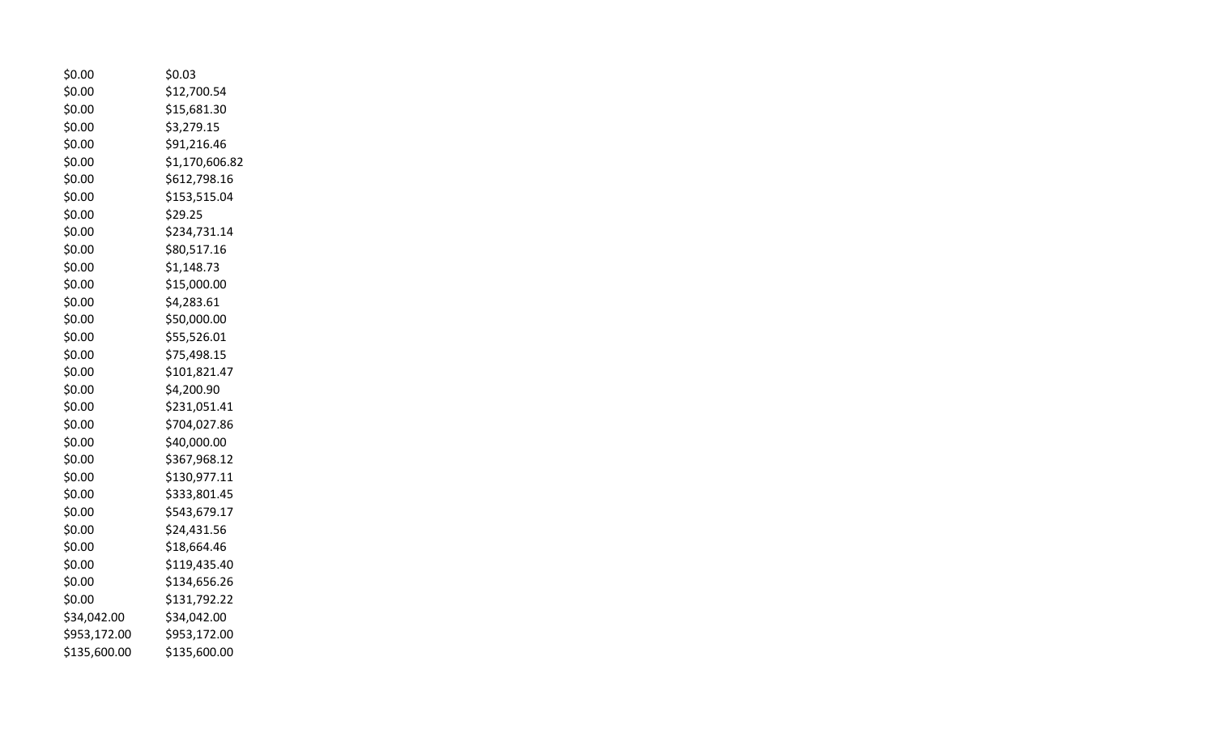| | |
|---|---|
| $0.00 | $0.03 |
| $0.00 | $12,700.54 |
| $0.00 | $15,681.30 |
| $0.00 | $3,279.15 |
| $0.00 | $91,216.46 |
| $0.00 | $1,170,606.82 |
| $0.00 | $612,798.16 |
| $0.00 | $153,515.04 |
| $0.00 | $29.25 |
| $0.00 | $234,731.14 |
| $0.00 | $80,517.16 |
| $0.00 | $1,148.73 |
| $0.00 | $15,000.00 |
| $0.00 | $4,283.61 |
| $0.00 | $50,000.00 |
| $0.00 | $55,526.01 |
| $0.00 | $75,498.15 |
| $0.00 | $101,821.47 |
| $0.00 | $4,200.90 |
| $0.00 | $231,051.41 |
| $0.00 | $704,027.86 |
| $0.00 | $40,000.00 |
| $0.00 | $367,968.12 |
| $0.00 | $130,977.11 |
| $0.00 | $333,801.45 |
| $0.00 | $543,679.17 |
| $0.00 | $24,431.56 |
| $0.00 | $18,664.46 |
| $0.00 | $119,435.40 |
| $0.00 | $134,656.26 |
| $0.00 | $131,792.22 |
| $34,042.00 | $34,042.00 |
| $953,172.00 | $953,172.00 |
| $135,600.00 | $135,600.00 |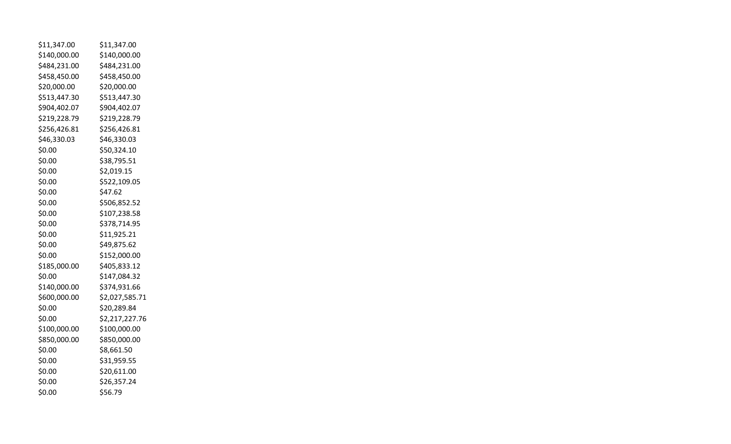| | |
|---|---|
| $11,347.00 | $11,347.00 |
| $140,000.00 | $140,000.00 |
| $484,231.00 | $484,231.00 |
| $458,450.00 | $458,450.00 |
| $20,000.00 | $20,000.00 |
| $513,447.30 | $513,447.30 |
| $904,402.07 | $904,402.07 |
| $219,228.79 | $219,228.79 |
| $256,426.81 | $256,426.81 |
| $46,330.03 | $46,330.03 |
| $0.00 | $50,324.10 |
| $0.00 | $38,795.51 |
| $0.00 | $2,019.15 |
| $0.00 | $522,109.05 |
| $0.00 | $47.62 |
| $0.00 | $506,852.52 |
| $0.00 | $107,238.58 |
| $0.00 | $378,714.95 |
| $0.00 | $11,925.21 |
| $0.00 | $49,875.62 |
| $0.00 | $152,000.00 |
| $185,000.00 | $405,833.12 |
| $0.00 | $147,084.32 |
| $140,000.00 | $374,931.66 |
| $600,000.00 | $2,027,585.71 |
| $0.00 | $20,289.84 |
| $0.00 | $2,217,227.76 |
| $100,000.00 | $100,000.00 |
| $850,000.00 | $850,000.00 |
| $0.00 | $8,661.50 |
| $0.00 | $31,959.55 |
| $0.00 | $20,611.00 |
| $0.00 | $26,357.24 |
| $0.00 | $56.79 |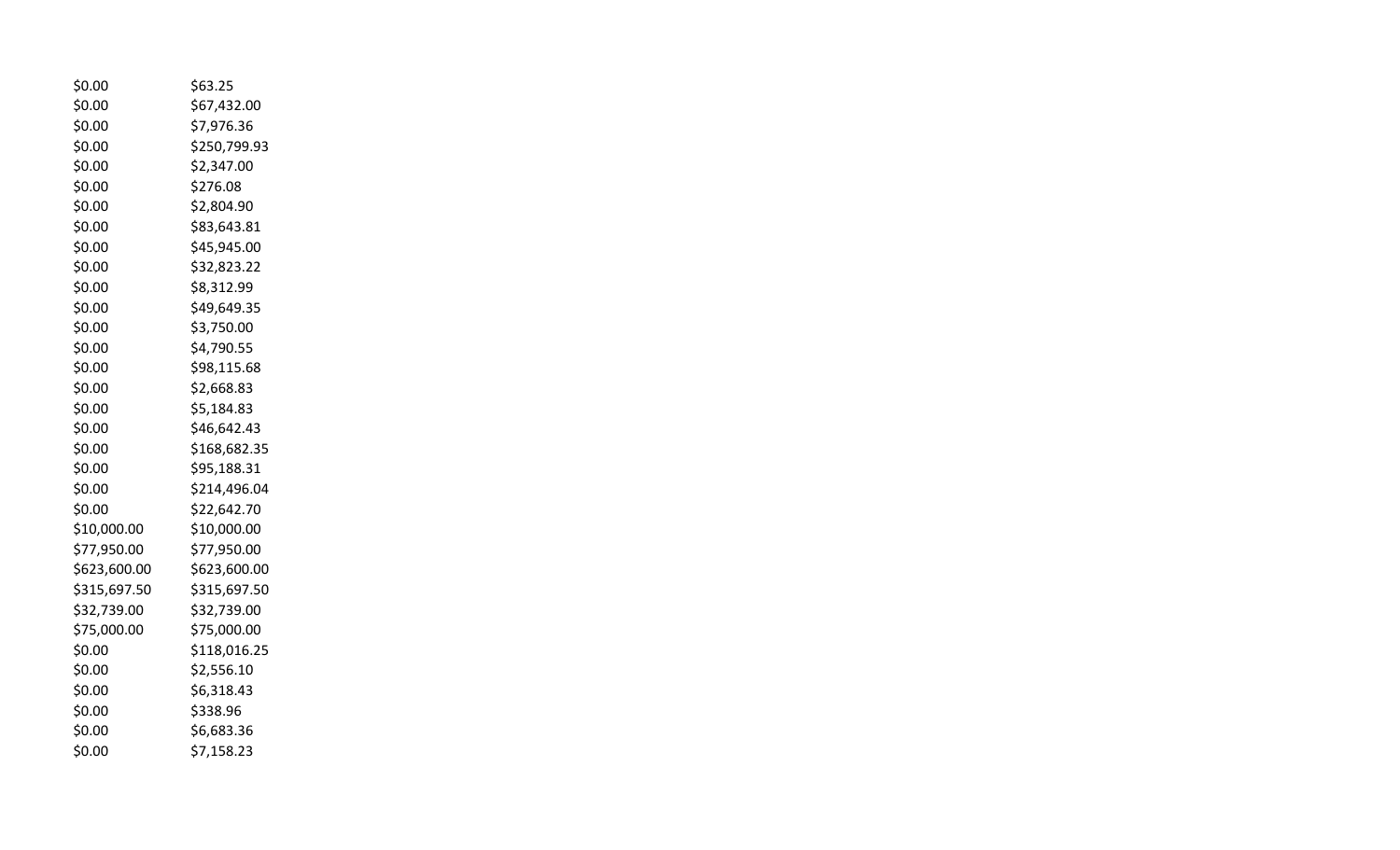| | |
|---|---|
| $0.00 | $63.25 |
| $0.00 | $67,432.00 |
| $0.00 | $7,976.36 |
| $0.00 | $250,799.93 |
| $0.00 | $2,347.00 |
| $0.00 | $276.08 |
| $0.00 | $2,804.90 |
| $0.00 | $83,643.81 |
| $0.00 | $45,945.00 |
| $0.00 | $32,823.22 |
| $0.00 | $8,312.99 |
| $0.00 | $49,649.35 |
| $0.00 | $3,750.00 |
| $0.00 | $4,790.55 |
| $0.00 | $98,115.68 |
| $0.00 | $2,668.83 |
| $0.00 | $5,184.83 |
| $0.00 | $46,642.43 |
| $0.00 | $168,682.35 |
| $0.00 | $95,188.31 |
| $0.00 | $214,496.04 |
| $0.00 | $22,642.70 |
| $10,000.00 | $10,000.00 |
| $77,950.00 | $77,950.00 |
| $623,600.00 | $623,600.00 |
| $315,697.50 | $315,697.50 |
| $32,739.00 | $32,739.00 |
| $75,000.00 | $75,000.00 |
| $0.00 | $118,016.25 |
| $0.00 | $2,556.10 |
| $0.00 | $6,318.43 |
| $0.00 | $338.96 |
| $0.00 | $6,683.36 |
| $0.00 | $7,158.23 |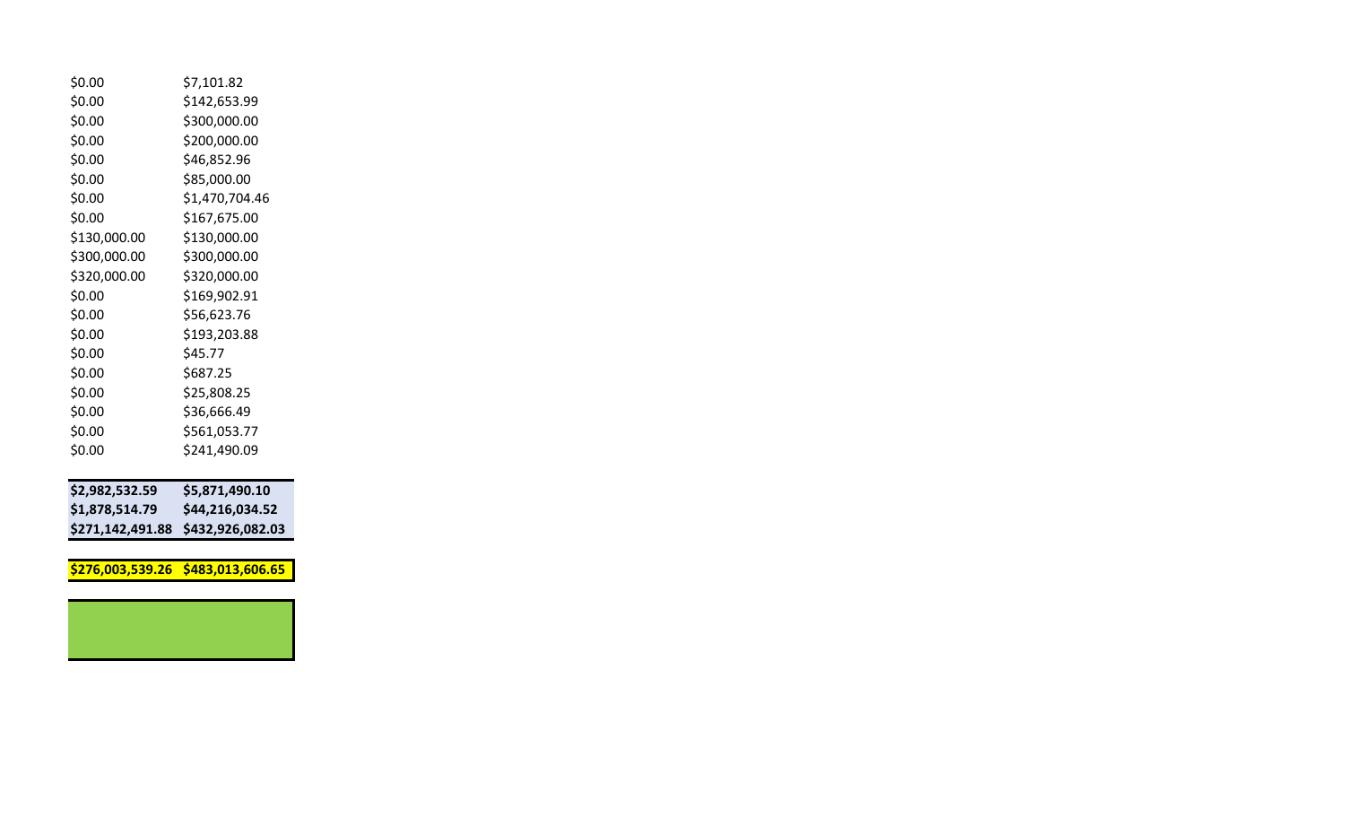| | |
|---|---|
| $0.00 | $7,101.82 |
| $0.00 | $142,653.99 |
| $0.00 | $300,000.00 |
| $0.00 | $200,000.00 |
| $0.00 | $46,852.96 |
| $0.00 | $85,000.00 |
| $0.00 | $1,470,704.46 |
| $0.00 | $167,675.00 |
| $130,000.00 | $130,000.00 |
| $300,000.00 | $300,000.00 |
| $320,000.00 | $320,000.00 |
| $0.00 | $169,902.91 |
| $0.00 | $56,623.76 |
| $0.00 | $193,203.88 |
| $0.00 | $45.77 |
| $0.00 | $687.25 |
| $0.00 | $25,808.25 |
| $0.00 | $36,666.49 |
| $0.00 | $561,053.77 |
| $0.00 | $241,490.09 |
| | |
| **$2,982,532.59** | **$5,871,490.10** |
| **$1,878,514.79** | **$44,216,034.52** |
| **$271,142,491.88** | **$432,926,082.03** |
| | |
| **$276,003,539.26** | **$483,013,606.65** |